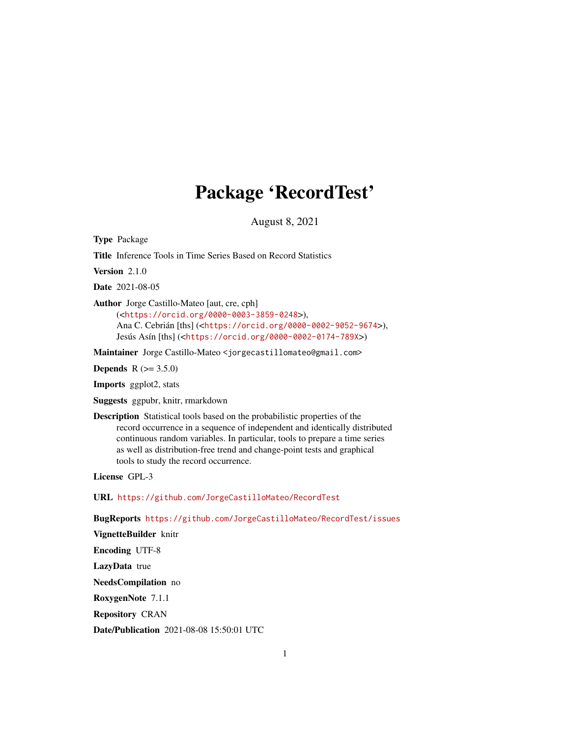# Package 'RecordTest'

August 8, 2021

**Type** Package

**Title** Inference Tools in Time Series Based on Record Statistics

**Version** 2.1.0

**Date** 2021-08-05

**Author** Jorge Castillo-Mateo [aut, cre, cph] (<https://orcid.org/0000-0003-3859-0248>), Ana C. Cebrián [ths] (<https://orcid.org/0000-0002-9052-9674>), Jesús Asín [ths] (<https://orcid.org/0000-0002-0174-789X>)

**Maintainer** Jorge Castillo-Mateo <jorgecastillomateo@gmail.com>

**Depends** R (>= 3.5.0)

**Imports** ggplot2, stats

**Suggests** ggpubr, knitr, rmarkdown

**Description** Statistical tools based on the probabilistic properties of the record occurrence in a sequence of independent and identically distributed continuous random variables. In particular, tools to prepare a time series as well as distribution-free trend and change-point tests and graphical tools to study the record occurrence.

**License** GPL-3

**URL** https://github.com/JorgeCastilloMateo/RecordTest

**BugReports** https://github.com/JorgeCastilloMateo/RecordTest/issues

**VignetteBuilder** knitr

**Encoding** UTF-8

**LazyData** true

**NeedsCompilation** no

**RoxygenNote** 7.1.1

**Repository** CRAN

**Date/Publication** 2021-08-08 15:50:01 UTC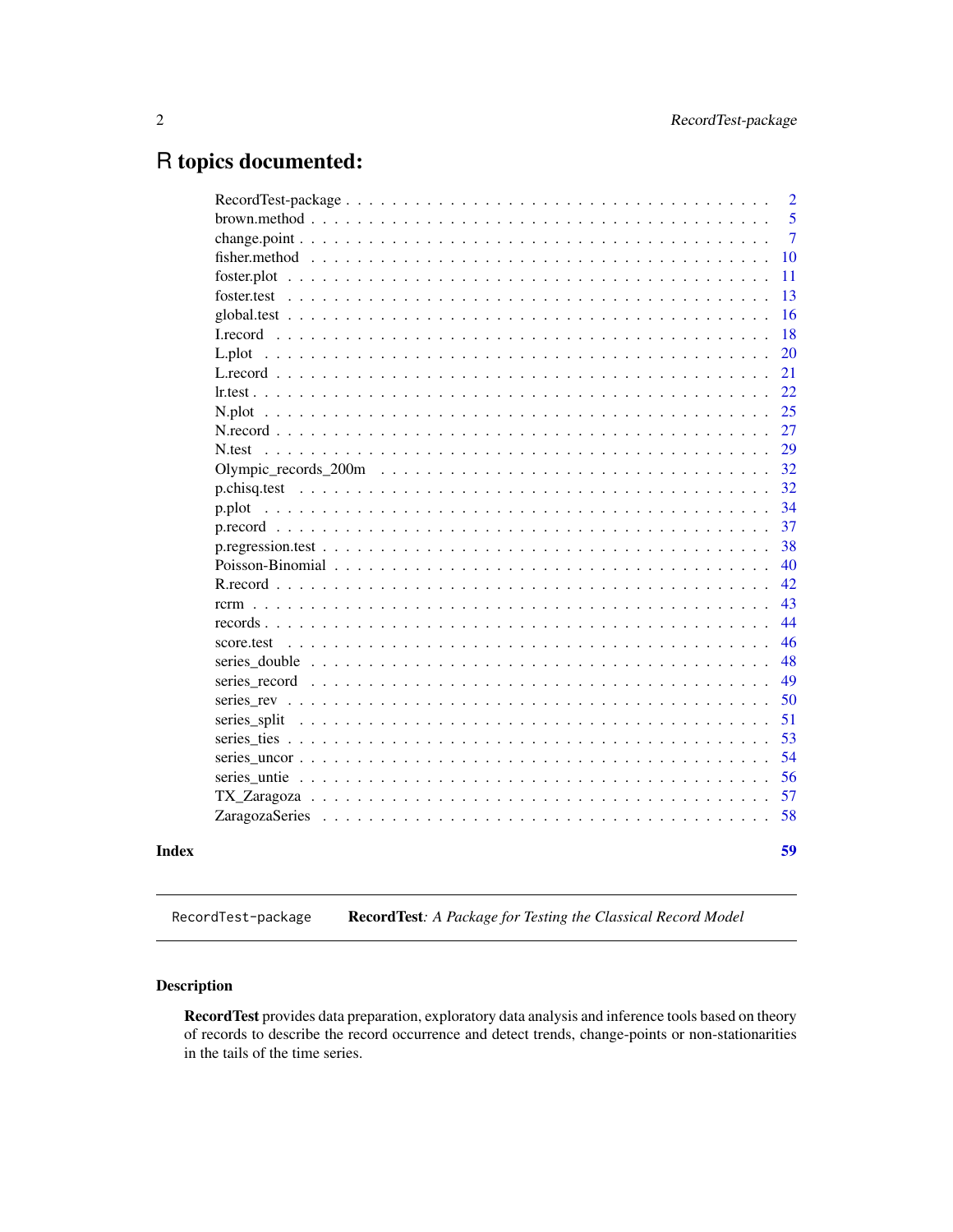# R topics documented:

| | |
|---|---|
| RecordTest-package | 2 |
| brown.method | 5 |
| change.point | 7 |
| fisher.method | 10 |
| foster.plot | 11 |
| foster.test | 13 |
| global.test | 16 |
| I.record | 18 |
| L.plot | 20 |
| L.record | 21 |
| lr.test | 22 |
| N.plot | 25 |
| N.record | 27 |
| N.test | 29 |
| Olympic_records_200m | 32 |
| p.chisq.test | 32 |
| p.plot | 34 |
| p.record | 37 |
| p.regression.test | 38 |
| Poisson-Binomial | 40 |
| R.record | 42 |
| rcrm | 43 |
| records | 44 |
| score.test | 46 |
| series_double | 48 |
| series_record | 49 |
| series_rev | 50 |
| series_split | 51 |
| series_ties | 53 |
| series_uncor | 54 |
| series_untie | 56 |
| TX_Zaragoza | 57 |
| ZaragozaSeries | 58 |

**Index** **59**

---

RecordTest-package    **RecordTest**: *A Package for Testing the Classical Record Model*

---

### Description

**RecordTest** provides data preparation, exploratory data analysis and inference tools based on theory of records to describe the record occurrence and detect trends, change-points or non-stationarities in the tails of the time series.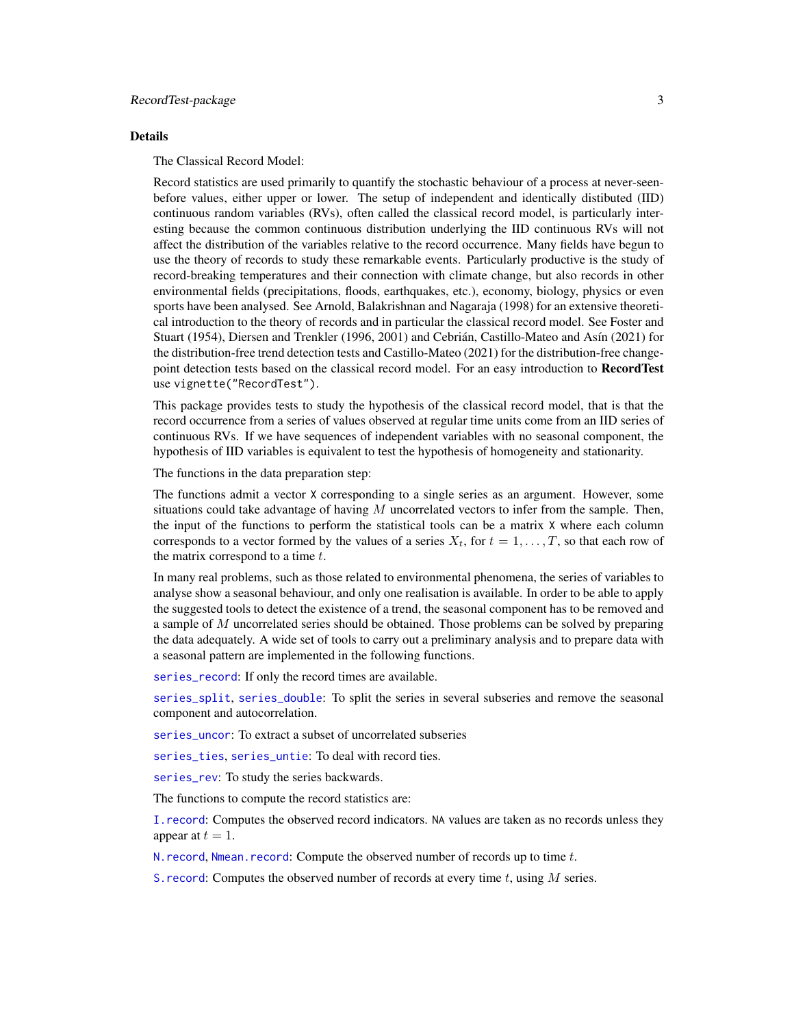## Details

The Classical Record Model:

Record statistics are used primarily to quantify the stochastic behaviour of a process at never-seen-before values, either upper or lower. The setup of independent and identically distibuted (IID) continuous random variables (RVs), often called the classical record model, is particularly interesting because the common continuous distribution underlying the IID continuous RVs will not affect the distribution of the variables relative to the record occurrence. Many fields have begun to use the theory of records to study these remarkable events. Particularly productive is the study of record-breaking temperatures and their connection with climate change, but also records in other environmental fields (precipitations, floods, earthquakes, etc.), economy, biology, physics or even sports have been analysed. See Arnold, Balakrishnan and Nagaraja (1998) for an extensive theoretical introduction to the theory of records and in particular the classical record model. See Foster and Stuart (1954), Diersen and Trenkler (1996, 2001) and Cebrián, Castillo-Mateo and Asín (2021) for the distribution-free trend detection tests and Castillo-Mateo (2021) for the distribution-free change-point detection tests based on the classical record model. For an easy introduction to **RecordTest** use `vignette("RecordTest")`.

This package provides tests to study the hypothesis of the classical record model, that is that the record occurrence from a series of values observed at regular time units come from an IID series of continuous RVs. If we have sequences of independent variables with no seasonal component, the hypothesis of IID variables is equivalent to test the hypothesis of homogeneity and stationarity.

The functions in the data preparation step:

The functions admit a vector `X` corresponding to a single series as an argument. However, some situations could take advantage of having $M$ uncorrelated vectors to infer from the sample. Then, the input of the functions to perform the statistical tools can be a matrix `X` where each column corresponds to a vector formed by the values of a series $X_t$, for $t = 1, \ldots, T$, so that each row of the matrix correspond to a time $t$.

In many real problems, such as those related to environmental phenomena, the series of variables to analyse show a seasonal behaviour, and only one realisation is available. In order to be able to apply the suggested tools to detect the existence of a trend, the seasonal component has to be removed and a sample of $M$ uncorrelated series should be obtained. Those problems can be solved by preparing the data adequately. A wide set of tools to carry out a preliminary analysis and to prepare data with a seasonal pattern are implemented in the following functions.

`series_record`: If only the record times are available.

`series_split`, `series_double`: To split the series in several subseries and remove the seasonal component and autocorrelation.

`series_uncor`: To extract a subset of uncorrelated subseries

`series_ties`, `series_untie`: To deal with record ties.

`series_rev`: To study the series backwards.

The functions to compute the record statistics are:

`I.record`: Computes the observed record indicators. `NA` values are taken as no records unless they appear at $t = 1$.

`N.record`, `Nmean.record`: Compute the observed number of records up to time $t$.

`S.record`: Computes the observed number of records at every time $t$, using $M$ series.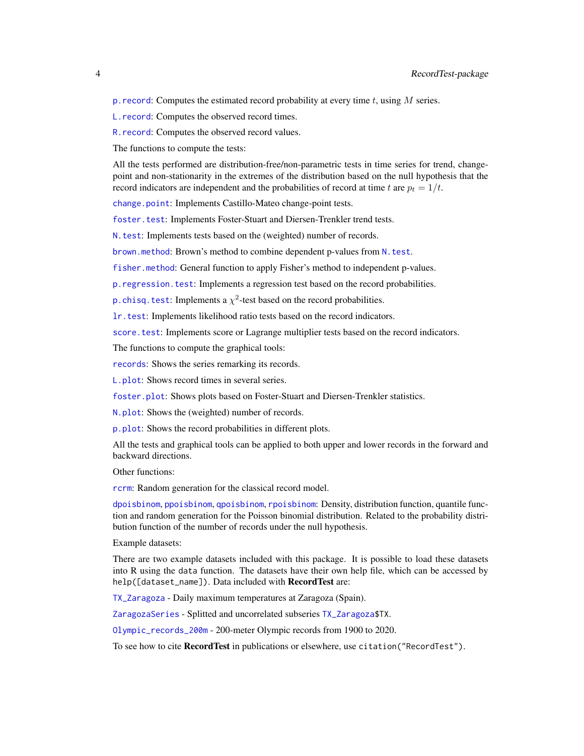`p.record`: Computes the estimated record probability at every time $t$, using $M$ series.

`L.record`: Computes the observed record times.

`R.record`: Computes the observed record values.

The functions to compute the tests:

All the tests performed are distribution-free/non-parametric tests in time series for trend, change-point and non-stationarity in the extremes of the distribution based on the null hypothesis that the record indicators are independent and the probabilities of record at time $t$ are $p_t = 1/t$.

`change.point`: Implements Castillo-Mateo change-point tests.

`foster.test`: Implements Foster-Stuart and Diersen-Trenkler trend tests.

`N.test`: Implements tests based on the (weighted) number of records.

`brown.method`: Brown's method to combine dependent p-values from `N.test`.

`fisher.method`: General function to apply Fisher's method to independent p-values.

`p.regression.test`: Implements a regression test based on the record probabilities.

`p.chisq.test`: Implements a $\chi^2$-test based on the record probabilities.

`lr.test`: Implements likelihood ratio tests based on the record indicators.

`score.test`: Implements score or Lagrange multiplier tests based on the record indicators.

The functions to compute the graphical tools:

`records`: Shows the series remarking its records.

`L.plot`: Shows record times in several series.

`foster.plot`: Shows plots based on Foster-Stuart and Diersen-Trenkler statistics.

`N.plot`: Shows the (weighted) number of records.

`p.plot`: Shows the record probabilities in different plots.

All the tests and graphical tools can be applied to both upper and lower records in the forward and backward directions.

Other functions:

`rcrm`: Random generation for the classical record model.

`dpoisbinom`, `ppoisbinom`, `qpoisbinom`, `rpoisbinom`: Density, distribution function, quantile function and random generation for the Poisson binomial distribution. Related to the probability distribution function of the number of records under the null hypothesis.

Example datasets:

There are two example datasets included with this package. It is possible to load these datasets into R using the `data` function. The datasets have their own help file, which can be accessed by `help([dataset_name])`. Data included with **RecordTest** are:

`TX_Zaragoza` - Daily maximum temperatures at Zaragoza (Spain).

`ZaragozaSeries` - Splitted and uncorrelated subseries `TX_Zaragoza$TX`.

`Olympic_records_200m` - 200-meter Olympic records from 1900 to 2020.

To see how to cite **RecordTest** in publications or elsewhere, use `citation("RecordTest")`.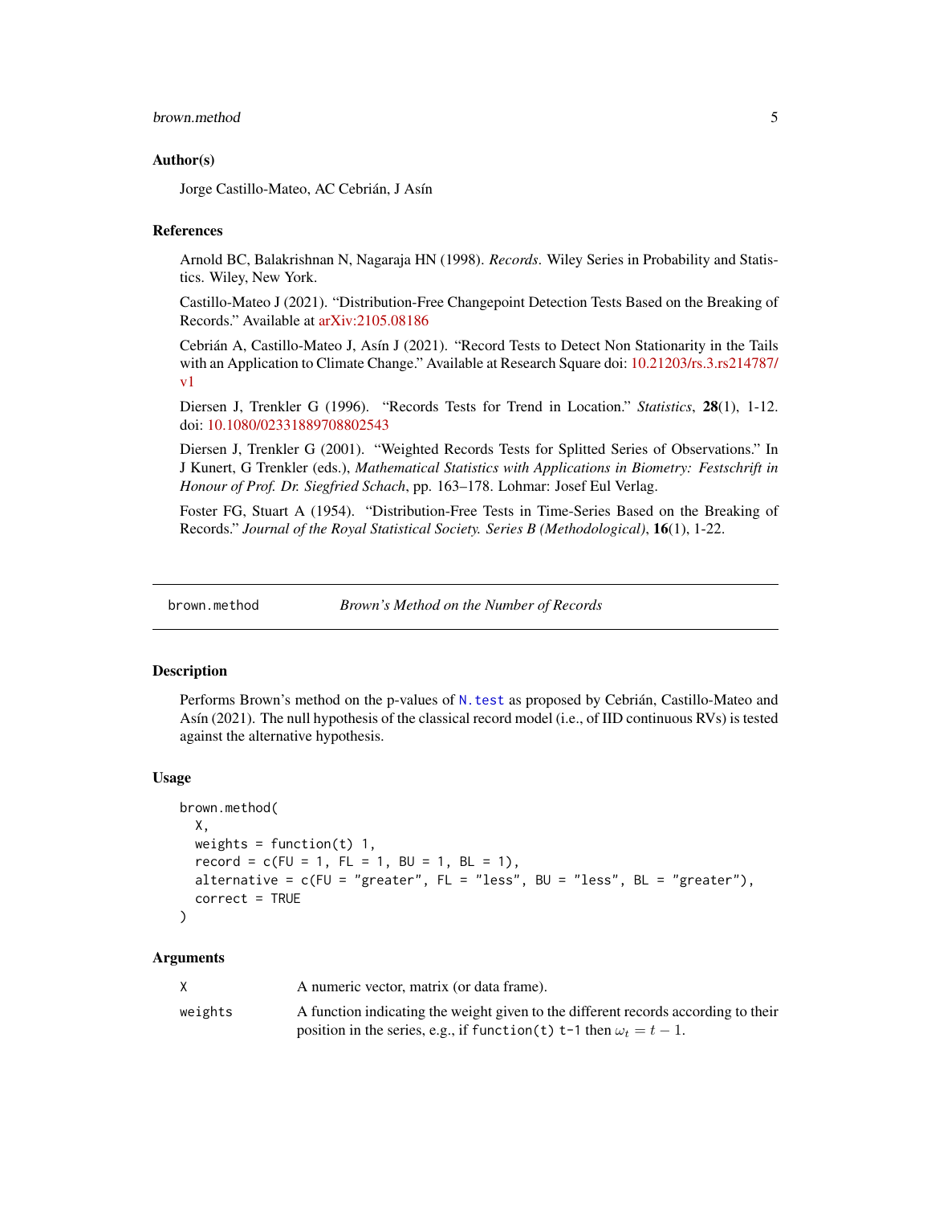### Author(s)

Jorge Castillo-Mateo, AC Cebrián, J Asín

### References

Arnold BC, Balakrishnan N, Nagaraja HN (1998). *Records.* Wiley Series in Probability and Statistics. Wiley, New York.

Castillo-Mateo J (2021). "Distribution-Free Changepoint Detection Tests Based on the Breaking of Records." Available at arXiv:2105.08186

Cebrián A, Castillo-Mateo J, Asín J (2021). "Record Tests to Detect Non Stationarity in the Tails with an Application to Climate Change." Available at Research Square doi: 10.21203/rs.3.rs214787/v1

Diersen J, Trenkler G (1996). "Records Tests for Trend in Location." *Statistics*, **28**(1), 1-12. doi: 10.1080/02331889708802543

Diersen J, Trenkler G (2001). "Weighted Records Tests for Splitted Series of Observations." In J Kunert, G Trenkler (eds.), *Mathematical Statistics with Applications in Biometry: Festschrift in Honour of Prof. Dr. Siegfried Schach*, pp. 163–178. Lohmar: Josef Eul Verlag.

Foster FG, Stuart A (1954). "Distribution-Free Tests in Time-Series Based on the Breaking of Records." *Journal of the Royal Statistical Society. Series B (Methodological)*, **16**(1), 1-22.

---

## brown.method — *Brown's Method on the Number of Records*

### Description

Performs Brown's method on the p-values of `N.test` as proposed by Cebrián, Castillo-Mateo and Asín (2021). The null hypothesis of the classical record model (i.e., of IID continuous RVs) is tested against the alternative hypothesis.

### Usage

```
brown.method(
  X,
  weights = function(t) 1,
  record = c(FU = 1, FL = 1, BU = 1, BL = 1),
  alternative = c(FU = "greater", FL = "less", BU = "less", BL = "greater"),
  correct = TRUE
)
```

### Arguments

| | |
|---|---|
| `X` | A numeric vector, matrix (or data frame). |
| `weights` | A function indicating the weight given to the different records according to their position in the series, e.g., if `function(t) t-1` then $\omega_t = t - 1$. |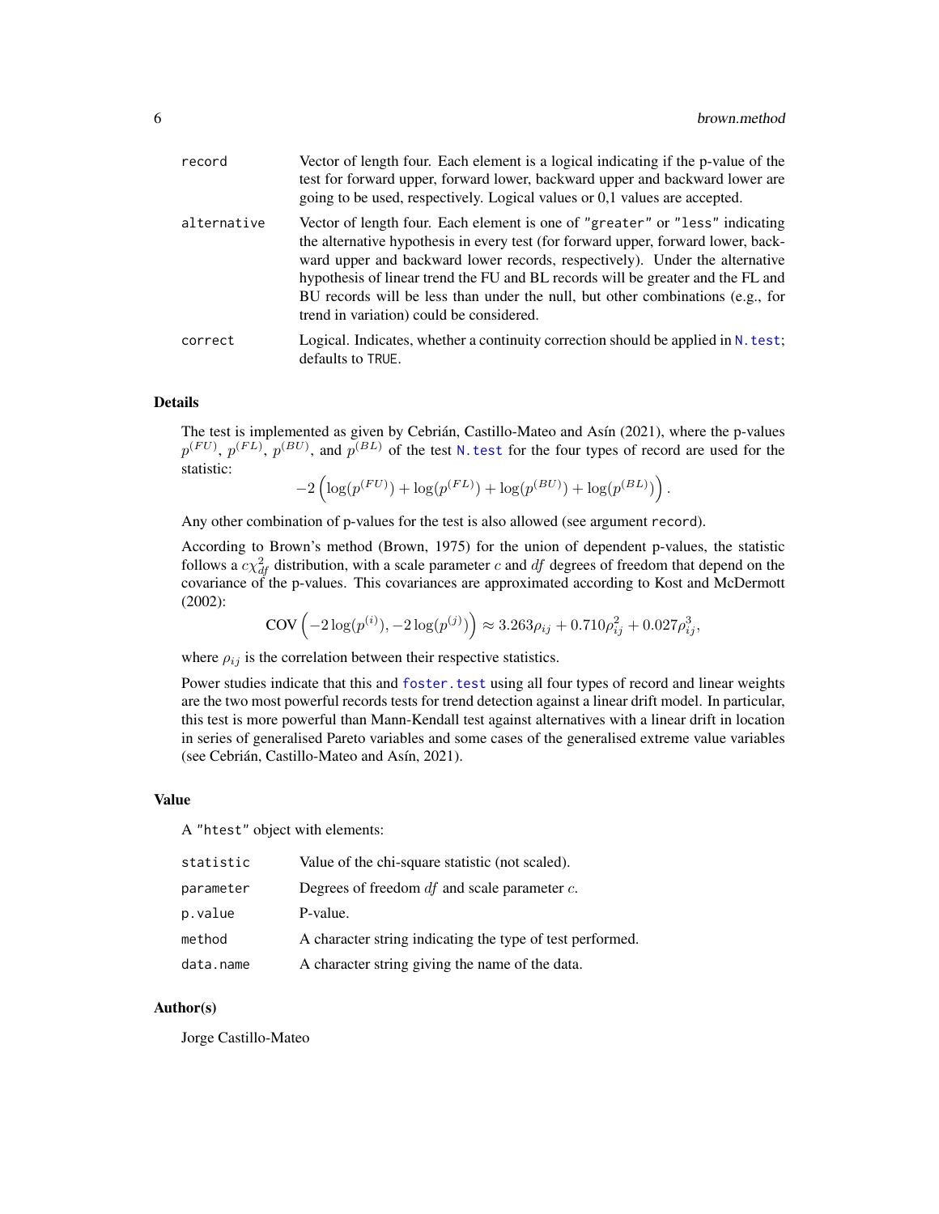| | |
|---|---|
| record | Vector of length four. Each element is a logical indicating if the p-value of the test for forward upper, forward lower, backward upper and backward lower are going to be used, respectively. Logical values or 0,1 values are accepted. |
| alternative | Vector of length four. Each element is one of "greater" or "less" indicating the alternative hypothesis in every test (for forward upper, forward lower, backward upper and backward lower records, respectively). Under the alternative hypothesis of linear trend the FU and BL records will be greater and the FL and BU records will be less than under the null, but other combinations (e.g., for trend in variation) could be considered. |
| correct | Logical. Indicates, whether a continuity correction should be applied in N.test; defaults to TRUE. |

### Details

The test is implemented as given by Cebrián, Castillo-Mateo and Asín (2021), where the p-values $p^{(FU)}$, $p^{(FL)}$, $p^{(BU)}$, and $p^{(BL)}$ of the test N.test for the four types of record are used for the statistic:

$$-2\left(\log(p^{(FU)}) + \log(p^{(FL)}) + \log(p^{(BU)}) + \log(p^{(BL)})\right).$$

Any other combination of p-values for the test is also allowed (see argument record).

According to Brown's method (Brown, 1975) for the union of dependent p-values, the statistic follows a $c\chi^2_{df}$ distribution, with a scale parameter $c$ and $df$ degrees of freedom that depend on the covariance of the p-values. This covariances are approximated according to Kost and McDermott (2002):

$$\text{COV}\left(-2\log(p^{(i)}), -2\log(p^{(j)})\right) \approx 3.263\rho_{ij} + 0.710\rho_{ij}^2 + 0.027\rho_{ij}^3,$$

where $\rho_{ij}$ is the correlation between their respective statistics.

Power studies indicate that this and foster.test using all four types of record and linear weights are the two most powerful records tests for trend detection against a linear drift model. In particular, this test is more powerful than Mann-Kendall test against alternatives with a linear drift in location in series of generalised Pareto variables and some cases of the generalised extreme value variables (see Cebrián, Castillo-Mateo and Asín, 2021).

### Value

A "htest" object with elements:

| | |
|---|---|
| statistic | Value of the chi-square statistic (not scaled). |
| parameter | Degrees of freedom $df$ and scale parameter $c$. |
| p.value | P-value. |
| method | A character string indicating the type of test performed. |
| data.name | A character string giving the name of the data. |

### Author(s)

Jorge Castillo-Mateo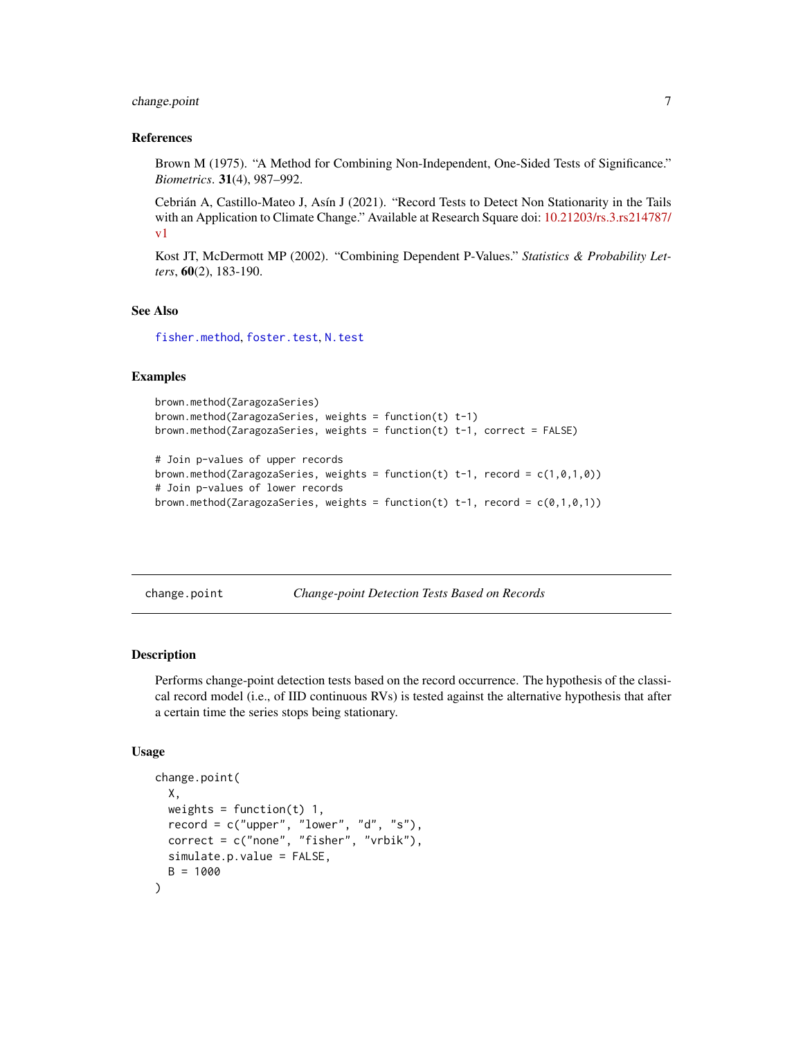### References

Brown M (1975). "A Method for Combining Non-Independent, One-Sided Tests of Significance." *Biometrics*. **31**(4), 987–992.

Cebrián A, Castillo-Mateo J, Asín J (2021). "Record Tests to Detect Non Stationarity in the Tails with an Application to Climate Change." Available at Research Square doi: 10.21203/rs.3.rs214787/v1

Kost JT, McDermott MP (2002). "Combining Dependent P-Values." *Statistics & Probability Letters*, **60**(2), 183-190.

### See Also

`fisher.method`, `foster.test`, `N.test`

### Examples

```
brown.method(ZaragozaSeries)
brown.method(ZaragozaSeries, weights = function(t) t-1)
brown.method(ZaragozaSeries, weights = function(t) t-1, correct = FALSE)

# Join p-values of upper records
brown.method(ZaragozaSeries, weights = function(t) t-1, record = c(1,0,1,0))
# Join p-values of lower records
brown.method(ZaragozaSeries, weights = function(t) t-1, record = c(0,1,0,1))
```

---

## change.point — *Change-point Detection Tests Based on Records*

### Description

Performs change-point detection tests based on the record occurrence. The hypothesis of the classical record model (i.e., of IID continuous RVs) is tested against the alternative hypothesis that after a certain time the series stops being stationary.

### Usage

```
change.point(
  X,
  weights = function(t) 1,
  record = c("upper", "lower", "d", "s"),
  correct = c("none", "fisher", "vrbik"),
  simulate.p.value = FALSE,
  B = 1000
)
```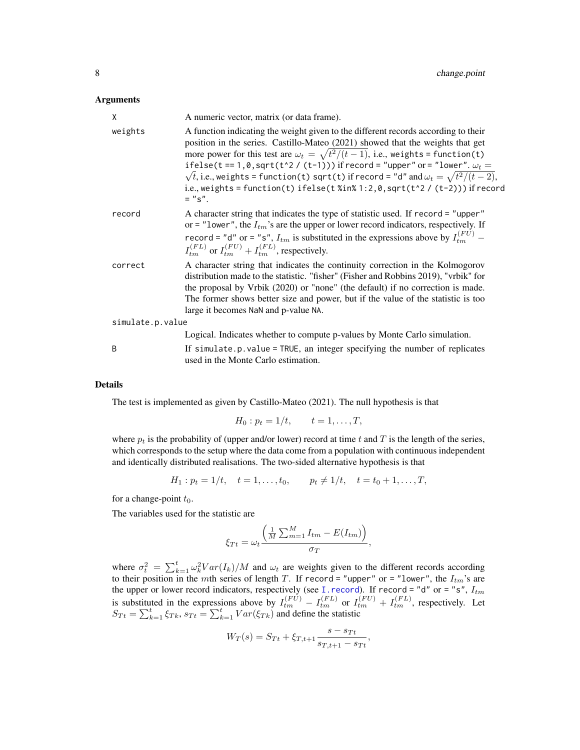## Arguments

| | |
|---|---|
| X | A numeric vector, matrix (or data frame). |
| weights | A function indicating the weight given to the different records according to their position in the series. Castillo-Mateo (2021) showed that the weights that get more power for this test are $\omega_t = \sqrt{t^2/(t-1)}$, i.e., `weights = function(t) ifelse(t == 1,0,sqrt(t^2 / (t-1)))` if `record = "upper"` or `= "lower"`. $\omega_t = \sqrt{t}$, i.e., `weights = function(t) sqrt(t)` if `record = "d"` and $\omega_t = \sqrt{t^2/(t-2)}$, i.e., `weights = function(t) ifelse(t %in% 1:2,0,sqrt(t^2 / (t-2)))` if `record = "s"`. |
| record | A character string that indicates the type of statistic used. If `record = "upper"` or `= "lower"`, the $I_{tm}$'s are the upper or lower record indicators, respectively. If `record = "d"` or `= "s"`, $I_{tm}$ is substituted in the expressions above by $I_{tm}^{(FU)} - I_{tm}^{(FL)}$ or $I_{tm}^{(FU)} + I_{tm}^{(FL)}$, respectively. |
| correct | A character string that indicates the continuity correction in the Kolmogorov distribution made to the statistic. "fisher" (Fisher and Robbins 2019), "vrbik" for the proposal by Vrbik (2020) or "none" (the default) if no correction is made. The former shows better size and power, but if the value of the statistic is too large it becomes `NaN` and p-value `NA`. |
| simulate.p.value | Logical. Indicates whether to compute p-values by Monte Carlo simulation. |
| B | If `simulate.p.value = TRUE`, an integer specifying the number of replicates used in the Monte Carlo estimation. |

## Details

The test is implemented as given by Castillo-Mateo (2021). The null hypothesis is that

$$H_0 : p_t = 1/t, \qquad t = 1, \ldots, T,$$

where $p_t$ is the probability of (upper and/or lower) record at time $t$ and $T$ is the length of the series, which corresponds to the setup where the data come from a population with continuous independent and identically distributed realisations. The two-sided alternative hypothesis is that

$$H_1 : p_t = 1/t, \quad t = 1, \ldots, t_0, \qquad p_t \neq 1/t, \quad t = t_0 + 1, \ldots, T,$$

for a change-point $t_0$.

The variables used for the statistic are

$$\xi_{Tt} = \omega_t \frac{\left( \frac{1}{M} \sum_{m=1}^{M} I_{tm} - E(I_{tm}) \right)}{\sigma_T},$$

where $\sigma_t^2 = \sum_{k=1}^{t} \omega_k^2 Var(I_k)/M$ and $\omega_t$ are weights given to the different records according to their position in the $m$th series of length $T$. If `record = "upper"` or `= "lower"`, the $I_{tm}$'s are the upper or lower record indicators, respectively (see `I.record`). If `record = "d"` or `= "s"`, $I_{tm}$ is substituted in the expressions above by $I_{tm}^{(FU)} - I_{tm}^{(FL)}$ or $I_{tm}^{(FU)} + I_{tm}^{(FL)}$, respectively. Let $S_{Tt} = \sum_{k=1}^{t} \xi_{Tk}$, $s_{Tt} = \sum_{k=1}^{t} Var(\xi_{Tk})$ and define the statistic

$$W_T(s) = S_{Tt} + \xi_{T,t+1} \frac{s - s_{Tt}}{s_{T,t+1} - s_{Tt}},$$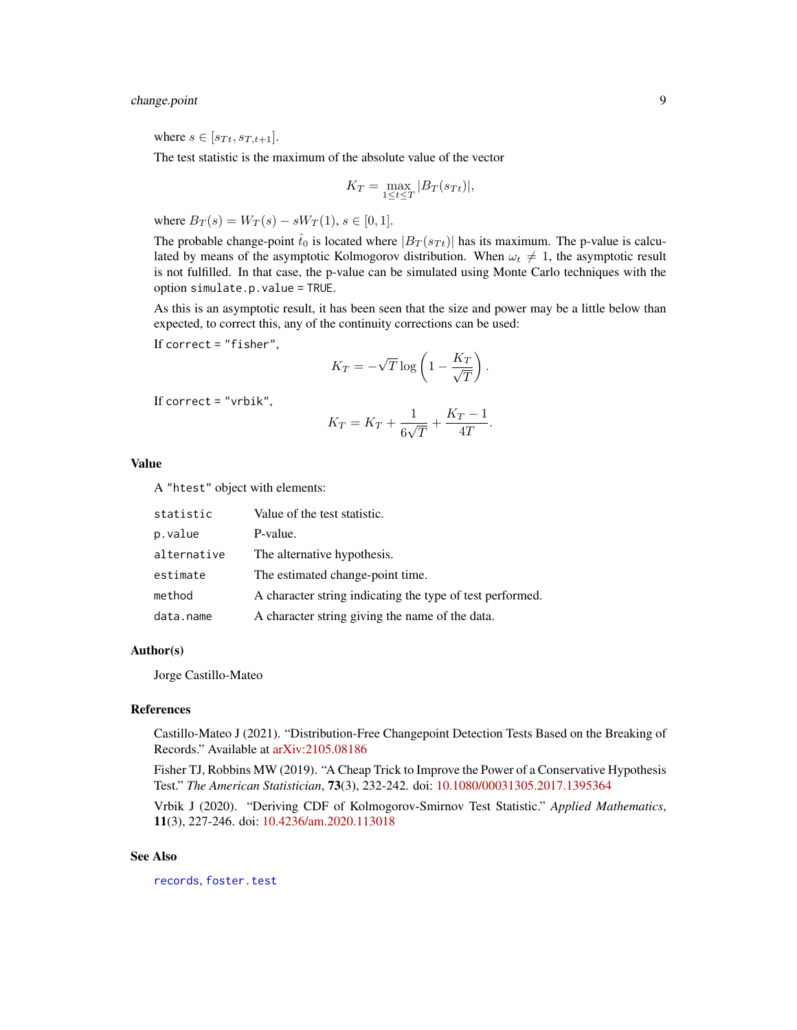where $s \in [s_{Tt}, s_{T,t+1}]$.

The test statistic is the maximum of the absolute value of the vector

$$K_T = \max_{1 \le t \le T} |B_T(s_{Tt})|,$$

where $B_T(s) = W_T(s) - sW_T(1)$, $s \in [0, 1]$.

The probable change-point $\hat{t}_0$ is located where $|B_T(s_{Tt})|$ has its maximum. The p-value is calculated by means of the asymptotic Kolmogorov distribution. When $\omega_t \neq 1$, the asymptotic result is not fulfilled. In that case, the p-value can be simulated using Monte Carlo techniques with the option `simulate.p.value = TRUE`.

As this is an asymptotic result, it has been seen that the size and power may be a little below than expected, to correct this, any of the continuity corrections can be used:

If `correct = "fisher"`,

$$K_T = -\sqrt{T} \log \left(1 - \frac{K_T}{\sqrt{T}}\right).$$

If `correct = "vrbik"`,

$$K_T = K_T + \frac{1}{6\sqrt{T}} + \frac{K_T - 1}{4T}.$$

## Value

A `"htest"` object with elements:

| | |
|---|---|
| `statistic` | Value of the test statistic. |
| `p.value` | P-value. |
| `alternative` | The alternative hypothesis. |
| `estimate` | The estimated change-point time. |
| `method` | A character string indicating the type of test performed. |
| `data.name` | A character string giving the name of the data. |

## Author(s)

Jorge Castillo-Mateo

## References

Castillo-Mateo J (2021). "Distribution-Free Changepoint Detection Tests Based on the Breaking of Records." Available at arXiv:2105.08186

Fisher TJ, Robbins MW (2019). "A Cheap Trick to Improve the Power of a Conservative Hypothesis Test." *The American Statistician*, **73**(3), 232-242. doi: 10.1080/00031305.2017.1395364

Vrbik J (2020). "Deriving CDF of Kolmogorov-Smirnov Test Statistic." *Applied Mathematics*, **11**(3), 227-246. doi: 10.4236/am.2020.113018

## See Also

`records`, `foster.test`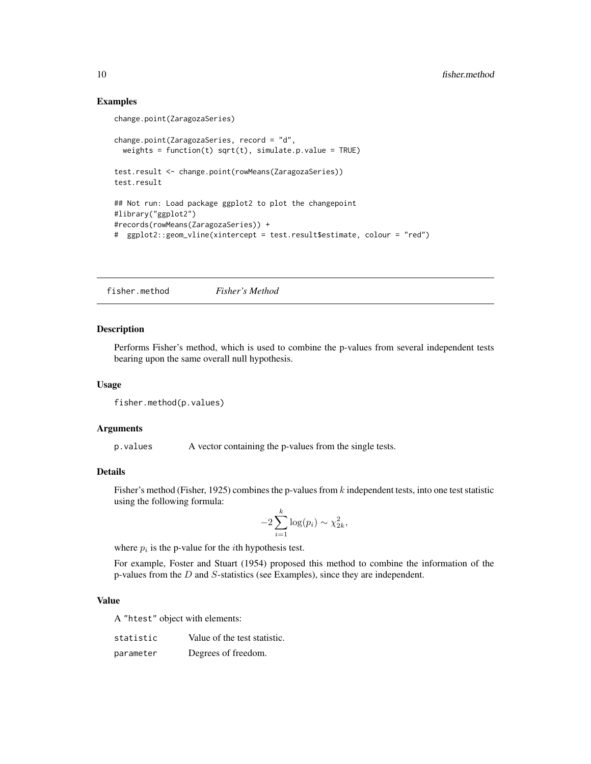### Examples

```
change.point(ZaragozaSeries)

change.point(ZaragozaSeries, record = "d",
  weights = function(t) sqrt(t), simulate.p.value = TRUE)

test.result <- change.point(rowMeans(ZaragozaSeries))
test.result

## Not run: Load package ggplot2 to plot the changepoint
#library("ggplot2")
#records(rowMeans(ZaragozaSeries)) +
#  ggplot2::geom_vline(xintercept = test.result$estimate, colour = "red")
```

---

## fisher.method  *Fisher's Method*

### Description

Performs Fisher's method, which is used to combine the p-values from several independent tests bearing upon the same overall null hypothesis.

### Usage

```
fisher.method(p.values)
```

### Arguments

| | |
|---|---|
| `p.values` | A vector containing the p-values from the single tests. |

### Details

Fisher's method (Fisher, 1925) combines the p-values from $k$ independent tests, into one test statistic using the following formula:

$$-2\sum_{i=1}^{k}\log(p_i) \sim \chi^2_{2k},$$

where $p_i$ is the p-value for the $i$th hypothesis test.

For example, Foster and Stuart (1954) proposed this method to combine the information of the p-values from the $D$ and $S$-statistics (see Examples), since they are independent.

### Value

A "htest" object with elements:

| | |
|---|---|
| `statistic` | Value of the test statistic. |
| `parameter` | Degrees of freedom. |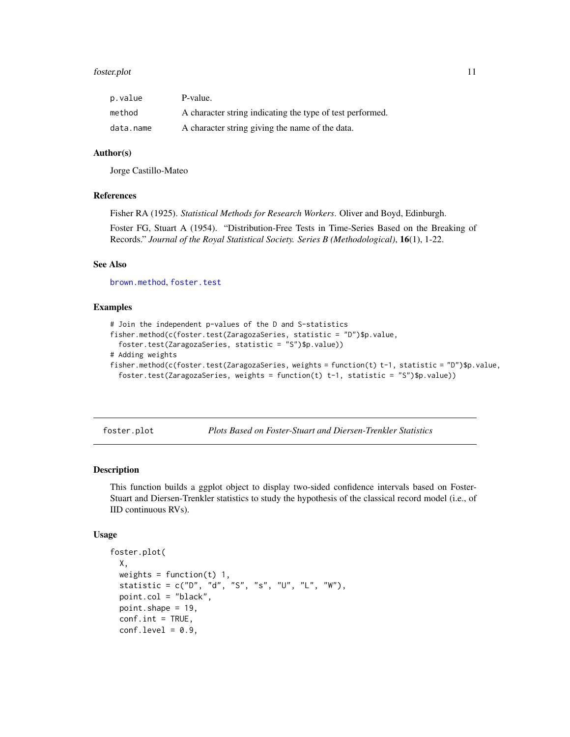| | |
|---|---|
| p.value | P-value. |
| method | A character string indicating the type of test performed. |
| data.name | A character string giving the name of the data. |

### Author(s)

Jorge Castillo-Mateo

### References

Fisher RA (1925). *Statistical Methods for Research Workers*. Oliver and Boyd, Edinburgh.

Foster FG, Stuart A (1954). "Distribution-Free Tests in Time-Series Based on the Breaking of Records." *Journal of the Royal Statistical Society. Series B (Methodological)*, **16**(1), 1-22.

### See Also

brown.method, foster.test

### Examples

```
# Join the independent p-values of the D and S-statistics
fisher.method(c(foster.test(ZaragozaSeries, statistic = "D")$p.value,
  foster.test(ZaragozaSeries, statistic = "S")$p.value))
# Adding weights
fisher.method(c(foster.test(ZaragozaSeries, weights = function(t) t-1, statistic = "D")$p.value,
  foster.test(ZaragozaSeries, weights = function(t) t-1, statistic = "S")$p.value))
```

---

## foster.plot — *Plots Based on Foster-Stuart and Diersen-Trenkler Statistics*

### Description

This function builds a ggplot object to display two-sided confidence intervals based on Foster-Stuart and Diersen-Trenkler statistics to study the hypothesis of the classical record model (i.e., of IID continuous RVs).

### Usage

```
foster.plot(
  X,
  weights = function(t) 1,
  statistic = c("D", "d", "S", "s", "U", "L", "W"),
  point.col = "black",
  point.shape = 19,
  conf.int = TRUE,
  conf.level = 0.9,
```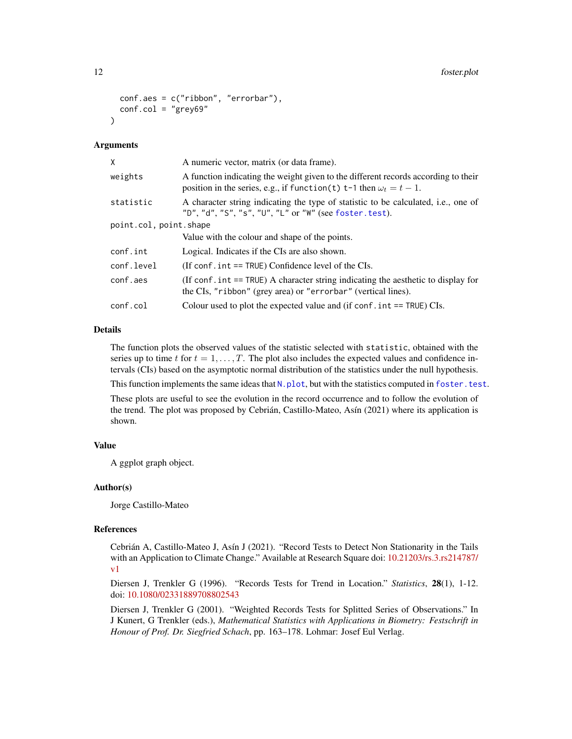```
  conf.aes = c("ribbon", "errorbar"),
  conf.col = "grey69"
)
```

### Arguments

| | |
|---|---|
| `X` | A numeric vector, matrix (or data frame). |
| `weights` | A function indicating the weight given to the different records according to their position in the series, e.g., if `function(t) t-1` then $\omega_t = t - 1$. |
| `statistic` | A character string indicating the type of statistic to be calculated, i.e., one of `"D"`, `"d"`, `"S"`, `"s"`, `"U"`, `"L"` or `"W"` (see `foster.test`). |
| `point.col, point.shape` | Value with the colour and shape of the points. |
| `conf.int` | Logical. Indicates if the CIs are also shown. |
| `conf.level` | (If `conf.int == TRUE`) Confidence level of the CIs. |
| `conf.aes` | (If `conf.int == TRUE`) A character string indicating the aesthetic to display for the CIs, `"ribbon"` (grey area) or `"errorbar"` (vertical lines). |
| `conf.col` | Colour used to plot the expected value and (if `conf.int == TRUE`) CIs. |

### Details

The function plots the observed values of the statistic selected with `statistic`, obtained with the series up to time $t$ for $t = 1, \ldots, T$. The plot also includes the expected values and confidence intervals (CIs) based on the asymptotic normal distribution of the statistics under the null hypothesis.

This function implements the same ideas that `N.plot`, but with the statistics computed in `foster.test`.

These plots are useful to see the evolution in the record occurrence and to follow the evolution of the trend. The plot was proposed by Cebrián, Castillo-Mateo, Asín (2021) where its application is shown.

### Value

A ggplot graph object.

### Author(s)

Jorge Castillo-Mateo

### References

Cebrián A, Castillo-Mateo J, Asín J (2021). "Record Tests to Detect Non Stationarity in the Tails with an Application to Climate Change." Available at Research Square doi: 10.21203/rs.3.rs214787/v1

Diersen J, Trenkler G (1996). "Records Tests for Trend in Location." *Statistics*, **28**(1), 1-12. doi: 10.1080/02331889708802543

Diersen J, Trenkler G (2001). "Weighted Records Tests for Splitted Series of Observations." In J Kunert, G Trenkler (eds.), *Mathematical Statistics with Applications in Biometry: Festschrift in Honour of Prof. Dr. Siegfried Schach*, pp. 163–178. Lohmar: Josef Eul Verlag.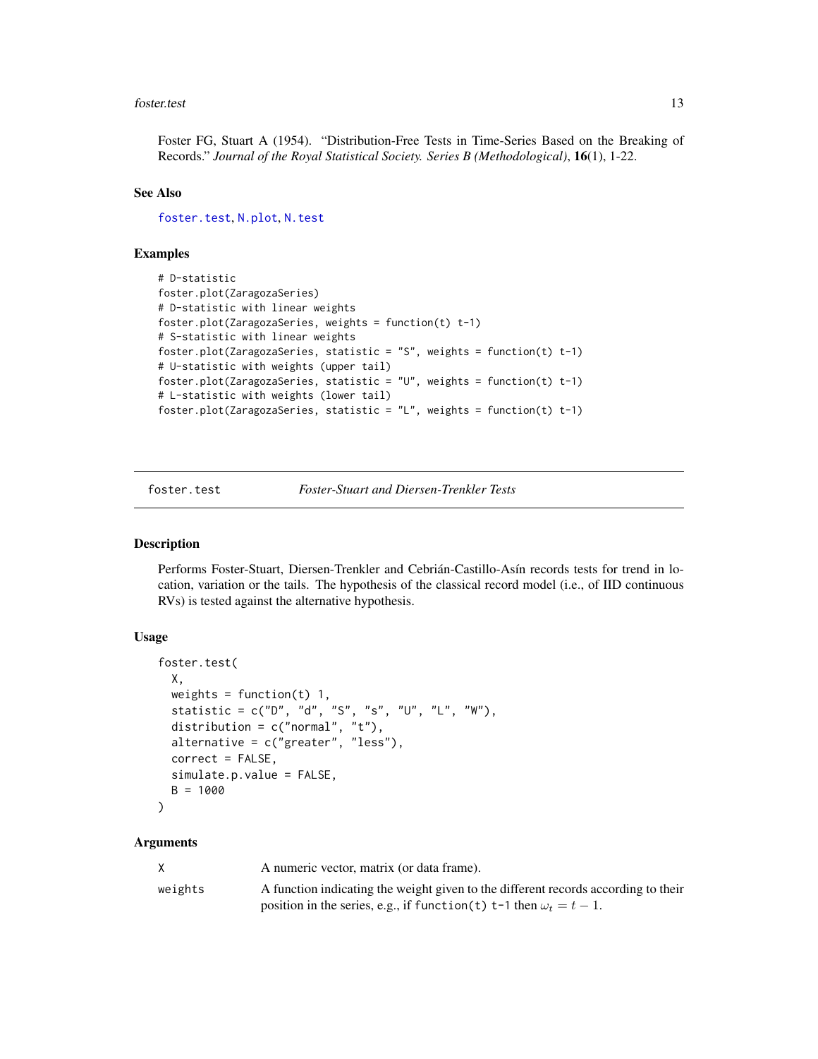Foster FG, Stuart A (1954). "Distribution-Free Tests in Time-Series Based on the Breaking of Records." *Journal of the Royal Statistical Society. Series B (Methodological)*, **16**(1), 1-22.

### See Also

foster.test, N.plot, N.test

### Examples

```
# D-statistic
foster.plot(ZaragozaSeries)
# D-statistic with linear weights
foster.plot(ZaragozaSeries, weights = function(t) t-1)
# S-statistic with linear weights
foster.plot(ZaragozaSeries, statistic = "S", weights = function(t) t-1)
# U-statistic with weights (upper tail)
foster.plot(ZaragozaSeries, statistic = "U", weights = function(t) t-1)
# L-statistic with weights (lower tail)
foster.plot(ZaragozaSeries, statistic = "L", weights = function(t) t-1)
```

---

## foster.test *Foster-Stuart and Diersen-Trenkler Tests*

---

### Description

Performs Foster-Stuart, Diersen-Trenkler and Cebrián-Castillo-Asín records tests for trend in location, variation or the tails. The hypothesis of the classical record model (i.e., of IID continuous RVs) is tested against the alternative hypothesis.

### Usage

```
foster.test(
  X,
  weights = function(t) 1,
  statistic = c("D", "d", "S", "s", "U", "L", "W"),
  distribution = c("normal", "t"),
  alternative = c("greater", "less"),
  correct = FALSE,
  simulate.p.value = FALSE,
  B = 1000
)
```

### Arguments

| | |
|---|---|
| X | A numeric vector, matrix (or data frame). |
| weights | A function indicating the weight given to the different records according to their position in the series, e.g., if `function(t) t-1` then $\omega_t = t - 1$. |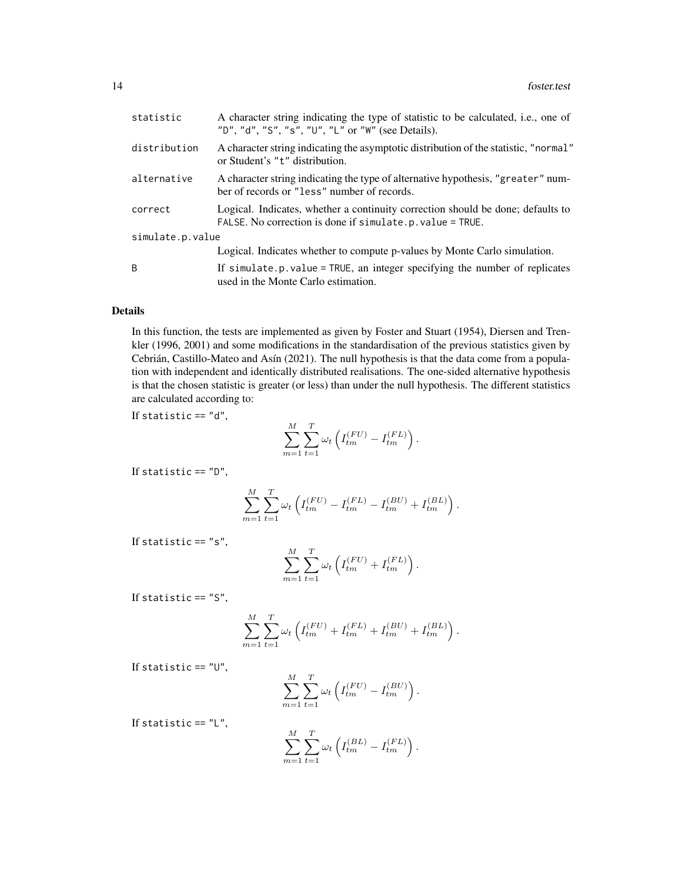| | |
|---|---|
| `statistic` | A character string indicating the type of statistic to be calculated, i.e., one of `"D"`, `"d"`, `"S"`, `"s"`, `"U"`, `"L"` or `"W"` (see Details). |
| `distribution` | A character string indicating the asymptotic distribution of the statistic, `"normal"` or Student's `"t"` distribution. |
| `alternative` | A character string indicating the type of alternative hypothesis, `"greater"` number of records or `"less"` number of records. |
| `correct` | Logical. Indicates, whether a continuity correction should be done; defaults to `FALSE`. No correction is done if `simulate.p.value = TRUE`. |
| `simulate.p.value` | Logical. Indicates whether to compute p-values by Monte Carlo simulation. |
| `B` | If `simulate.p.value = TRUE`, an integer specifying the number of replicates used in the Monte Carlo estimation. |

### Details

In this function, the tests are implemented as given by Foster and Stuart (1954), Diersen and Trenkler (1996, 2001) and some modifications in the standardisation of the previous statistics given by Cebrián, Castillo-Mateo and Asín (2021). The null hypothesis is that the data come from a population with independent and identically distributed realisations. The one-sided alternative hypothesis is that the chosen statistic is greater (or less) than under the null hypothesis. The different statistics are calculated according to:

If `statistic == "d"`,

$$\sum_{m=1}^{M} \sum_{t=1}^{T} \omega_t \left( I_{tm}^{(FU)} - I_{tm}^{(FL)} \right).$$

If `statistic == "D"`,

$$\sum_{m=1}^{M} \sum_{t=1}^{T} \omega_t \left( I_{tm}^{(FU)} - I_{tm}^{(FL)} - I_{tm}^{(BU)} + I_{tm}^{(BL)} \right).$$

If `statistic == "s"`,

$$\sum_{m=1}^{M} \sum_{t=1}^{T} \omega_t \left( I_{tm}^{(FU)} + I_{tm}^{(FL)} \right).$$

If `statistic == "S"`,

$$\sum_{m=1}^{M} \sum_{t=1}^{T} \omega_t \left( I_{tm}^{(FU)} + I_{tm}^{(FL)} + I_{tm}^{(BU)} + I_{tm}^{(BL)} \right).$$

If `statistic == "U"`,

$$\sum_{m=1}^{M} \sum_{t=1}^{T} \omega_t \left( I_{tm}^{(FU)} - I_{tm}^{(BU)} \right).$$

If `statistic == "L"`,

$$\sum_{m=1}^{M} \sum_{t=1}^{T} \omega_t \left( I_{tm}^{(BL)} - I_{tm}^{(FL)} \right).$$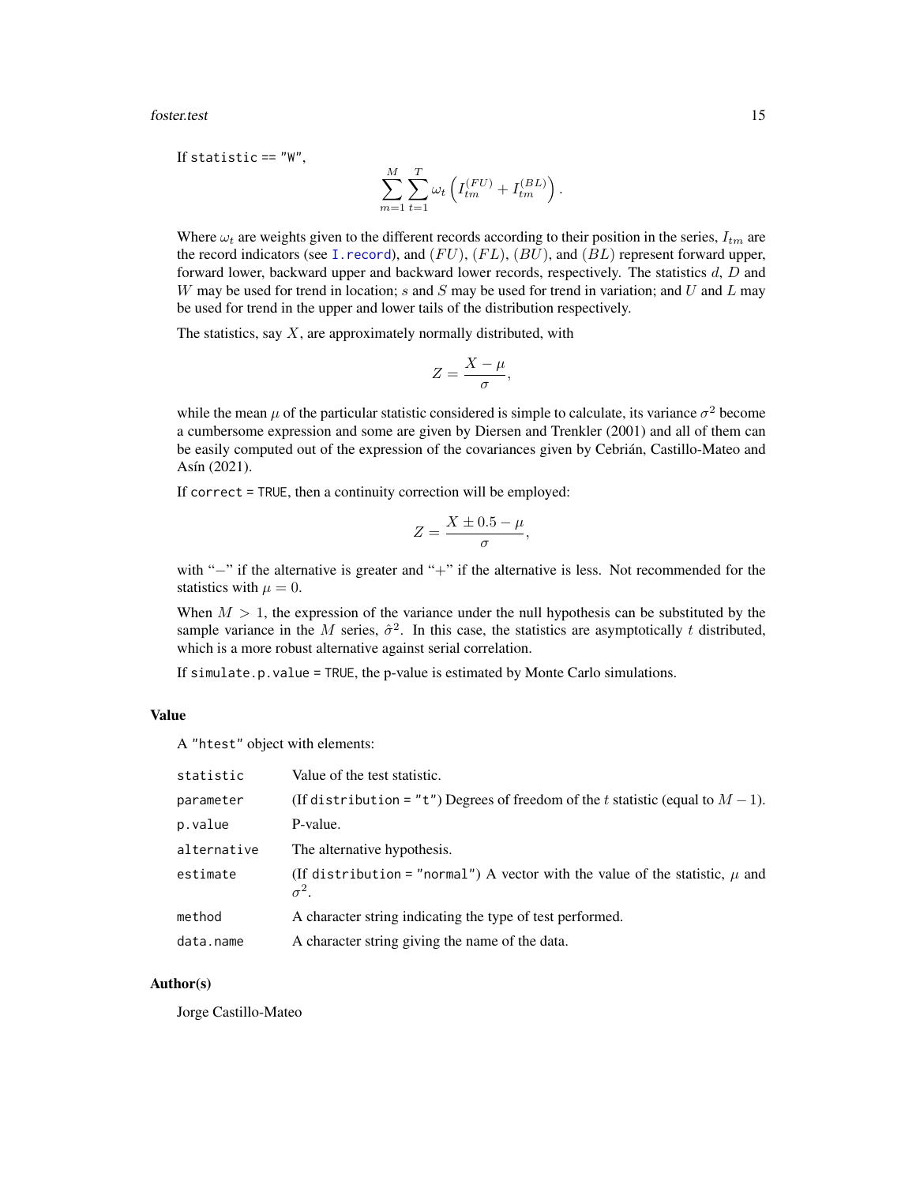If statistic == "W",

$$\sum_{m=1}^{M} \sum_{t=1}^{T} \omega_t \left( I_{tm}^{(FU)} + I_{tm}^{(BL)} \right).$$

Where $\omega_t$ are weights given to the different records according to their position in the series, $I_{tm}$ are the record indicators (see I.record), and $(FU)$, $(FL)$, $(BU)$, and $(BL)$ represent forward upper, forward lower, backward upper and backward lower records, respectively. The statistics $d$, $D$ and $W$ may be used for trend in location; $s$ and $S$ may be used for trend in variation; and $U$ and $L$ may be used for trend in the upper and lower tails of the distribution respectively.

The statistics, say $X$, are approximately normally distributed, with

$$Z = \frac{X - \mu}{\sigma},$$

while the mean $\mu$ of the particular statistic considered is simple to calculate, its variance $\sigma^2$ become a cumbersome expression and some are given by Diersen and Trenkler (2001) and all of them can be easily computed out of the expression of the covariances given by Cebrián, Castillo-Mateo and Asín (2021).

If correct = TRUE, then a continuity correction will be employed:

$$Z = \frac{X \pm 0.5 - \mu}{\sigma},$$

with "$-$" if the alternative is greater and "$+$" if the alternative is less. Not recommended for the statistics with $\mu = 0$.

When $M > 1$, the expression of the variance under the null hypothesis can be substituted by the sample variance in the $M$ series, $\hat{\sigma}^2$. In this case, the statistics are asymptotically $t$ distributed, which is a more robust alternative against serial correlation.

If simulate.p.value = TRUE, the p-value is estimated by Monte Carlo simulations.

## Value

A "htest" object with elements:

| | |
|---|---|
| statistic | Value of the test statistic. |
| parameter | (If distribution = "t") Degrees of freedom of the $t$ statistic (equal to $M - 1$). |
| p.value | P-value. |
| alternative | The alternative hypothesis. |
| estimate | (If distribution = "normal") A vector with the value of the statistic, $\mu$ and $\sigma^2$. |
| method | A character string indicating the type of test performed. |
| data.name | A character string giving the name of the data. |

## Author(s)

Jorge Castillo-Mateo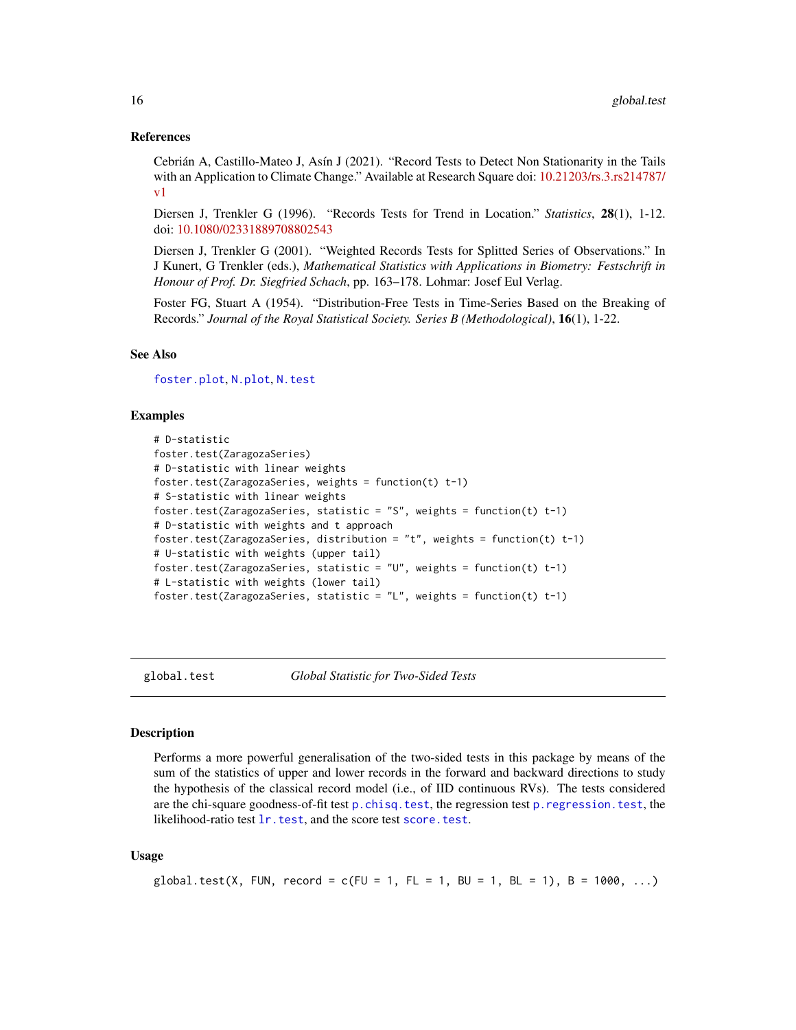### References

Cebrián A, Castillo-Mateo J, Asín J (2021). "Record Tests to Detect Non Stationarity in the Tails with an Application to Climate Change." Available at Research Square doi: 10.21203/rs.3.rs214787/v1

Diersen J, Trenkler G (1996). "Records Tests for Trend in Location." *Statistics*, **28**(1), 1-12. doi: 10.1080/02331889708802543

Diersen J, Trenkler G (2001). "Weighted Records Tests for Splitted Series of Observations." In J Kunert, G Trenkler (eds.), *Mathematical Statistics with Applications in Biometry: Festschrift in Honour of Prof. Dr. Siegfried Schach*, pp. 163–178. Lohmar: Josef Eul Verlag.

Foster FG, Stuart A (1954). "Distribution-Free Tests in Time-Series Based on the Breaking of Records." *Journal of the Royal Statistical Society. Series B (Methodological)*, **16**(1), 1-22.

### See Also

foster.plot, N.plot, N.test

### Examples

```
# D-statistic
foster.test(ZaragozaSeries)
# D-statistic with linear weights
foster.test(ZaragozaSeries, weights = function(t) t-1)
# S-statistic with linear weights
foster.test(ZaragozaSeries, statistic = "S", weights = function(t) t-1)
# D-statistic with weights and t approach
foster.test(ZaragozaSeries, distribution = "t", weights = function(t) t-1)
# U-statistic with weights (upper tail)
foster.test(ZaragozaSeries, statistic = "U", weights = function(t) t-1)
# L-statistic with weights (lower tail)
foster.test(ZaragozaSeries, statistic = "L", weights = function(t) t-1)
```

---

## global.test *Global Statistic for Two-Sided Tests*

### Description

Performs a more powerful generalisation of the two-sided tests in this package by means of the sum of the statistics of upper and lower records in the forward and backward directions to study the hypothesis of the classical record model (i.e., of IID continuous RVs). The tests considered are the chi-square goodness-of-fit test p.chisq.test, the regression test p.regression.test, the likelihood-ratio test lr.test, and the score test score.test.

### Usage

```
global.test(X, FUN, record = c(FU = 1, FL = 1, BU = 1, BL = 1), B = 1000, ...)
```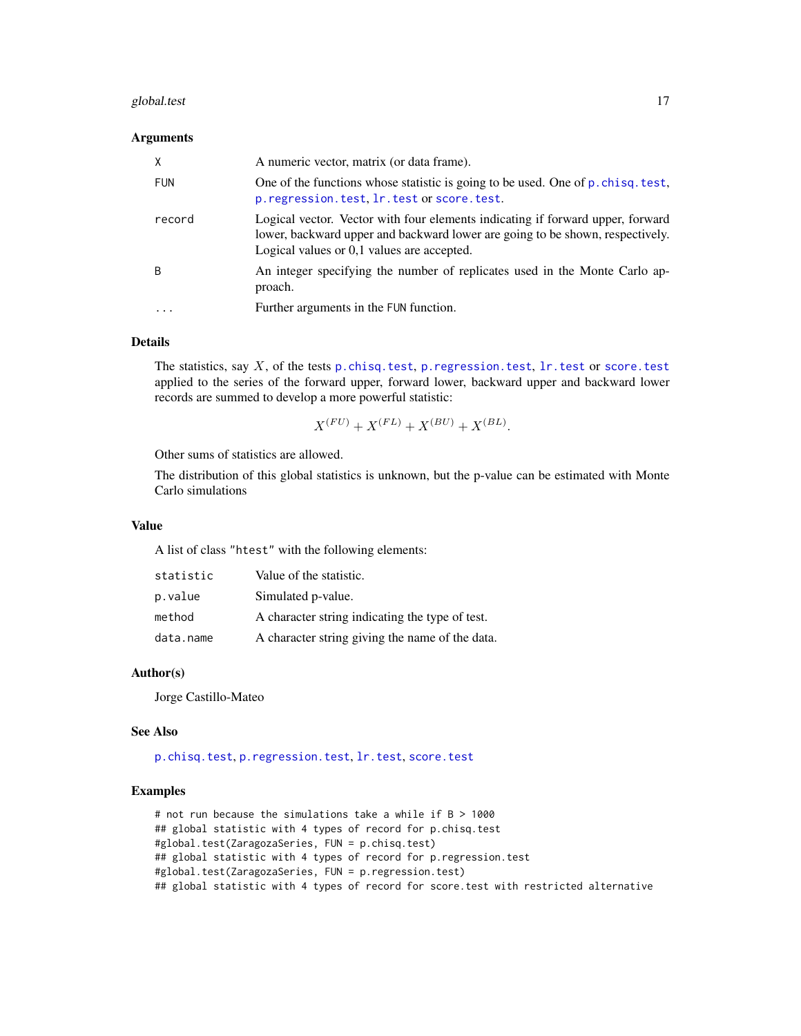### Arguments

| | |
|---|---|
| X | A numeric vector, matrix (or data frame). |
| FUN | One of the functions whose statistic is going to be used. One of p.chisq.test, p.regression.test, lr.test or score.test. |
| record | Logical vector. Vector with four elements indicating if forward upper, forward lower, backward upper and backward lower are going to be shown, respectively. Logical values or 0,1 values are accepted. |
| B | An integer specifying the number of replicates used in the Monte Carlo approach. |
| ... | Further arguments in the FUN function. |

### Details

The statistics, say $X$, of the tests p.chisq.test, p.regression.test, lr.test or score.test applied to the series of the forward upper, forward lower, backward upper and backward lower records are summed to develop a more powerful statistic:

$$X^{(FU)} + X^{(FL)} + X^{(BU)} + X^{(BL)}.$$

Other sums of statistics are allowed.

The distribution of this global statistics is unknown, but the p-value can be estimated with Monte Carlo simulations

### Value

A list of class "htest" with the following elements:

| | |
|---|---|
| statistic | Value of the statistic. |
| p.value | Simulated p-value. |
| method | A character string indicating the type of test. |
| data.name | A character string giving the name of the data. |

### Author(s)

Jorge Castillo-Mateo

### See Also

p.chisq.test, p.regression.test, lr.test, score.test

### Examples

```
# not run because the simulations take a while if B > 1000
## global statistic with 4 types of record for p.chisq.test
#global.test(ZaragozaSeries, FUN = p.chisq.test)
## global statistic with 4 types of record for p.regression.test
#global.test(ZaragozaSeries, FUN = p.regression.test)
## global statistic with 4 types of record for score.test with restricted alternative
```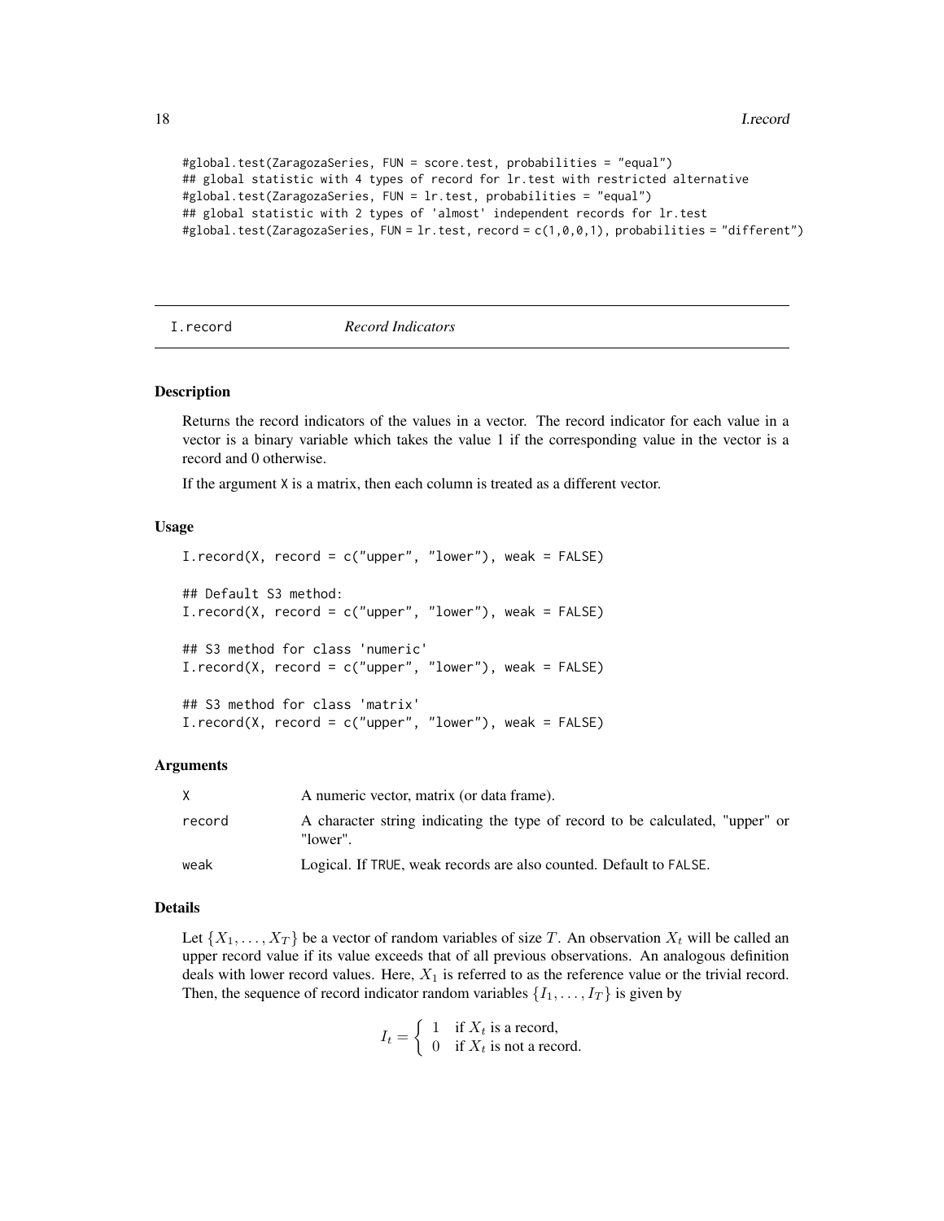```
#global.test(ZaragozaSeries, FUN = score.test, probabilities = "equal")
## global statistic with 4 types of record for lr.test with restricted alternative
#global.test(ZaragozaSeries, FUN = lr.test, probabilities = "equal")
## global statistic with 2 types of 'almost' independent records for lr.test
#global.test(ZaragozaSeries, FUN = lr.test, record = c(1,0,0,1), probabilities = "different")
```

## I.record *Record Indicators*

### Description

Returns the record indicators of the values in a vector. The record indicator for each value in a vector is a binary variable which takes the value 1 if the corresponding value in the vector is a record and 0 otherwise.

If the argument X is a matrix, then each column is treated as a different vector.

### Usage

```
I.record(X, record = c("upper", "lower"), weak = FALSE)

## Default S3 method:
I.record(X, record = c("upper", "lower"), weak = FALSE)

## S3 method for class 'numeric'
I.record(X, record = c("upper", "lower"), weak = FALSE)

## S3 method for class 'matrix'
I.record(X, record = c("upper", "lower"), weak = FALSE)
```

### Arguments

| | |
|---|---|
| X | A numeric vector, matrix (or data frame). |
| record | A character string indicating the type of record to be calculated, "upper" or "lower". |
| weak | Logical. If TRUE, weak records are also counted. Default to FALSE. |

### Details

Let $\{X_1, \ldots, X_T\}$ be a vector of random variables of size $T$. An observation $X_t$ will be called an upper record value if its value exceeds that of all previous observations. An analogous definition deals with lower record values. Here, $X_1$ is referred to as the reference value or the trivial record. Then, the sequence of record indicator random variables $\{I_1, \ldots, I_T\}$ is given by

$$I_t = \begin{cases} 1 & \text{if } X_t \text{ is a record,} \\ 0 & \text{if } X_t \text{ is not a record.} \end{cases}$$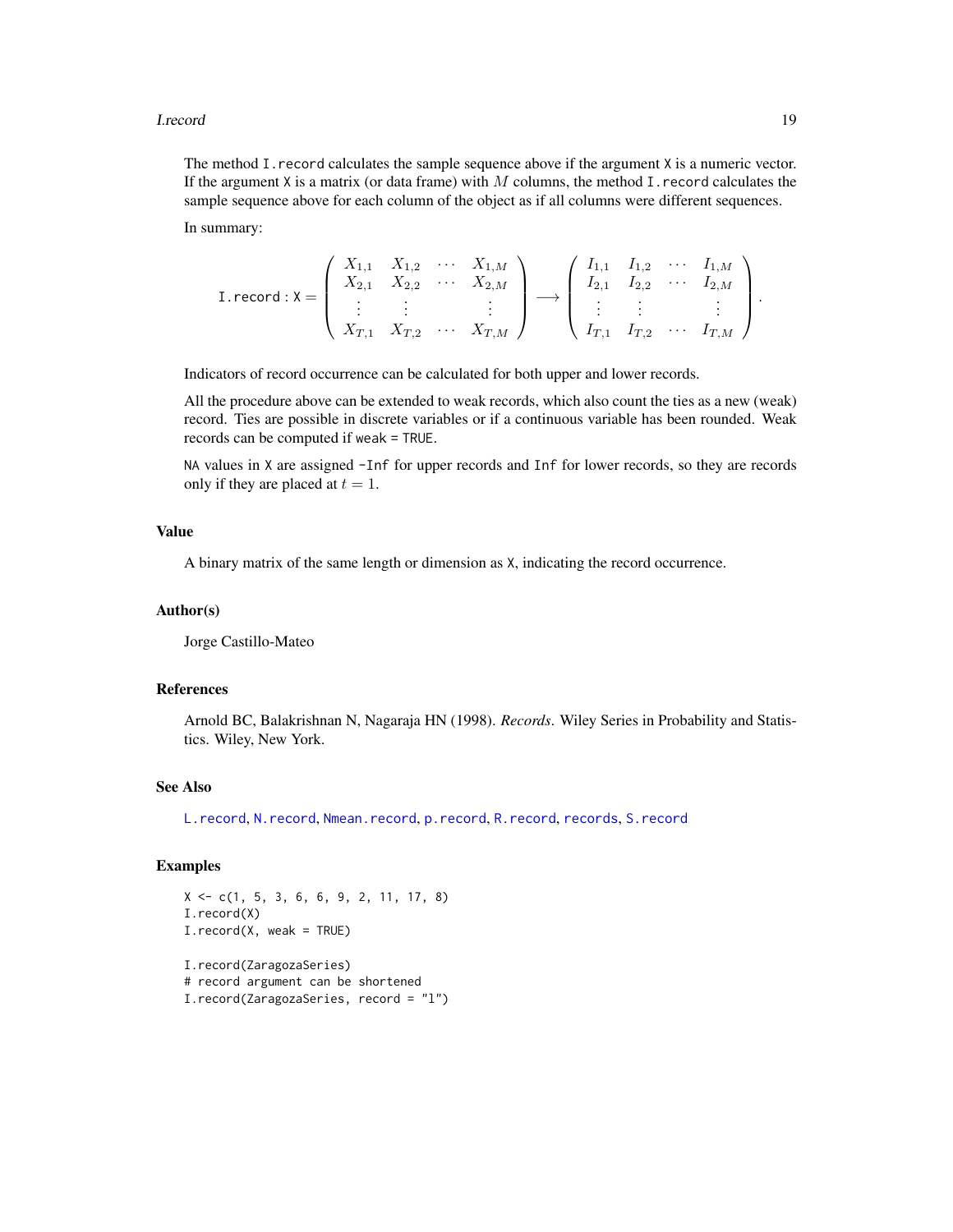The method `I.record` calculates the sample sequence above if the argument `X` is a numeric vector. If the argument `X` is a matrix (or data frame) with $M$ columns, the method `I.record` calculates the sample sequence above for each column of the object as if all columns were different sequences.

In summary:

$$
\texttt{I.record} : \texttt{X} = \begin{pmatrix} X_{1,1} & X_{1,2} & \cdots & X_{1,M} \\ X_{2,1} & X_{2,2} & \cdots & X_{2,M} \\ \vdots & \vdots & & \vdots \\ X_{T,1} & X_{T,2} & \cdots & X_{T,M} \end{pmatrix} \longrightarrow \begin{pmatrix} I_{1,1} & I_{1,2} & \cdots & I_{1,M} \\ I_{2,1} & I_{2,2} & \cdots & I_{2,M} \\ \vdots & \vdots & & \vdots \\ I_{T,1} & I_{T,2} & \cdots & I_{T,M} \end{pmatrix}.
$$

Indicators of record occurrence can be calculated for both upper and lower records.

All the procedure above can be extended to weak records, which also count the ties as a new (weak) record. Ties are possible in discrete variables or if a continuous variable has been rounded. Weak records can be computed if `weak = TRUE`.

`NA` values in `X` are assigned `-Inf` for upper records and `Inf` for lower records, so they are records only if they are placed at $t = 1$.

## Value

A binary matrix of the same length or dimension as `X`, indicating the record occurrence.

## Author(s)

Jorge Castillo-Mateo

## References

Arnold BC, Balakrishnan N, Nagaraja HN (1998). *Records*. Wiley Series in Probability and Statistics. Wiley, New York.

## See Also

`L.record`, `N.record`, `Nmean.record`, `p.record`, `R.record`, `records`, `S.record`

## Examples

```
X <- c(1, 5, 3, 6, 6, 9, 2, 11, 17, 8)
I.record(X)
I.record(X, weak = TRUE)

I.record(ZaragozaSeries)
# record argument can be shortened
I.record(ZaragozaSeries, record = "l")
```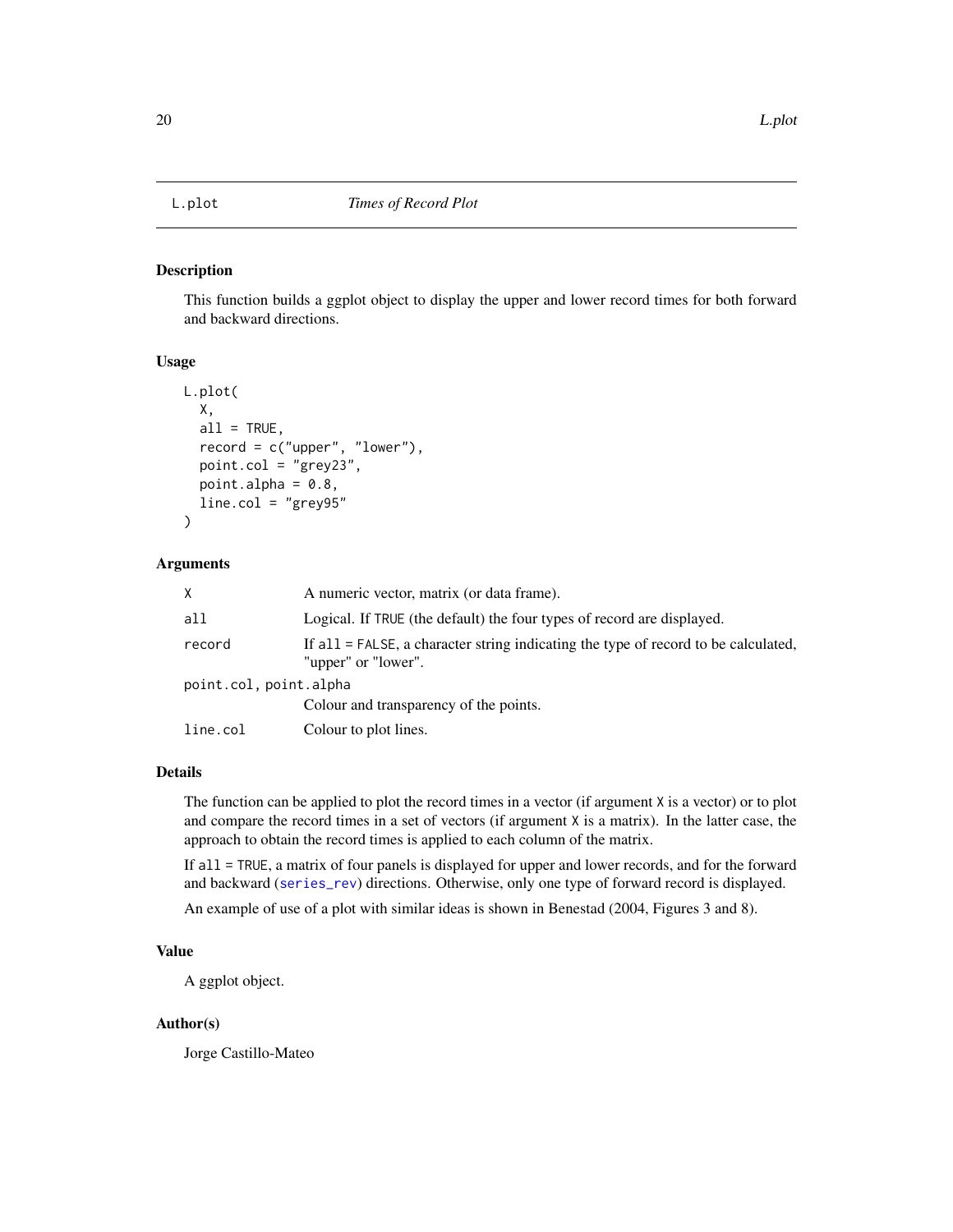L.plot — *Times of Record Plot*

## Description

This function builds a ggplot object to display the upper and lower record times for both forward and backward directions.

## Usage

```
L.plot(
  X,
  all = TRUE,
  record = c("upper", "lower"),
  point.col = "grey23",
  point.alpha = 0.8,
  line.col = "grey95"
)
```

## Arguments

| | |
|---|---|
| `X` | A numeric vector, matrix (or data frame). |
| `all` | Logical. If `TRUE` (the default) the four types of record are displayed. |
| `record` | If `all = FALSE`, a character string indicating the type of record to be calculated, "upper" or "lower". |
| `point.col, point.alpha` | Colour and transparency of the points. |
| `line.col` | Colour to plot lines. |

## Details

The function can be applied to plot the record times in a vector (if argument `X` is a vector) or to plot and compare the record times in a set of vectors (if argument `X` is a matrix). In the latter case, the approach to obtain the record times is applied to each column of the matrix.

If `all = TRUE`, a matrix of four panels is displayed for upper and lower records, and for the forward and backward (`series_rev`) directions. Otherwise, only one type of forward record is displayed.

An example of use of a plot with similar ideas is shown in Benestad (2004, Figures 3 and 8).

## Value

A ggplot object.

## Author(s)

Jorge Castillo-Mateo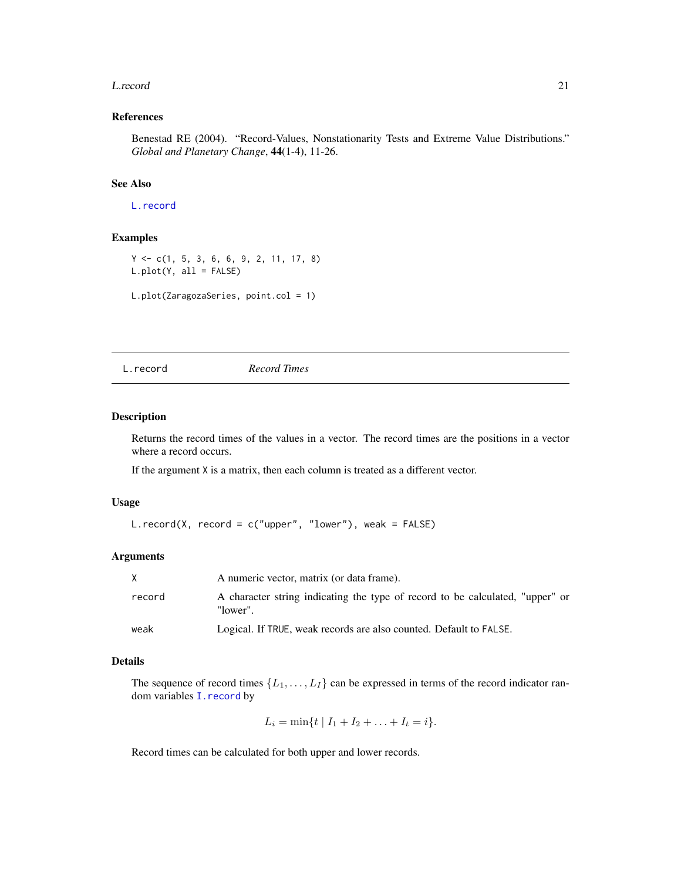### References

Benestad RE (2004). "Record-Values, Nonstationarity Tests and Extreme Value Distributions." *Global and Planetary Change*, **44**(1-4), 11-26.

### See Also

`L.record`

### Examples

```
Y <- c(1, 5, 3, 6, 6, 9, 2, 11, 17, 8)
L.plot(Y, all = FALSE)

L.plot(ZaragozaSeries, point.col = 1)
```

---

## L.record *Record Times*

---

### Description

Returns the record times of the values in a vector. The record times are the positions in a vector where a record occurs.

If the argument `X` is a matrix, then each column is treated as a different vector.

### Usage

```
L.record(X, record = c("upper", "lower"), weak = FALSE)
```

### Arguments

| | |
|---|---|
| `X` | A numeric vector, matrix (or data frame). |
| `record` | A character string indicating the type of record to be calculated, "upper" or "lower". |
| `weak` | Logical. If `TRUE`, weak records are also counted. Default to `FALSE`. |

### Details

The sequence of record times $\{L_1, \ldots, L_I\}$ can be expressed in terms of the record indicator random variables `I.record` by

$$L_i = \min\{t \mid I_1 + I_2 + \ldots + I_t = i\}.$$

Record times can be calculated for both upper and lower records.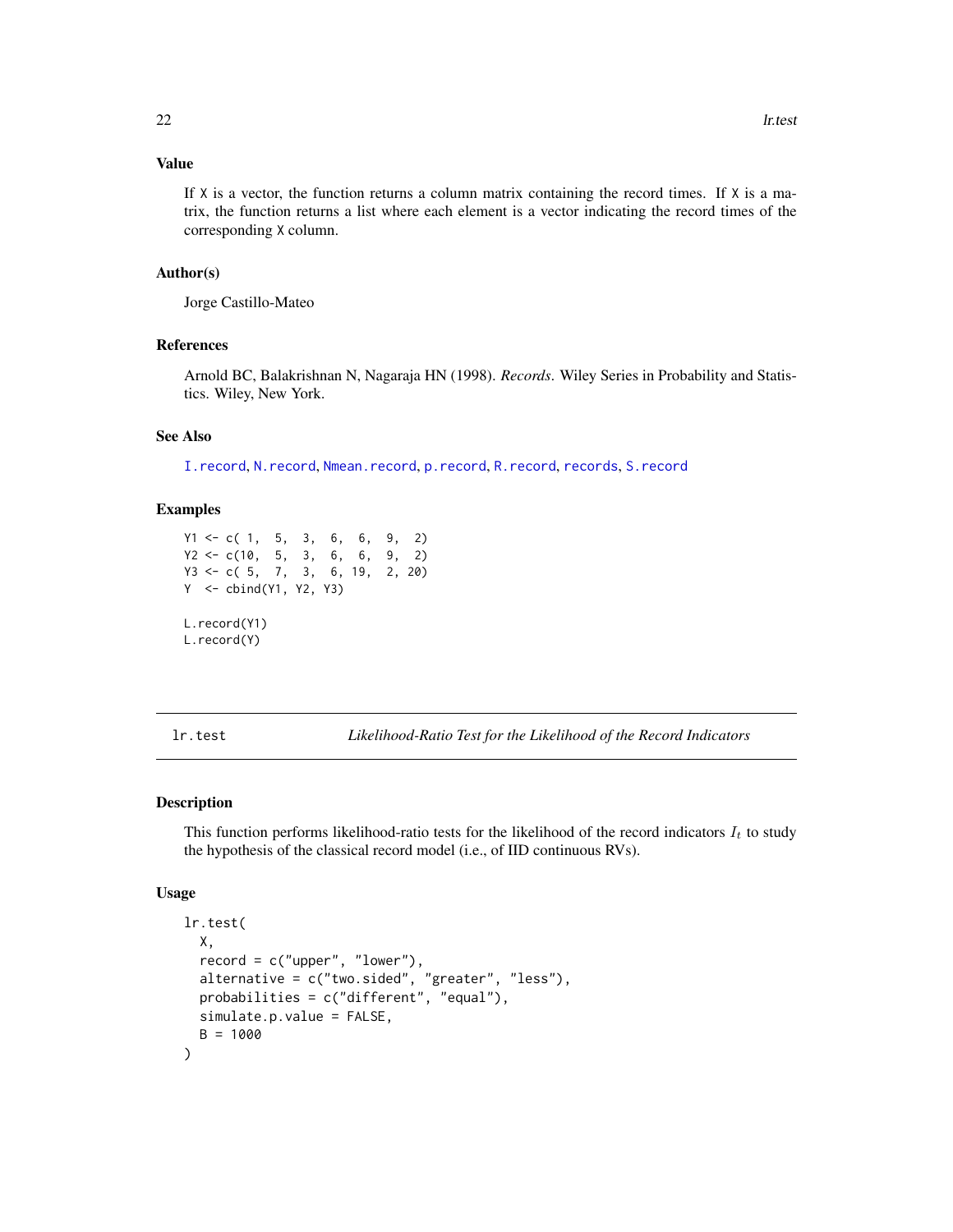### Value

If `X` is a vector, the function returns a column matrix containing the record times. If `X` is a matrix, the function returns a list where each element is a vector indicating the record times of the corresponding `X` column.

### Author(s)

Jorge Castillo-Mateo

### References

Arnold BC, Balakrishnan N, Nagaraja HN (1998). *Records*. Wiley Series in Probability and Statistics. Wiley, New York.

### See Also

I.record, N.record, Nmean.record, p.record, R.record, records, S.record

### Examples

```
Y1 <- c( 1,  5,  3,  6,  6,  9,  2)
Y2 <- c(10,  5,  3,  6,  6,  9,  2)
Y3 <- c( 5,  7,  3,  6, 19,  2, 20)
Y  <- cbind(Y1, Y2, Y3)

L.record(Y1)
L.record(Y)
```

---

## lr.test — *Likelihood-Ratio Test for the Likelihood of the Record Indicators*

### Description

This function performs likelihood-ratio tests for the likelihood of the record indicators $I_t$ to study the hypothesis of the classical record model (i.e., of IID continuous RVs).

### Usage

```
lr.test(
  X,
  record = c("upper", "lower"),
  alternative = c("two.sided", "greater", "less"),
  probabilities = c("different", "equal"),
  simulate.p.value = FALSE,
  B = 1000
)
```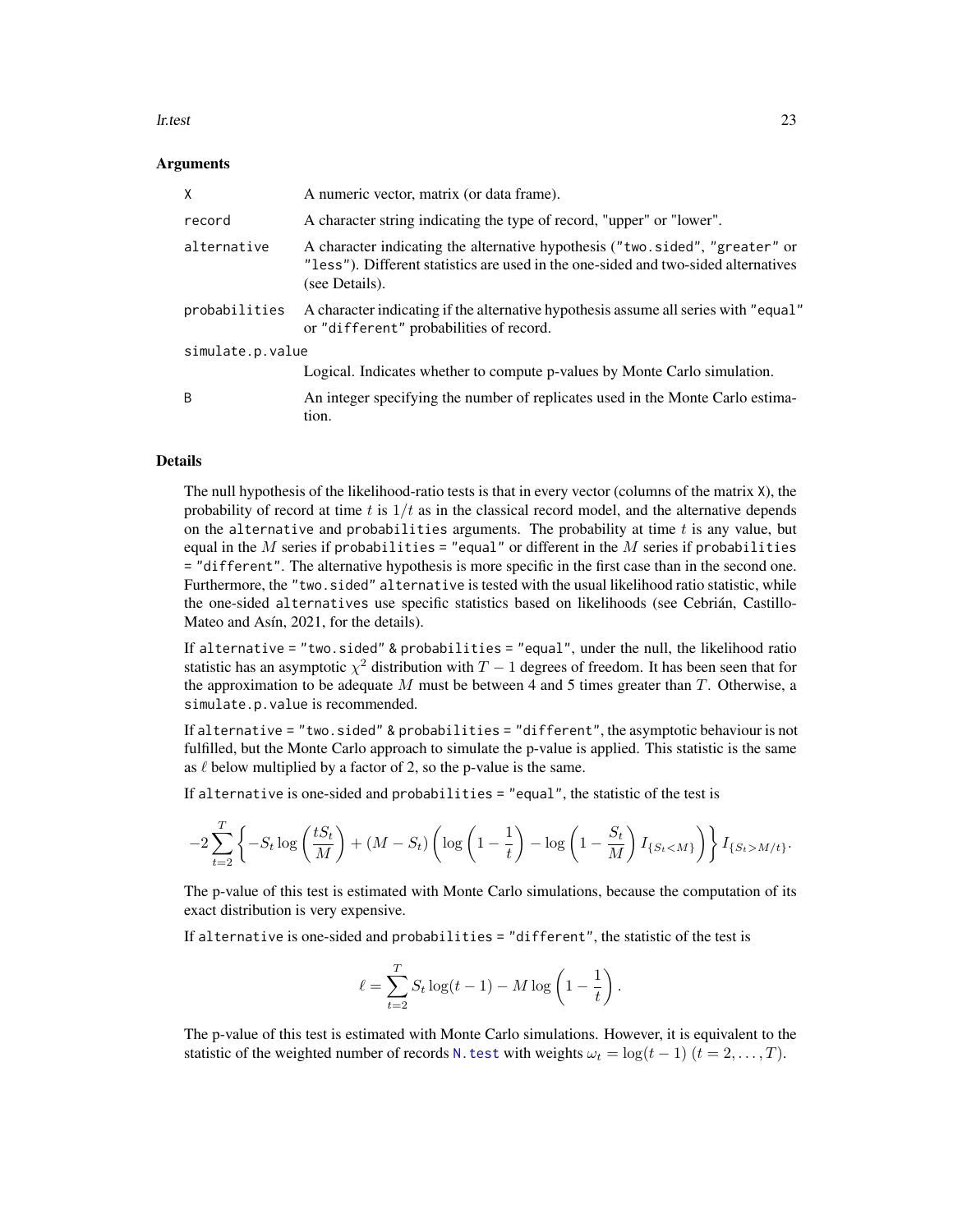### Arguments

| | |
|---|---|
| X | A numeric vector, matrix (or data frame). |
| record | A character string indicating the type of record, "upper" or "lower". |
| alternative | A character indicating the alternative hypothesis ("two.sided", "greater" or "less"). Different statistics are used in the one-sided and two-sided alternatives (see Details). |
| probabilities | A character indicating if the alternative hypothesis assume all series with "equal" or "different" probabilities of record. |
| simulate.p.value | Logical. Indicates whether to compute p-values by Monte Carlo simulation. |
| B | An integer specifying the number of replicates used in the Monte Carlo estimation. |

### Details

The null hypothesis of the likelihood-ratio tests is that in every vector (columns of the matrix X), the probability of record at time $t$ is $1/t$ as in the classical record model, and the alternative depends on the alternative and probabilities arguments. The probability at time $t$ is any value, but equal in the $M$ series if probabilities = "equal" or different in the $M$ series if probabilities = "different". The alternative hypothesis is more specific in the first case than in the second one. Furthermore, the "two.sided" alternative is tested with the usual likelihood ratio statistic, while the one-sided alternatives use specific statistics based on likelihoods (see Cebrián, Castillo-Mateo and Asín, 2021, for the details).

If alternative = "two.sided" & probabilities = "equal", under the null, the likelihood ratio statistic has an asymptotic $\chi^2$ distribution with $T-1$ degrees of freedom. It has been seen that for the approximation to be adequate $M$ must be between 4 and 5 times greater than $T$. Otherwise, a simulate.p.value is recommended.

If alternative = "two.sided" & probabilities = "different", the asymptotic behaviour is not fulfilled, but the Monte Carlo approach to simulate the p-value is applied. This statistic is the same as $\ell$ below multiplied by a factor of 2, so the p-value is the same.

If alternative is one-sided and probabilities = "equal", the statistic of the test is

$$-2\sum_{t=2}^{T}\left\{-S_t \log\left(\frac{tS_t}{M}\right) + (M-S_t)\left(\log\left(1-\frac{1}{t}\right) - \log\left(1-\frac{S_t}{M}\right) I_{\{S_t<M\}}\right)\right\} I_{\{S_t>M/t\}}.$$

The p-value of this test is estimated with Monte Carlo simulations, because the computation of its exact distribution is very expensive.

If alternative is one-sided and probabilities = "different", the statistic of the test is

$$\ell = \sum_{t=2}^{T} S_t \log(t-1) - M \log\left(1-\frac{1}{t}\right).$$

The p-value of this test is estimated with Monte Carlo simulations. However, it is equivalent to the statistic of the weighted number of records N.test with weights $\omega_t = \log(t-1)$ $(t = 2, \ldots, T)$.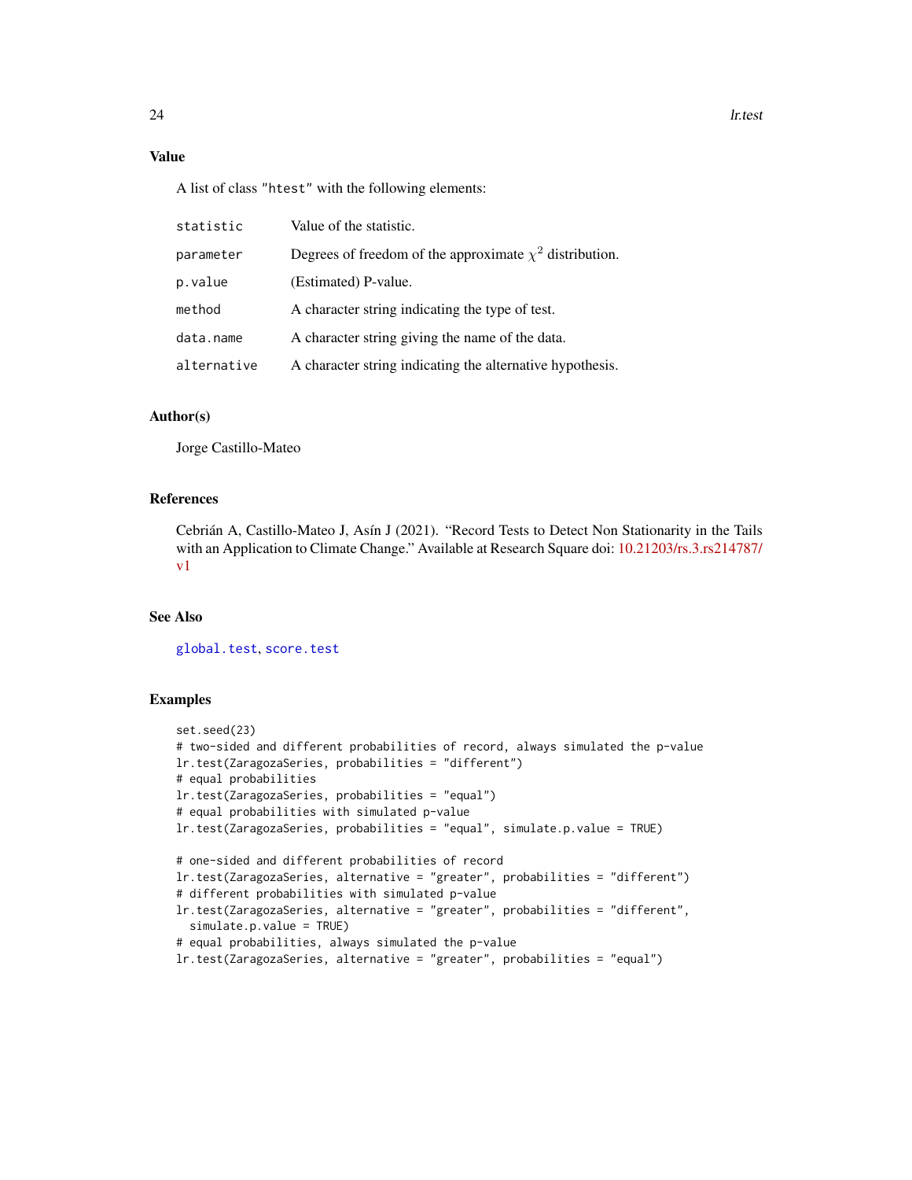### Value

A list of class "htest" with the following elements:

| | |
|---|---|
| statistic | Value of the statistic. |
| parameter | Degrees of freedom of the approximate $\chi^2$ distribution. |
| p.value | (Estimated) P-value. |
| method | A character string indicating the type of test. |
| data.name | A character string giving the name of the data. |
| alternative | A character string indicating the alternative hypothesis. |

### Author(s)

Jorge Castillo-Mateo

### References

Cebrián A, Castillo-Mateo J, Asín J (2021). "Record Tests to Detect Non Stationarity in the Tails with an Application to Climate Change." Available at Research Square doi: 10.21203/rs.3.rs214787/v1

### See Also

global.test, score.test

### Examples

```
set.seed(23)
# two-sided and different probabilities of record, always simulated the p-value
lr.test(ZaragozaSeries, probabilities = "different")
# equal probabilities
lr.test(ZaragozaSeries, probabilities = "equal")
# equal probabilities with simulated p-value
lr.test(ZaragozaSeries, probabilities = "equal", simulate.p.value = TRUE)

# one-sided and different probabilities of record
lr.test(ZaragozaSeries, alternative = "greater", probabilities = "different")
# different probabilities with simulated p-value
lr.test(ZaragozaSeries, alternative = "greater", probabilities = "different",
  simulate.p.value = TRUE)
# equal probabilities, always simulated the p-value
lr.test(ZaragozaSeries, alternative = "greater", probabilities = "equal")
```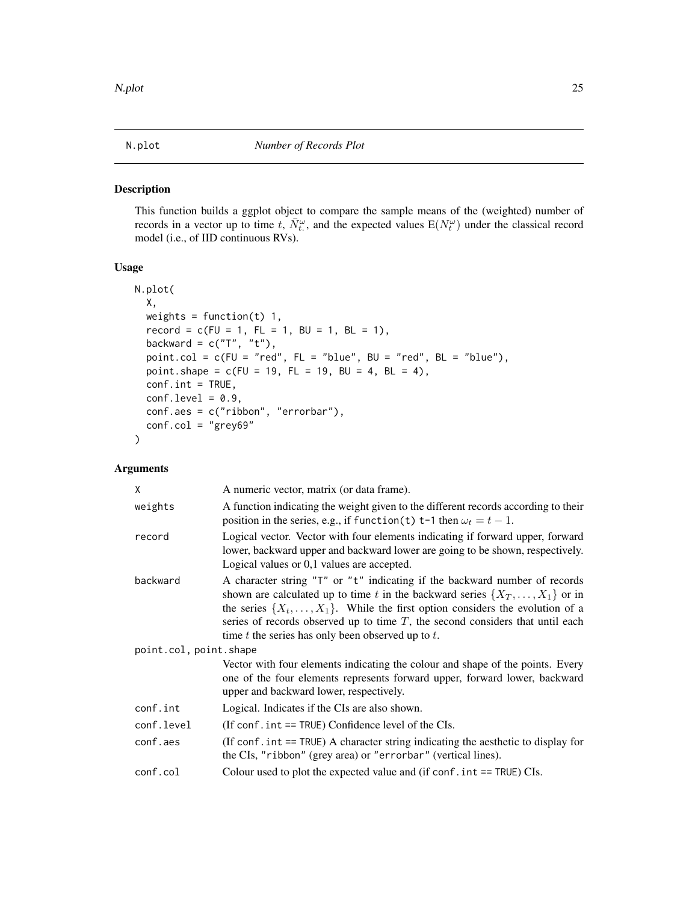# N.plot — *Number of Records Plot*

## Description

This function builds a ggplot object to compare the sample means of the (weighted) number of records in a vector up to time $t$, $\bar{N}^{\omega}_{t\cdot}$, and the expected values $\mathrm{E}(N^{\omega}_t)$ under the classical record model (i.e., of IID continuous RVs).

## Usage

```
N.plot(
  X,
  weights = function(t) 1,
  record = c(FU = 1, FL = 1, BU = 1, BL = 1),
  backward = c("T", "t"),
  point.col = c(FU = "red", FL = "blue", BU = "red", BL = "blue"),
  point.shape = c(FU = 19, FL = 19, BU = 4, BL = 4),
  conf.int = TRUE,
  conf.level = 0.9,
  conf.aes = c("ribbon", "errorbar"),
  conf.col = "grey69"
)
```

## Arguments

| | |
|---|---|
| X | A numeric vector, matrix (or data frame). |
| weights | A function indicating the weight given to the different records according to their position in the series, e.g., if `function(t) t-1` then $\omega_t = t - 1$. |
| record | Logical vector. Vector with four elements indicating if forward upper, forward lower, backward upper and backward lower are going to be shown, respectively. Logical values or 0,1 values are accepted. |
| backward | A character string "T" or "t" indicating if the backward number of records shown are calculated up to time $t$ in the backward series $\{X_T, \ldots, X_1\}$ or in the series $\{X_t, \ldots, X_1\}$. While the first option considers the evolution of a series of records observed up to time $T$, the second considers that until each time $t$ the series has only been observed up to $t$. |
| point.col, point.shape | Vector with four elements indicating the colour and shape of the points. Every one of the four elements represents forward upper, forward lower, backward upper and backward lower, respectively. |
| conf.int | Logical. Indicates if the CIs are also shown. |
| conf.level | (If `conf.int == TRUE`) Confidence level of the CIs. |
| conf.aes | (If `conf.int == TRUE`) A character string indicating the aesthetic to display for the CIs, "ribbon" (grey area) or "errorbar" (vertical lines). |
| conf.col | Colour used to plot the expected value and (if `conf.int == TRUE`) CIs. |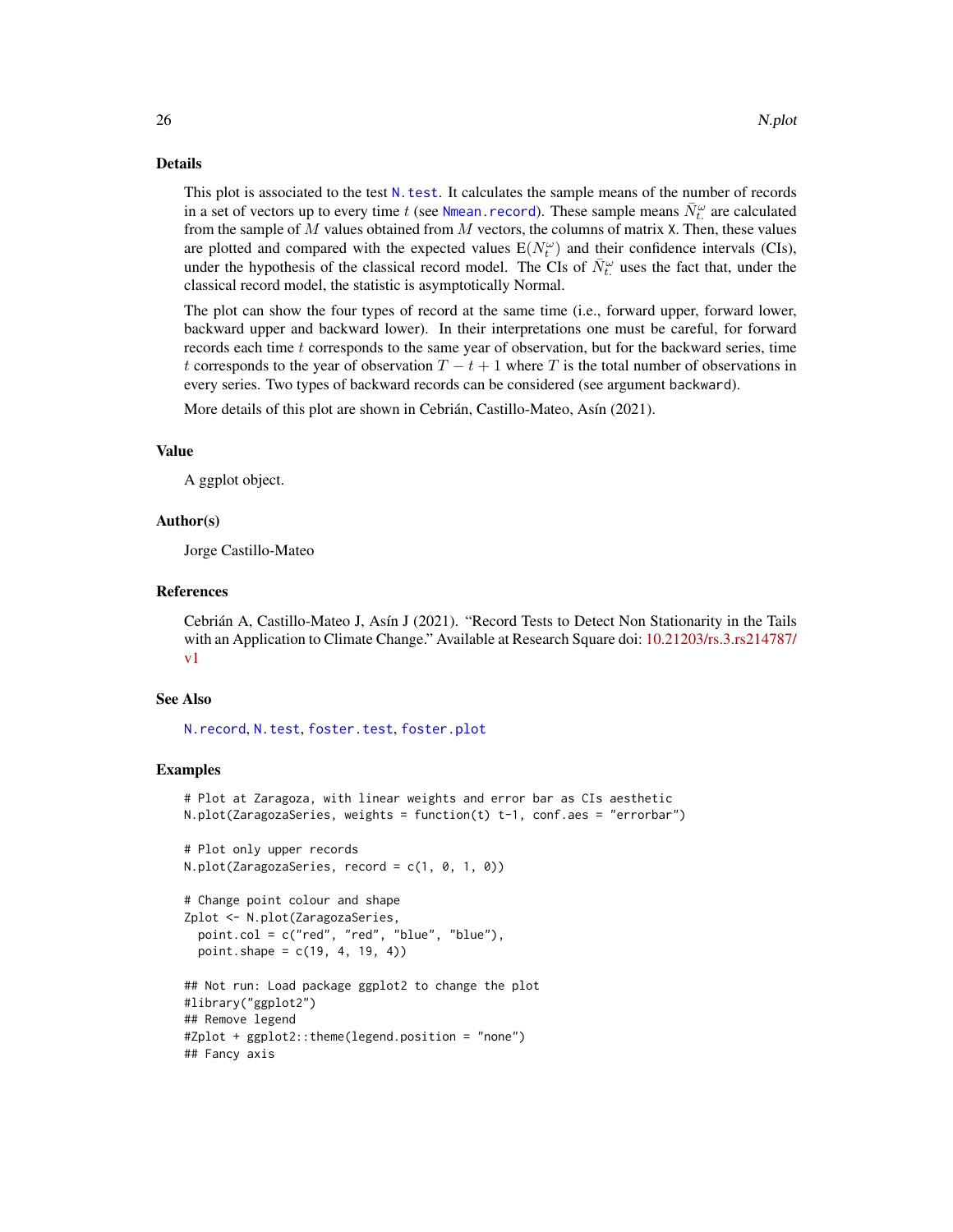## Details

This plot is associated to the test `N.test`. It calculates the sample means of the number of records in a set of vectors up to every time $t$ (see `Nmean.record`). These sample means $\bar{N}_{t\cdot}^{\omega}$ are calculated from the sample of $M$ values obtained from $M$ vectors, the columns of matrix `X`. Then, these values are plotted and compared with the expected values $\mathrm{E}(N_t^{\omega})$ and their confidence intervals (CIs), under the hypothesis of the classical record model. The CIs of $\bar{N}_{t\cdot}^{\omega}$ uses the fact that, under the classical record model, the statistic is asymptotically Normal.

The plot can show the four types of record at the same time (i.e., forward upper, forward lower, backward upper and backward lower). In their interpretations one must be careful, for forward records each time $t$ corresponds to the same year of observation, but for the backward series, time $t$ corresponds to the year of observation $T - t + 1$ where $T$ is the total number of observations in every series. Two types of backward records can be considered (see argument `backward`).

More details of this plot are shown in Cebrián, Castillo-Mateo, Asín (2021).

## Value

A ggplot object.

## Author(s)

Jorge Castillo-Mateo

## References

Cebrián A, Castillo-Mateo J, Asín J (2021). "Record Tests to Detect Non Stationarity in the Tails with an Application to Climate Change." Available at Research Square doi: 10.21203/rs.3.rs214787/v1

## See Also

`N.record`, `N.test`, `foster.test`, `foster.plot`

## Examples

```
# Plot at Zaragoza, with linear weights and error bar as CIs aesthetic
N.plot(ZaragozaSeries, weights = function(t) t-1, conf.aes = "errorbar")

# Plot only upper records
N.plot(ZaragozaSeries, record = c(1, 0, 1, 0))

# Change point colour and shape
Zplot <- N.plot(ZaragozaSeries,
  point.col = c("red", "red", "blue", "blue"),
  point.shape = c(19, 4, 19, 4))

## Not run: Load package ggplot2 to change the plot
#library("ggplot2")
## Remove legend
#Zplot + ggplot2::theme(legend.position = "none")
## Fancy axis
```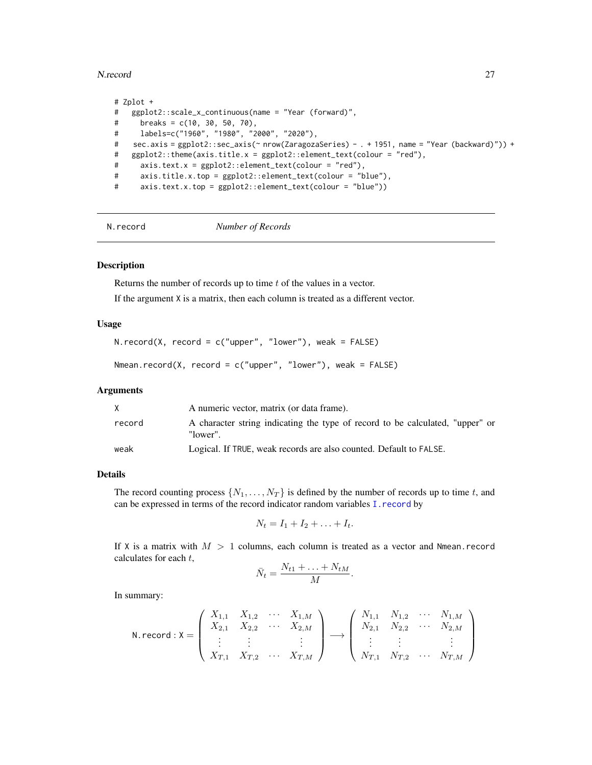```
# Zplot +
#   ggplot2::scale_x_continuous(name = "Year (forward)",
#     breaks = c(10, 30, 50, 70),
#     labels=c("1960", "1980", "2000", "2020"),
#    sec.axis = ggplot2::sec_axis(~ nrow(ZaragozaSeries) - . + 1951, name = "Year (backward)")) +
#   ggplot2::theme(axis.title.x = ggplot2::element_text(colour = "red"),
#     axis.text.x = ggplot2::element_text(colour = "red"),
#     axis.title.x.top = ggplot2::element_text(colour = "blue"),
#     axis.text.x.top = ggplot2::element_text(colour = "blue"))
```

## N.record — *Number of Records*

### Description

Returns the number of records up to time $t$ of the values in a vector.

If the argument X is a matrix, then each column is treated as a different vector.

### Usage

```
N.record(X, record = c("upper", "lower"), weak = FALSE)

Nmean.record(X, record = c("upper", "lower"), weak = FALSE)
```

### Arguments

| | |
|---|---|
| X | A numeric vector, matrix (or data frame). |
| record | A character string indicating the type of record to be calculated, "upper" or "lower". |
| weak | Logical. If TRUE, weak records are also counted. Default to FALSE. |

### Details

The record counting process $\{N_1, \ldots, N_T\}$ is defined by the number of records up to time $t$, and can be expressed in terms of the record indicator random variables I.record by

$$N_t = I_1 + I_2 + \ldots + I_t.$$

If X is a matrix with $M > 1$ columns, each column is treated as a vector and Nmean.record calculates for each $t$,

$$\bar{N}_t = \frac{N_{t1} + \ldots + N_{tM}}{M}.$$

In summary:

$$\texttt{N.record} : \texttt{X} = \begin{pmatrix} X_{1,1} & X_{1,2} & \cdots & X_{1,M} \\ X_{2,1} & X_{2,2} & \cdots & X_{2,M} \\ \vdots & \vdots & & \vdots \\ X_{T,1} & X_{T,2} & \cdots & X_{T,M} \end{pmatrix} \longrightarrow \begin{pmatrix} N_{1,1} & N_{1,2} & \cdots & N_{1,M} \\ N_{2,1} & N_{2,2} & \cdots & N_{2,M} \\ \vdots & \vdots & & \vdots \\ N_{T,1} & N_{T,2} & \cdots & N_{T,M} \end{pmatrix}$$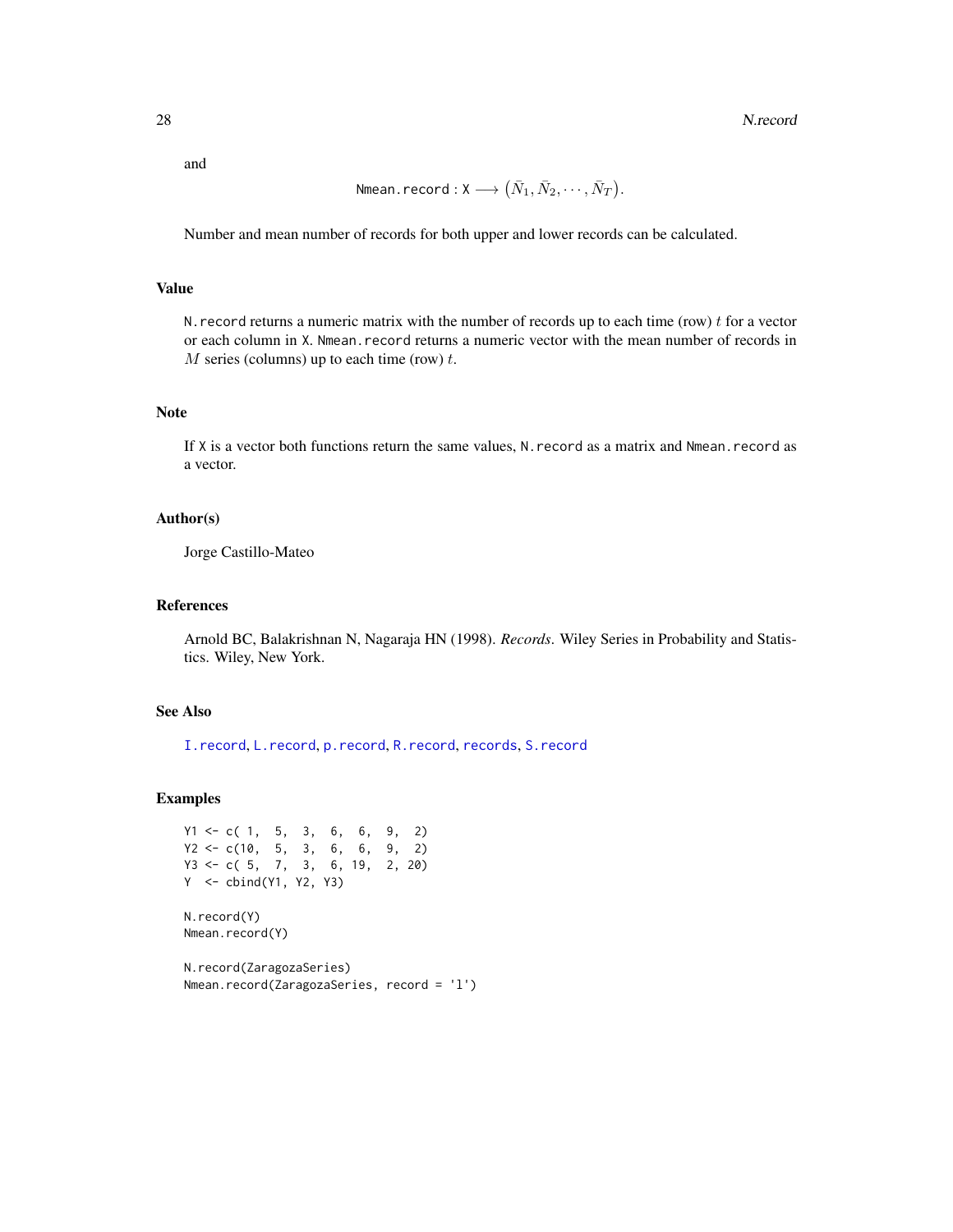and

$$\texttt{Nmean.record} : \texttt{X} \longrightarrow \left(\bar{N}_1, \bar{N}_2, \cdots, \bar{N}_T\right).$$

Number and mean number of records for both upper and lower records can be calculated.

## Value

`N.record` returns a numeric matrix with the number of records up to each time (row) $t$ for a vector or each column in `X`. `Nmean.record` returns a numeric vector with the mean number of records in $M$ series (columns) up to each time (row) $t$.

## Note

If `X` is a vector both functions return the same values, `N.record` as a matrix and `Nmean.record` as a vector.

## Author(s)

Jorge Castillo-Mateo

## References

Arnold BC, Balakrishnan N, Nagaraja HN (1998). *Records.* Wiley Series in Probability and Statistics. Wiley, New York.

## See Also

`I.record`, `L.record`, `p.record`, `R.record`, `records`, `S.record`

## Examples

```
Y1 <- c( 1,  5,  3,  6,  6,  9,  2)
Y2 <- c(10,  5,  3,  6,  6,  9,  2)
Y3 <- c( 5,  7,  3,  6, 19,  2, 20)
Y  <- cbind(Y1, Y2, Y3)

N.record(Y)
Nmean.record(Y)

N.record(ZaragozaSeries)
Nmean.record(ZaragozaSeries, record = 'l')
```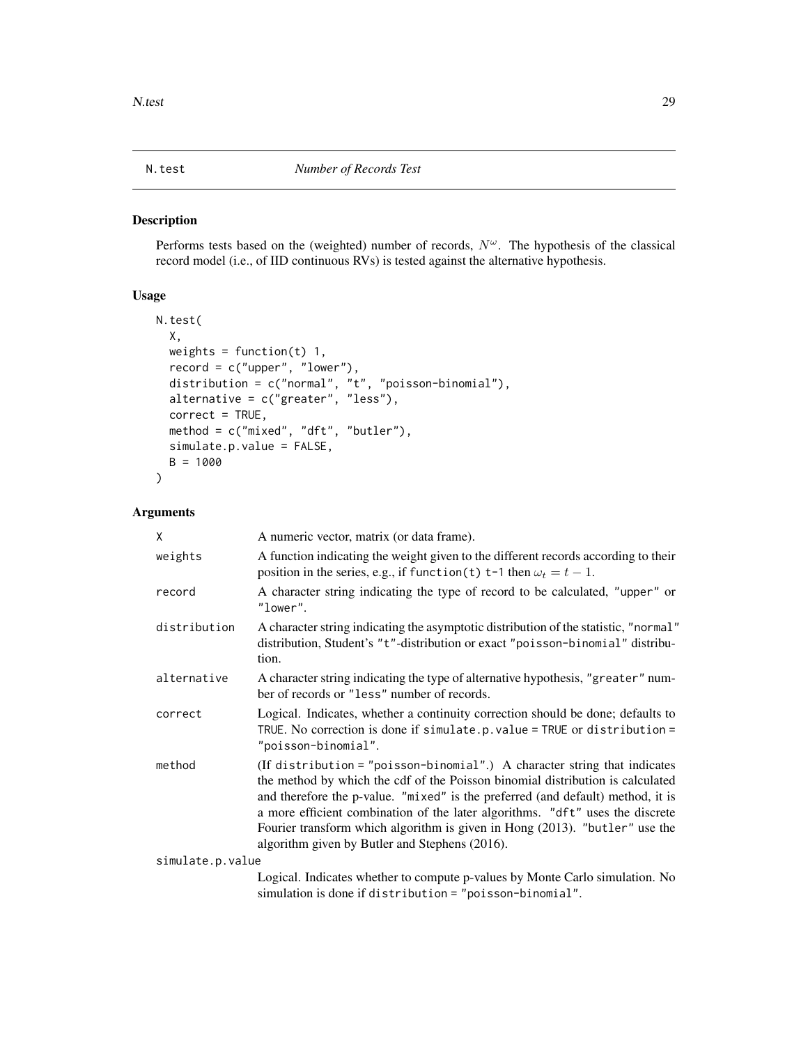## N.test    *Number of Records Test*

### Description

Performs tests based on the (weighted) number of records, $N^\omega$. The hypothesis of the classical record model (i.e., of IID continuous RVs) is tested against the alternative hypothesis.

### Usage

```
N.test(
  X,
  weights = function(t) 1,
  record = c("upper", "lower"),
  distribution = c("normal", "t", "poisson-binomial"),
  alternative = c("greater", "less"),
  correct = TRUE,
  method = c("mixed", "dft", "butler"),
  simulate.p.value = FALSE,
  B = 1000
)
```

### Arguments

| | |
|---|---|
| `X` | A numeric vector, matrix (or data frame). |
| `weights` | A function indicating the weight given to the different records according to their position in the series, e.g., if `function(t) t-1` then $\omega_t = t - 1$. |
| `record` | A character string indicating the type of record to be calculated, `"upper"` or `"lower"`. |
| `distribution` | A character string indicating the asymptotic distribution of the statistic, `"normal"` distribution, Student's `"t"`-distribution or exact `"poisson-binomial"` distribution. |
| `alternative` | A character string indicating the type of alternative hypothesis, `"greater"` number of records or `"less"` number of records. |
| `correct` | Logical. Indicates, whether a continuity correction should be done; defaults to `TRUE`. No correction is done if `simulate.p.value = TRUE` or `distribution = "poisson-binomial"`. |
| `method` | (If `distribution = "poisson-binomial"`.) A character string that indicates the method by which the cdf of the Poisson binomial distribution is calculated and therefore the p-value. `"mixed"` is the preferred (and default) method, it is a more efficient combination of the later algorithms. `"dft"` uses the discrete Fourier transform which algorithm is given in Hong (2013). `"butler"` use the algorithm given by Butler and Stephens (2016). |
| `simulate.p.value` | Logical. Indicates whether to compute p-values by Monte Carlo simulation. No simulation is done if `distribution = "poisson-binomial"`. |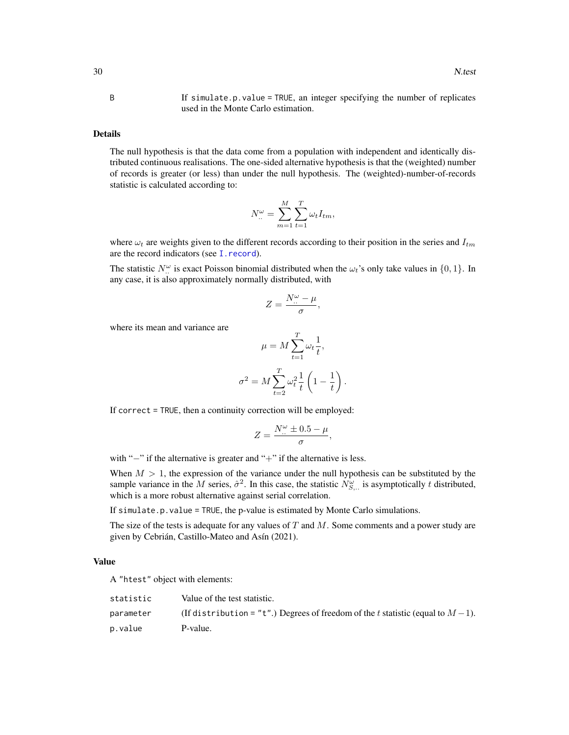| | |
|---|---|
| B | If simulate.p.value = TRUE, an integer specifying the number of replicates used in the Monte Carlo estimation. |

## Details

The null hypothesis is that the data come from a population with independent and identically distributed continuous realisations. The one-sided alternative hypothesis is that the (weighted) number of records is greater (or less) than under the null hypothesis. The (weighted)-number-of-records statistic is calculated according to:

$$N^{\omega}_{\cdot\cdot} = \sum_{m=1}^{M} \sum_{t=1}^{T} \omega_t I_{tm},$$

where $\omega_t$ are weights given to the different records according to their position in the series and $I_{tm}$ are the record indicators (see I.record).

The statistic $N^{\omega}_{\cdot\cdot}$ is exact Poisson binomial distributed when the $\omega_t$'s only take values in $\{0, 1\}$. In any case, it is also approximately normally distributed, with

$$Z = \frac{N^{\omega}_{\cdot\cdot} - \mu}{\sigma},$$

where its mean and variance are

$$\mu = M \sum_{t=1}^{T} \omega_t \frac{1}{t},$$

$$\sigma^2 = M \sum_{t=2}^{T} \omega_t^2 \frac{1}{t} \left(1 - \frac{1}{t}\right).$$

If correct = TRUE, then a continuity correction will be employed:

$$Z = \frac{N^{\omega}_{\cdot\cdot} \pm 0.5 - \mu}{\sigma},$$

with "$-$" if the alternative is greater and "$+$" if the alternative is less.

When $M > 1$, the expression of the variance under the null hypothesis can be substituted by the sample variance in the $M$ series, $\hat{\sigma}^2$. In this case, the statistic $N^{\omega}_{S,\cdot\cdot}$ is asymptotically $t$ distributed, which is a more robust alternative against serial correlation.

If simulate.p.value = TRUE, the p-value is estimated by Monte Carlo simulations.

The size of the tests is adequate for any values of $T$ and $M$. Some comments and a power study are given by Cebrián, Castillo-Mateo and Asín (2021).

## Value

A "htest" object with elements:

| | |
|---|---|
| statistic | Value of the test statistic. |
| parameter | (If distribution = "t".) Degrees of freedom of the $t$ statistic (equal to $M-1$). |
| p.value | P-value. |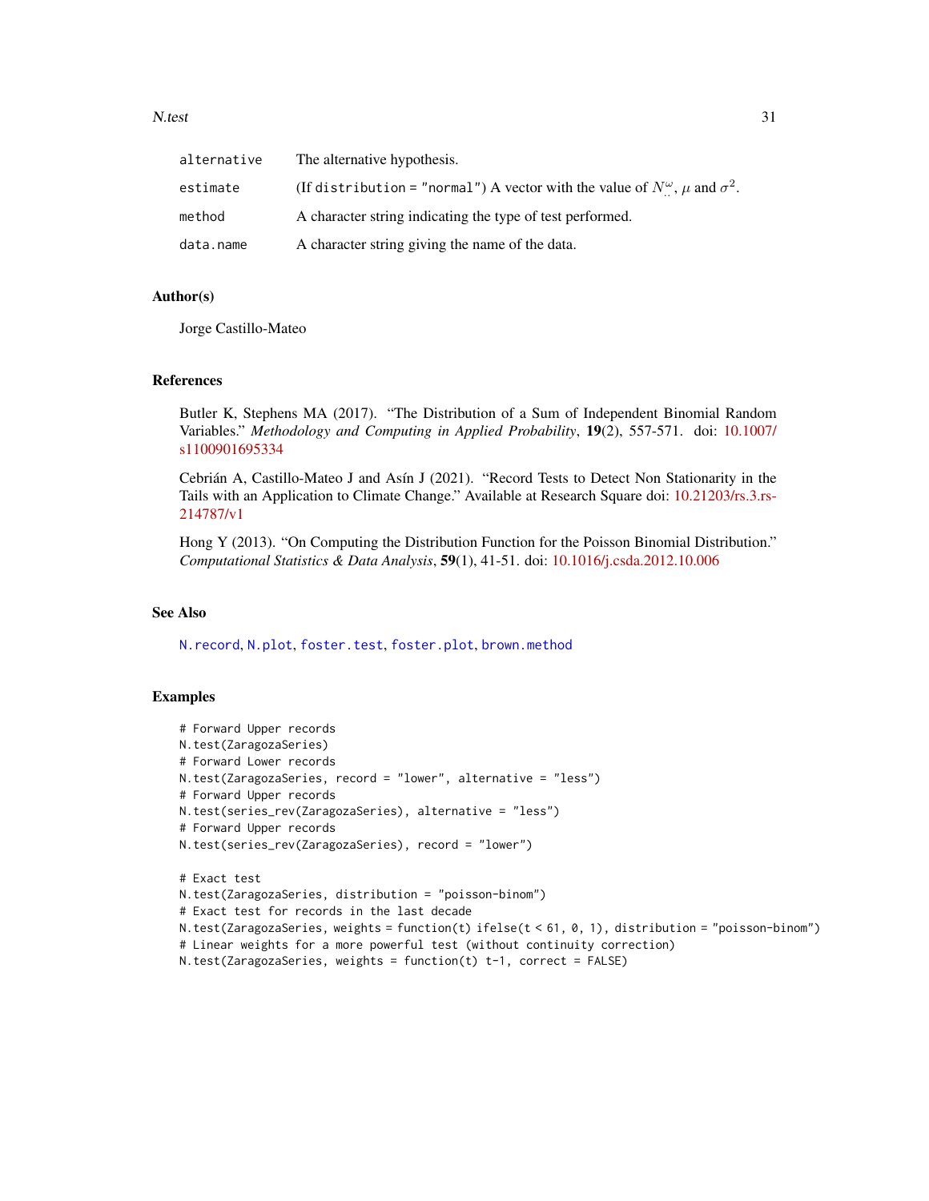| | |
|---|---|
| alternative | The alternative hypothesis. |
| estimate | (If distribution = "normal") A vector with the value of $N^{\omega}_{\cdot\cdot}$, $\mu$ and $\sigma^2$. |
| method | A character string indicating the type of test performed. |
| data.name | A character string giving the name of the data. |

### Author(s)

Jorge Castillo-Mateo

### References

Butler K, Stephens MA (2017). "The Distribution of a Sum of Independent Binomial Random Variables." *Methodology and Computing in Applied Probability*, **19**(2), 557-571. doi: 10.1007/s1100901695334

Cebrián A, Castillo-Mateo J and Asín J (2021). "Record Tests to Detect Non Stationarity in the Tails with an Application to Climate Change." Available at Research Square doi: 10.21203/rs.3.rs-214787/v1

Hong Y (2013). "On Computing the Distribution Function for the Poisson Binomial Distribution." *Computational Statistics & Data Analysis*, **59**(1), 41-51. doi: 10.1016/j.csda.2012.10.006

### See Also

N.record, N.plot, foster.test, foster.plot, brown.method

### Examples

```
# Forward Upper records
N.test(ZaragozaSeries)
# Forward Lower records
N.test(ZaragozaSeries, record = "lower", alternative = "less")
# Forward Upper records
N.test(series_rev(ZaragozaSeries), alternative = "less")
# Forward Upper records
N.test(series_rev(ZaragozaSeries), record = "lower")

# Exact test
N.test(ZaragozaSeries, distribution = "poisson-binom")
# Exact test for records in the last decade
N.test(ZaragozaSeries, weights = function(t) ifelse(t < 61, 0, 1), distribution = "poisson-binom")
# Linear weights for a more powerful test (without continuity correction)
N.test(ZaragozaSeries, weights = function(t) t-1, correct = FALSE)
```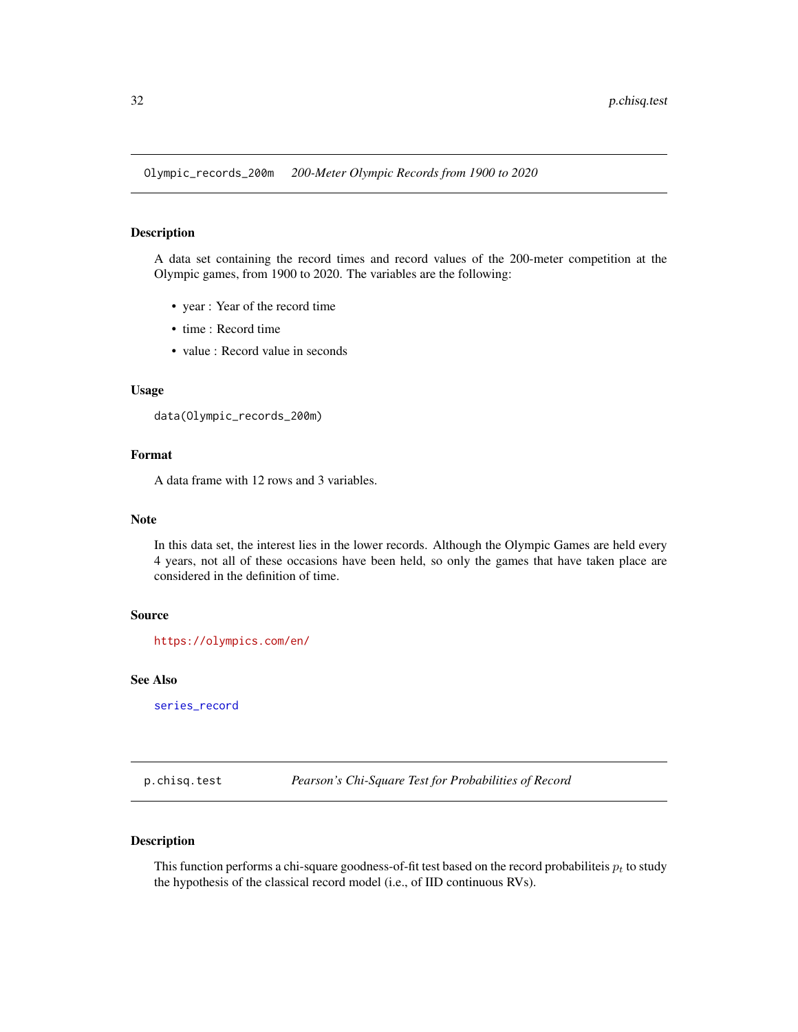## Olympic_records_200m — *200-Meter Olympic Records from 1900 to 2020*

### Description

A data set containing the record times and record values of the 200-meter competition at the Olympic games, from 1900 to 2020. The variables are the following:

- year : Year of the record time
- time : Record time
- value : Record value in seconds

### Usage

```
data(Olympic_records_200m)
```

### Format

A data frame with 12 rows and 3 variables.

### Note

In this data set, the interest lies in the lower records. Although the Olympic Games are held every 4 years, not all of these occasions have been held, so only the games that have taken place are considered in the definition of time.

### Source

https://olympics.com/en/

### See Also

series_record

## p.chisq.test — *Pearson's Chi-Square Test for Probabilities of Record*

### Description

This function performs a chi-square goodness-of-fit test based on the record probabiliteis $p_t$ to study the hypothesis of the classical record model (i.e., of IID continuous RVs).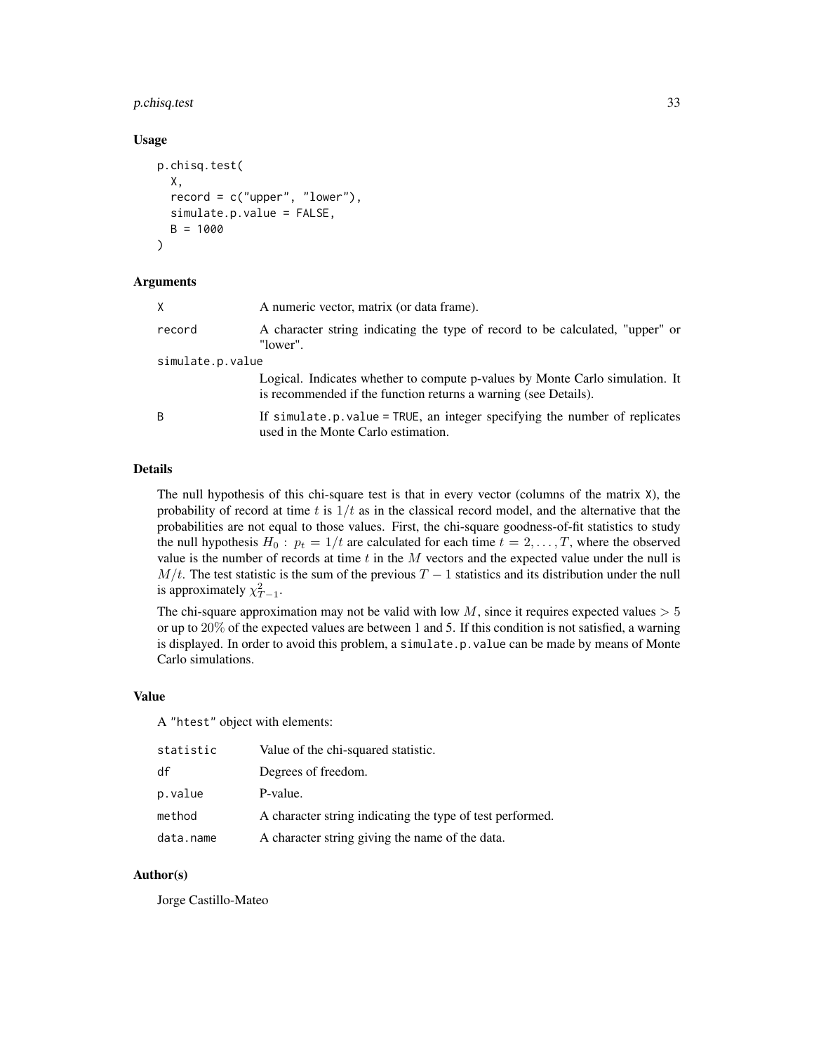### Usage

```
p.chisq.test(
  X,
  record = c("upper", "lower"),
  simulate.p.value = FALSE,
  B = 1000
)
```

### Arguments

| | |
|---|---|
| `X` | A numeric vector, matrix (or data frame). |
| `record` | A character string indicating the type of record to be calculated, "upper" or "lower". |
| `simulate.p.value` | Logical. Indicates whether to compute p-values by Monte Carlo simulation. It is recommended if the function returns a warning (see Details). |
| `B` | If `simulate.p.value = TRUE`, an integer specifying the number of replicates used in the Monte Carlo estimation. |

### Details

The null hypothesis of this chi-square test is that in every vector (columns of the matrix `X`), the probability of record at time $t$ is $1/t$ as in the classical record model, and the alternative that the probabilities are not equal to those values. First, the chi-square goodness-of-fit statistics to study the null hypothesis $H_0 : p_t = 1/t$ are calculated for each time $t = 2, \ldots, T$, where the observed value is the number of records at time $t$ in the $M$ vectors and the expected value under the null is $M/t$. The test statistic is the sum of the previous $T - 1$ statistics and its distribution under the null is approximately $\chi^2_{T-1}$.

The chi-square approximation may not be valid with low $M$, since it requires expected values $> 5$ or up to $20\%$ of the expected values are between 1 and 5. If this condition is not satisfied, a warning is displayed. In order to avoid this problem, a `simulate.p.value` can be made by means of Monte Carlo simulations.

### Value

A "`htest`" object with elements:

| | |
|---|---|
| `statistic` | Value of the chi-squared statistic. |
| `df` | Degrees of freedom. |
| `p.value` | P-value. |
| `method` | A character string indicating the type of test performed. |
| `data.name` | A character string giving the name of the data. |

### Author(s)

Jorge Castillo-Mateo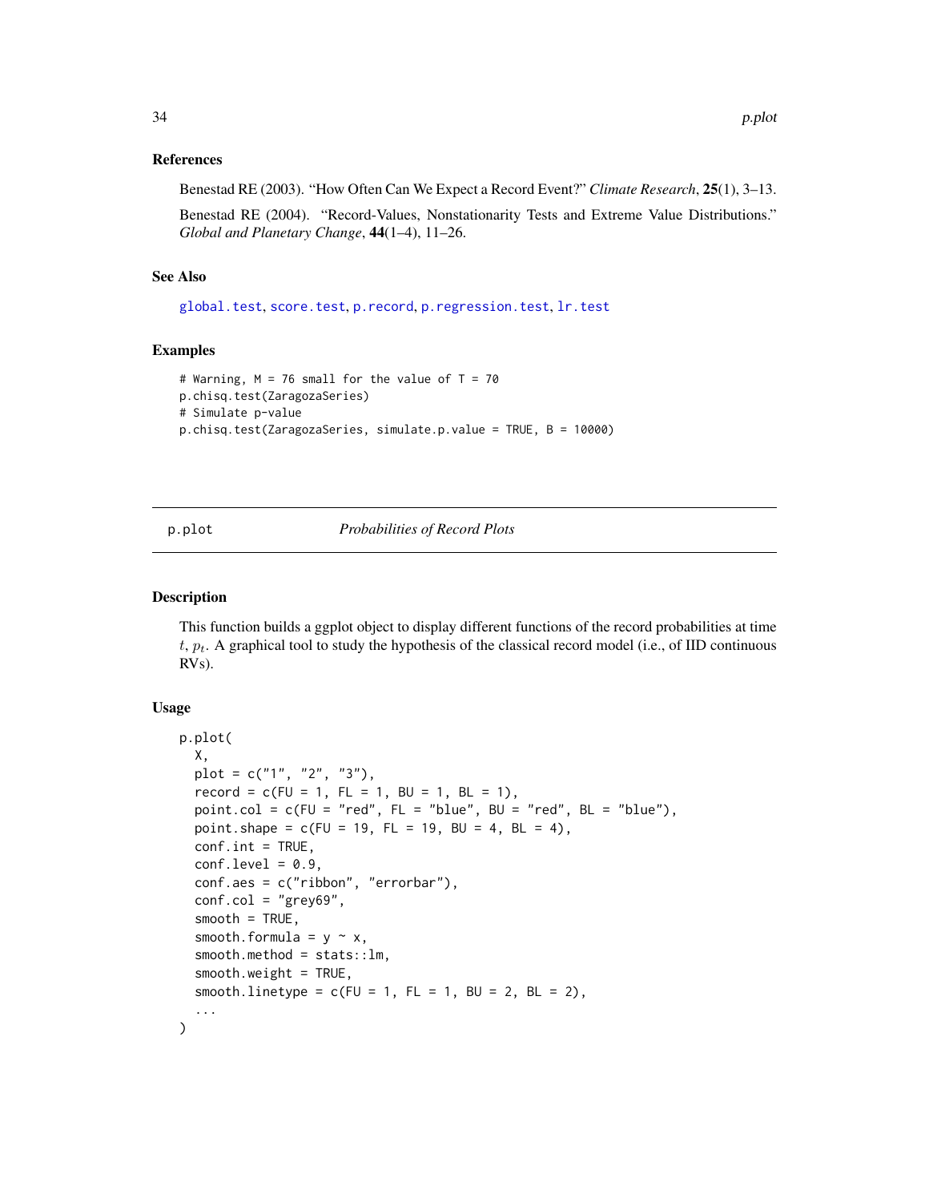### References

Benestad RE (2003). "How Often Can We Expect a Record Event?" *Climate Research*, **25**(1), 3–13.

Benestad RE (2004). "Record-Values, Nonstationarity Tests and Extreme Value Distributions." *Global and Planetary Change*, **44**(1–4), 11–26.

### See Also

global.test, score.test, p.record, p.regression.test, lr.test

### Examples

```
# Warning, M = 76 small for the value of T = 70
p.chisq.test(ZaragozaSeries)
# Simulate p-value
p.chisq.test(ZaragozaSeries, simulate.p.value = TRUE, B = 10000)
```

---

## p.plot *Probabilities of Record Plots*

---

### Description

This function builds a ggplot object to display different functions of the record probabilities at time $t$, $p_t$. A graphical tool to study the hypothesis of the classical record model (i.e., of IID continuous RVs).

### Usage

```
p.plot(
  X,
  plot = c("1", "2", "3"),
  record = c(FU = 1, FL = 1, BU = 1, BL = 1),
  point.col = c(FU = "red", FL = "blue", BU = "red", BL = "blue"),
  point.shape = c(FU = 19, FL = 19, BU = 4, BL = 4),
  conf.int = TRUE,
  conf.level = 0.9,
  conf.aes = c("ribbon", "errorbar"),
  conf.col = "grey69",
  smooth = TRUE,
  smooth.formula = y ~ x,
  smooth.method = stats::lm,
  smooth.weight = TRUE,
  smooth.linetype = c(FU = 1, FL = 1, BU = 2, BL = 2),
  ...
)
```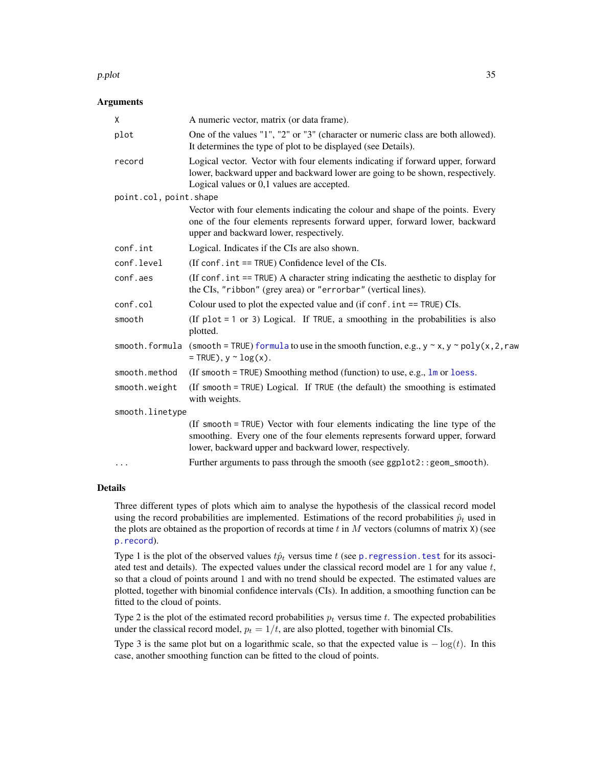### Arguments

| | |
|---|---|
| `X` | A numeric vector, matrix (or data frame). |
| `plot` | One of the values "1", "2" or "3" (character or numeric class are both allowed). It determines the type of plot to be displayed (see Details). |
| `record` | Logical vector. Vector with four elements indicating if forward upper, forward lower, backward upper and backward lower are going to be shown, respectively. Logical values or 0,1 values are accepted. |
| `point.col, point.shape` | Vector with four elements indicating the colour and shape of the points. Every one of the four elements represents forward upper, forward lower, backward upper and backward lower, respectively. |
| `conf.int` | Logical. Indicates if the CIs are also shown. |
| `conf.level` | (If `conf.int == TRUE`) Confidence level of the CIs. |
| `conf.aes` | (If `conf.int == TRUE`) A character string indicating the aesthetic to display for the CIs, `"ribbon"` (grey area) or `"errorbar"` (vertical lines). |
| `conf.col` | Colour used to plot the expected value and (if `conf.int == TRUE`) CIs. |
| `smooth` | (If `plot = 1` or `3`) Logical. If `TRUE`, a smoothing in the probabilities is also plotted. |
| `smooth.formula` | (`smooth = TRUE`) `formula` to use in the smooth function, e.g., `y ~ x`, `y ~ poly(x,2,raw = TRUE)`, `y ~ log(x)`. |
| `smooth.method` | (If `smooth = TRUE`) Smoothing method (function) to use, e.g., `lm` or `loess`. |
| `smooth.weight` | (If `smooth = TRUE`) Logical. If `TRUE` (the default) the smoothing is estimated with weights. |
| `smooth.linetype` | (If `smooth = TRUE`) Vector with four elements indicating the line type of the smoothing. Every one of the four elements represents forward upper, forward lower, backward upper and backward lower, respectively. |
| `...` | Further arguments to pass through the smooth (see `ggplot2::geom_smooth`). |

### Details

Three different types of plots which aim to analyse the hypothesis of the classical record model using the record probabilities are implemented. Estimations of the record probabilities $\hat{p}_t$ used in the plots are obtained as the proportion of records at time $t$ in $M$ vectors (columns of matrix `X`) (see `p.record`).

Type 1 is the plot of the observed values $t\hat{p}_t$ versus time $t$ (see `p.regression.test` for its associated test and details). The expected values under the classical record model are 1 for any value $t$, so that a cloud of points around 1 and with no trend should be expected. The estimated values are plotted, together with binomial confidence intervals (CIs). In addition, a smoothing function can be fitted to the cloud of points.

Type 2 is the plot of the estimated record probabilities $p_t$ versus time $t$. The expected probabilities under the classical record model, $p_t = 1/t$, are also plotted, together with binomial CIs.

Type 3 is the same plot but on a logarithmic scale, so that the expected value is $-\log(t)$. In this case, another smoothing function can be fitted to the cloud of points.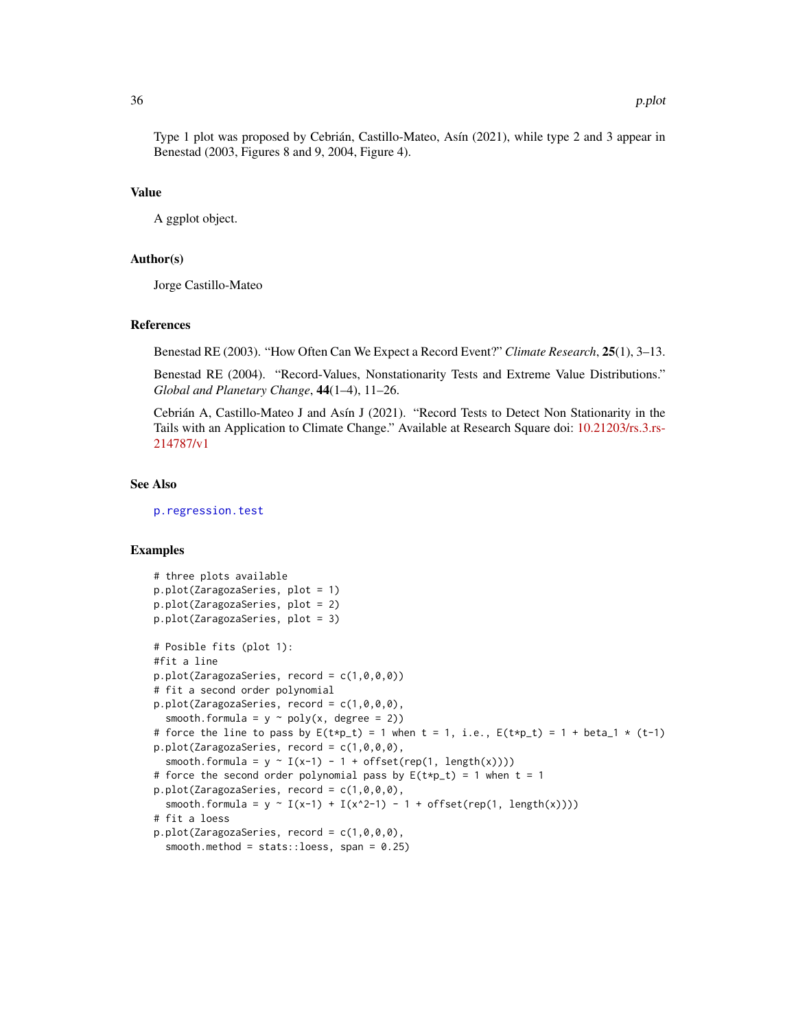Type 1 plot was proposed by Cebrián, Castillo-Mateo, Asín (2021), while type 2 and 3 appear in Benestad (2003, Figures 8 and 9, 2004, Figure 4).

### Value

A ggplot object.

### Author(s)

Jorge Castillo-Mateo

### References

Benestad RE (2003). "How Often Can We Expect a Record Event?" *Climate Research*, **25**(1), 3–13.

Benestad RE (2004). "Record-Values, Nonstationarity Tests and Extreme Value Distributions." *Global and Planetary Change*, **44**(1–4), 11–26.

Cebrián A, Castillo-Mateo J and Asín J (2021). "Record Tests to Detect Non Stationarity in the Tails with an Application to Climate Change." Available at Research Square doi: 10.21203/rs.3.rs-214787/v1

### See Also

`p.regression.test`

### Examples

```
# three plots available
p.plot(ZaragozaSeries, plot = 1)
p.plot(ZaragozaSeries, plot = 2)
p.plot(ZaragozaSeries, plot = 3)

# Posible fits (plot 1):
#fit a line
p.plot(ZaragozaSeries, record = c(1,0,0,0))
# fit a second order polynomial
p.plot(ZaragozaSeries, record = c(1,0,0,0),
  smooth.formula = y ~ poly(x, degree = 2))
# force the line to pass by E(t*p_t) = 1 when t = 1, i.e., E(t*p_t) = 1 + beta_1 * (t-1)
p.plot(ZaragozaSeries, record = c(1,0,0,0),
  smooth.formula = y ~ I(x-1) - 1 + offset(rep(1, length(x))))
# force the second order polynomial pass by E(t*p_t) = 1 when t = 1
p.plot(ZaragozaSeries, record = c(1,0,0,0),
  smooth.formula = y ~ I(x-1) + I(x^2-1) - 1 + offset(rep(1, length(x))))
# fit a loess
p.plot(ZaragozaSeries, record = c(1,0,0,0),
  smooth.method = stats::loess, span = 0.25)
```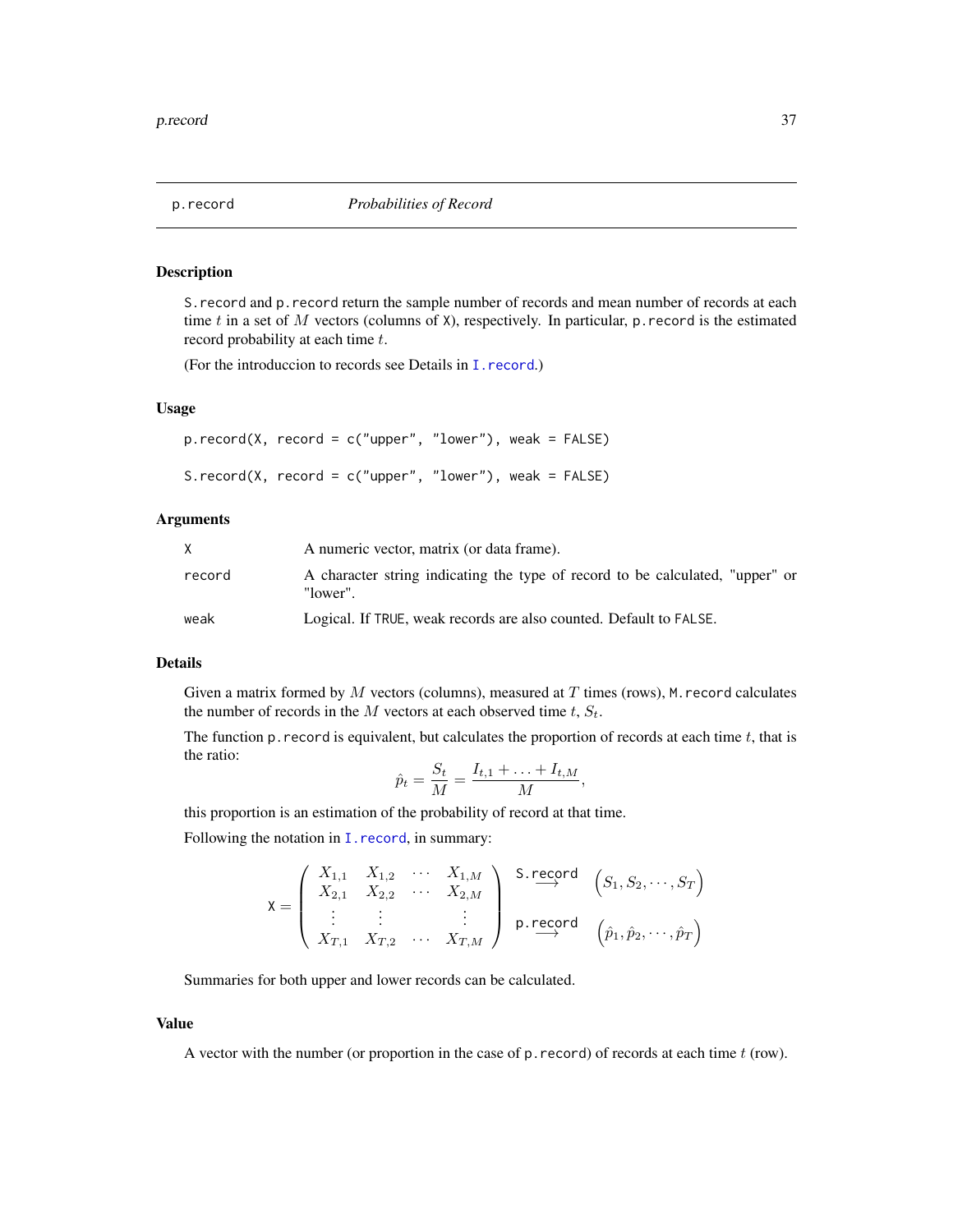## p.record — *Probabilities of Record*

### Description

`S.record` and `p.record` return the sample number of records and mean number of records at each time $t$ in a set of $M$ vectors (columns of `X`), respectively. In particular, `p.record` is the estimated record probability at each time $t$.

(For the introduccion to records see Details in `I.record`.)

### Usage

```
p.record(X, record = c("upper", "lower"), weak = FALSE)

S.record(X, record = c("upper", "lower"), weak = FALSE)
```

### Arguments

| | |
|---|---|
| `X` | A numeric vector, matrix (or data frame). |
| `record` | A character string indicating the type of record to be calculated, "upper" or "lower". |
| `weak` | Logical. If `TRUE`, weak records are also counted. Default to `FALSE`. |

### Details

Given a matrix formed by $M$ vectors (columns), measured at $T$ times (rows), `M.record` calculates the number of records in the $M$ vectors at each observed time $t$, $S_t$.

The function `p.record` is equivalent, but calculates the proportion of records at each time $t$, that is the ratio:

$$\hat{p}_t = \frac{S_t}{M} = \frac{I_{t,1} + \ldots + I_{t,M}}{M},$$

this proportion is an estimation of the probability of record at that time.

Following the notation in `I.record`, in summary:

$$\texttt{X} = \left( \begin{array}{cccc} X_{1,1} & X_{1,2} & \cdots & X_{1,M} \\ X_{2,1} & X_{2,2} & \cdots & X_{2,M} \\ \vdots & \vdots & & \vdots \\ X_{T,1} & X_{T,2} & \cdots & X_{T,M} \end{array} \right) \begin{array}{c} \stackrel{\texttt{S.record}}{\longrightarrow} \\ \\ \stackrel{\texttt{p.record}}{\longrightarrow} \end{array} \begin{array}{c} \left( S_1, S_2, \cdots, S_T \right) \\ \\ \left( \hat{p}_1, \hat{p}_2, \cdots, \hat{p}_T \right) \end{array}$$

Summaries for both upper and lower records can be calculated.

### Value

A vector with the number (or proportion in the case of `p.record`) of records at each time $t$ (row).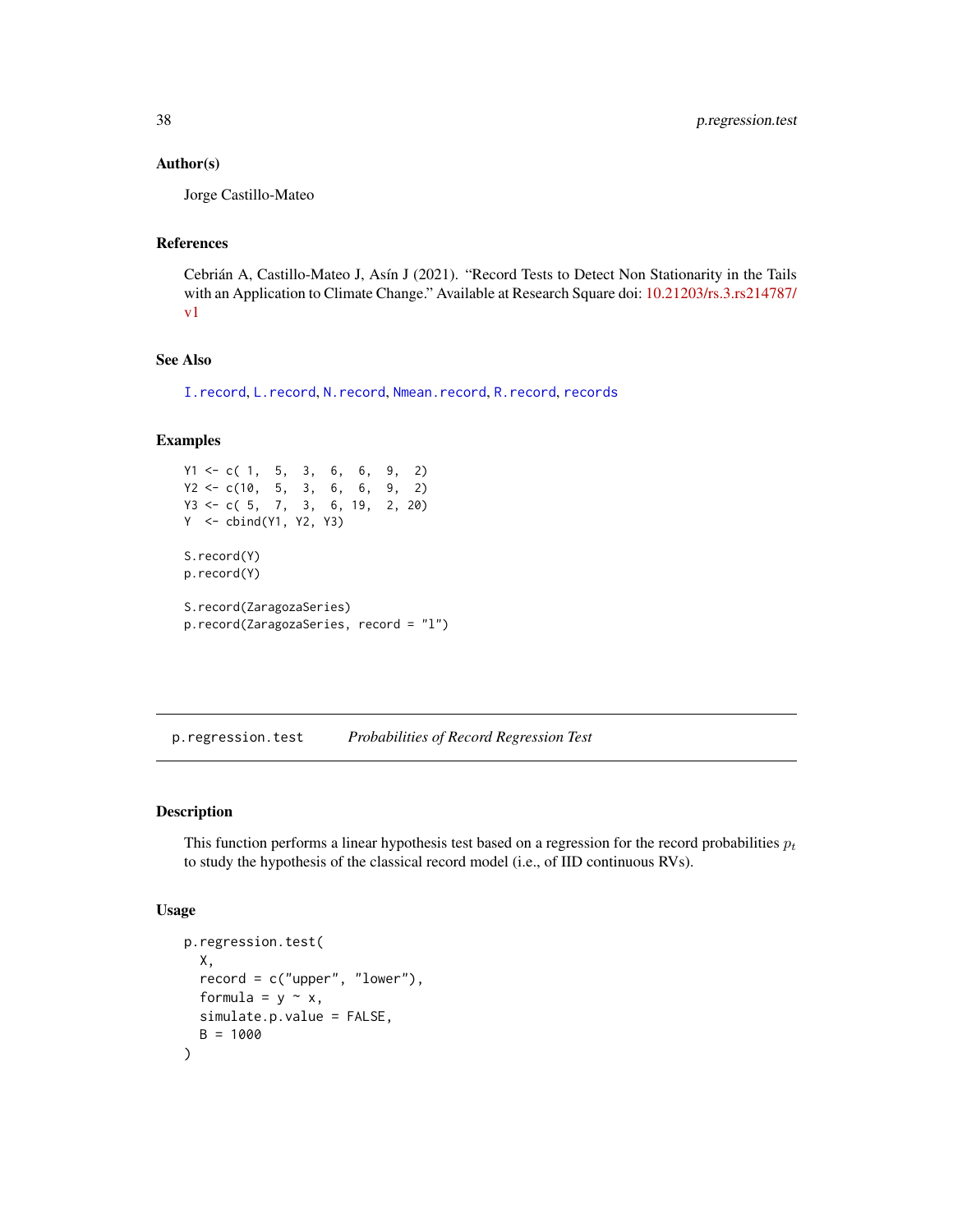### Author(s)

Jorge Castillo-Mateo

### References

Cebrián A, Castillo-Mateo J, Asín J (2021). "Record Tests to Detect Non Stationarity in the Tails with an Application to Climate Change." Available at Research Square doi: 10.21203/rs.3.rs214787/v1

### See Also

I.record, L.record, N.record, Nmean.record, R.record, records

### Examples

```
Y1 <- c( 1,  5,  3,  6,  6,  9,  2)
Y2 <- c(10,  5,  3,  6,  6,  9,  2)
Y3 <- c( 5,  7,  3,  6, 19,  2, 20)
Y  <- cbind(Y1, Y2, Y3)

S.record(Y)
p.record(Y)

S.record(ZaragozaSeries)
p.record(ZaragozaSeries, record = "l")
```

---

## p.regression.test *Probabilities of Record Regression Test*

---

### Description

This function performs a linear hypothesis test based on a regression for the record probabilities $p_t$ to study the hypothesis of the classical record model (i.e., of IID continuous RVs).

### Usage

```
p.regression.test(
  X,
  record = c("upper", "lower"),
  formula = y ~ x,
  simulate.p.value = FALSE,
  B = 1000
)
```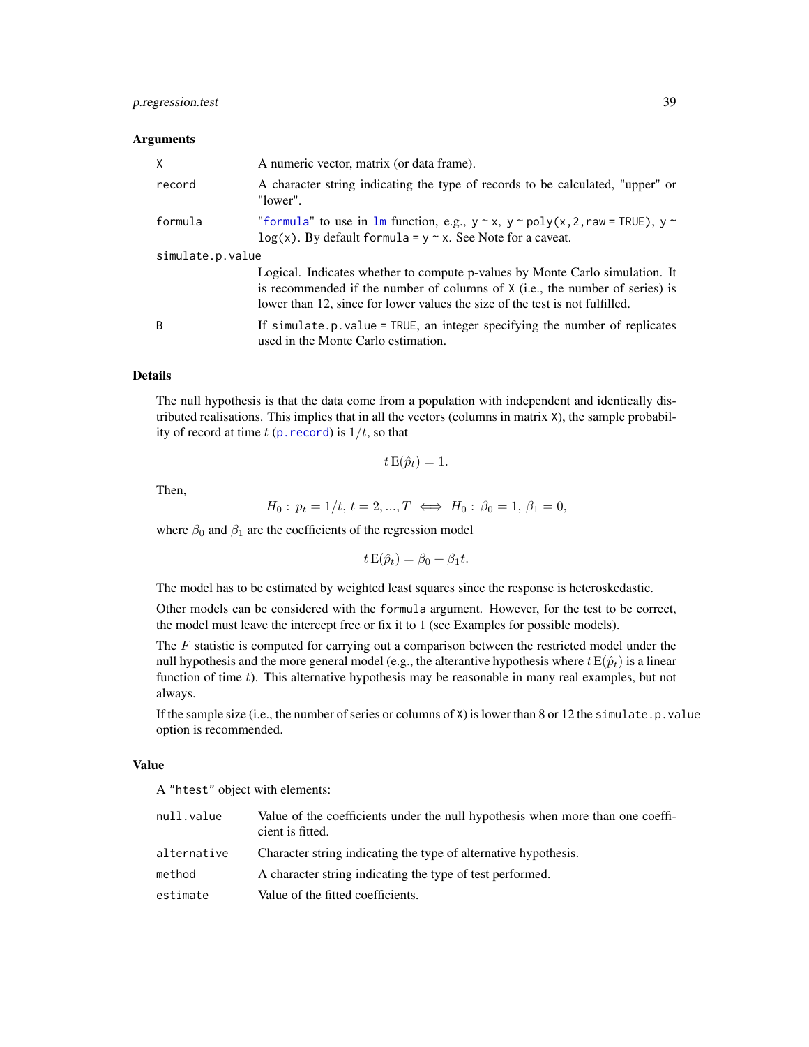### Arguments

| | |
|---|---|
| `X` | A numeric vector, matrix (or data frame). |
| `record` | A character string indicating the type of records to be calculated, "upper" or "lower". |
| `formula` | "formula" to use in `lm` function, e.g., `y ~ x`, `y ~ poly(x,2,raw = TRUE)`, `y ~ log(x)`. By default `formula = y ~ x`. See Note for a caveat. |
| `simulate.p.value` | Logical. Indicates whether to compute p-values by Monte Carlo simulation. It is recommended if the number of columns of `X` (i.e., the number of series) is lower than 12, since for lower values the size of the test is not fulfilled. |
| `B` | If `simulate.p.value = TRUE`, an integer specifying the number of replicates used in the Monte Carlo estimation. |

### Details

The null hypothesis is that the data come from a population with independent and identically distributed realisations. This implies that in all the vectors (columns in matrix `X`), the sample probability of record at time $t$ (`p.record`) is $1/t$, so that

$$t\,\mathrm{E}(\hat{p}_t) = 1.$$

Then,

$$H_0 : \; p_t = 1/t, \; t = 2, ..., T \iff H_0 : \; \beta_0 = 1, \; \beta_1 = 0,$$

where $\beta_0$ and $\beta_1$ are the coefficients of the regression model

$$t\,\mathrm{E}(\hat{p}_t) = \beta_0 + \beta_1 t.$$

The model has to be estimated by weighted least squares since the response is heteroskedastic.

Other models can be considered with the `formula` argument. However, for the test to be correct, the model must leave the intercept free or fix it to 1 (see Examples for possible models).

The $F$ statistic is computed for carrying out a comparison between the restricted model under the null hypothesis and the more general model (e.g., the alterantive hypothesis where $t\,\mathrm{E}(\hat{p}_t)$ is a linear function of time $t$). This alternative hypothesis may be reasonable in many real examples, but not always.

If the sample size (i.e., the number of series or columns of `X`) is lower than 8 or 12 the `simulate.p.value` option is recommended.

### Value

A "htest" object with elements:

| | |
|---|---|
| `null.value` | Value of the coefficients under the null hypothesis when more than one coefficient is fitted. |
| `alternative` | Character string indicating the type of alternative hypothesis. |
| `method` | A character string indicating the type of test performed. |
| `estimate` | Value of the fitted coefficients. |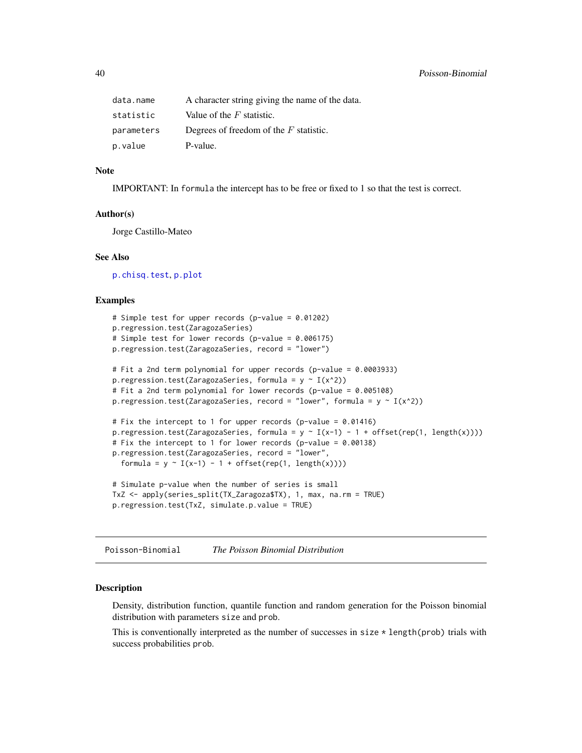| | |
|---|---|
| data.name | A character string giving the name of the data. |
| statistic | Value of the $F$ statistic. |
| parameters | Degrees of freedom of the $F$ statistic. |
| p.value | P-value. |

### Note

IMPORTANT: In formula the intercept has to be free or fixed to 1 so that the test is correct.

### Author(s)

Jorge Castillo-Mateo

### See Also

p.chisq.test, p.plot

### Examples

```
# Simple test for upper records (p-value = 0.01202)
p.regression.test(ZaragozaSeries)
# Simple test for lower records (p-value = 0.006175)
p.regression.test(ZaragozaSeries, record = "lower")

# Fit a 2nd term polynomial for upper records (p-value = 0.0003933)
p.regression.test(ZaragozaSeries, formula = y ~ I(x^2))
# Fit a 2nd term polynomial for lower records (p-value = 0.005108)
p.regression.test(ZaragozaSeries, record = "lower", formula = y ~ I(x^2))

# Fix the intercept to 1 for upper records (p-value = 0.01416)
p.regression.test(ZaragozaSeries, formula = y ~ I(x-1) - 1 + offset(rep(1, length(x))))
# Fix the intercept to 1 for lower records (p-value = 0.00138)
p.regression.test(ZaragozaSeries, record = "lower",
  formula = y ~ I(x-1) - 1 + offset(rep(1, length(x))))

# Simulate p-value when the number of series is small
TxZ <- apply(series_split(TX_Zaragoza$TX), 1, max, na.rm = TRUE)
p.regression.test(TxZ, simulate.p.value = TRUE)
```

---

## Poisson-Binomial *The Poisson Binomial Distribution*

---

### Description

Density, distribution function, quantile function and random generation for the Poisson binomial distribution with parameters size and prob.

This is conventionally interpreted as the number of successes in size * length(prob) trials with success probabilities prob.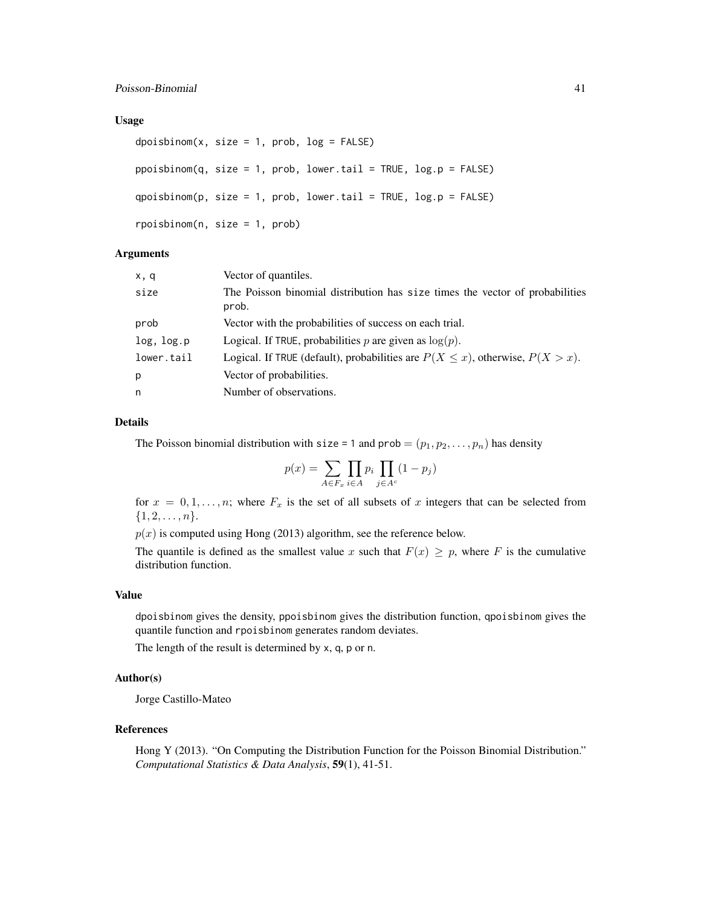### Usage

```
dpoisbinom(x, size = 1, prob, log = FALSE)

ppoisbinom(q, size = 1, prob, lower.tail = TRUE, log.p = FALSE)

qpoisbinom(p, size = 1, prob, lower.tail = TRUE, log.p = FALSE)

rpoisbinom(n, size = 1, prob)
```

### Arguments

| | |
|---|---|
| x, q | Vector of quantiles. |
| size | The Poisson binomial distribution has size times the vector of probabilities prob. |
| prob | Vector with the probabilities of success on each trial. |
| log, log.p | Logical. If TRUE, probabilities $p$ are given as $\log(p)$. |
| lower.tail | Logical. If TRUE (default), probabilities are $P(X \leq x)$, otherwise, $P(X > x)$. |
| p | Vector of probabilities. |
| n | Number of observations. |

### Details

The Poisson binomial distribution with size = 1 and prob $= (p_1, p_2, \ldots, p_n)$ has density

$$p(x) = \sum_{A \in F_x} \prod_{i \in A} p_i \prod_{j \in A^c} (1 - p_j)$$

for $x = 0, 1, \ldots, n$; where $F_x$ is the set of all subsets of $x$ integers that can be selected from $\{1, 2, \ldots, n\}$.

$p(x)$ is computed using Hong (2013) algorithm, see the reference below.

The quantile is defined as the smallest value $x$ such that $F(x) \geq p$, where $F$ is the cumulative distribution function.

### Value

dpoisbinom gives the density, ppoisbinom gives the distribution function, qpoisbinom gives the quantile function and rpoisbinom generates random deviates.

The length of the result is determined by x, q, p or n.

### Author(s)

Jorge Castillo-Mateo

### References

Hong Y (2013). "On Computing the Distribution Function for the Poisson Binomial Distribution." *Computational Statistics & Data Analysis*, **59**(1), 41-51.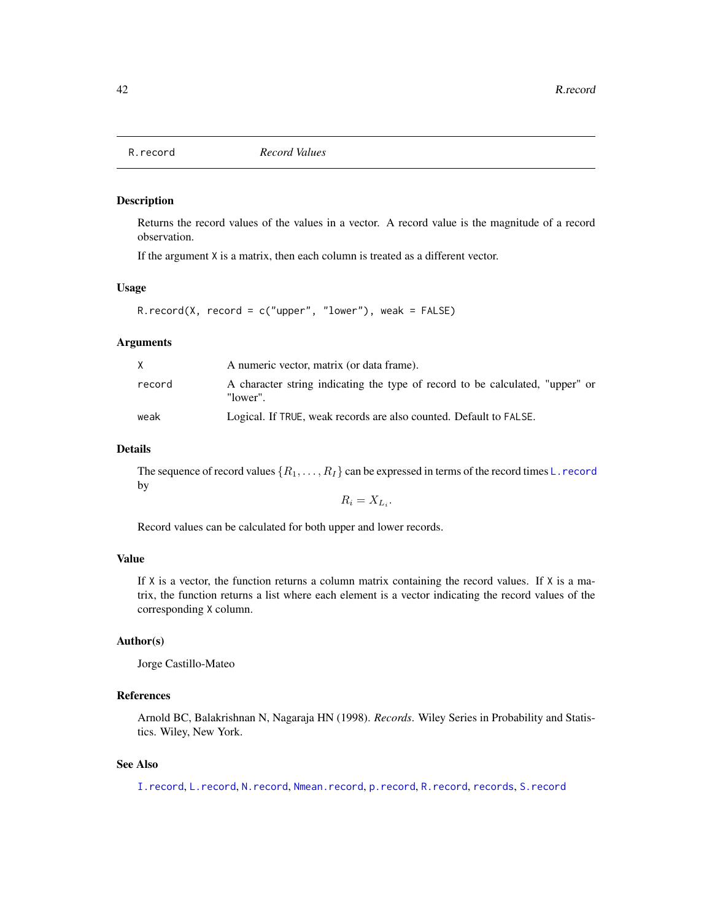R.record    *Record Values*

## Description

Returns the record values of the values in a vector. A record value is the magnitude of a record observation.

If the argument X is a matrix, then each column is treated as a different vector.

## Usage

```
R.record(X, record = c("upper", "lower"), weak = FALSE)
```

## Arguments

| | |
|---|---|
| X | A numeric vector, matrix (or data frame). |
| record | A character string indicating the type of record to be calculated, "upper" or "lower". |
| weak | Logical. If TRUE, weak records are also counted. Default to FALSE. |

## Details

The sequence of record values $\{R_1, \ldots, R_I\}$ can be expressed in terms of the record times L.record by

$$R_i = X_{L_i}.$$

Record values can be calculated for both upper and lower records.

## Value

If X is a vector, the function returns a column matrix containing the record values. If X is a matrix, the function returns a list where each element is a vector indicating the record values of the corresponding X column.

## Author(s)

Jorge Castillo-Mateo

## References

Arnold BC, Balakrishnan N, Nagaraja HN (1998). *Records*. Wiley Series in Probability and Statistics. Wiley, New York.

## See Also

I.record, L.record, N.record, Nmean.record, p.record, R.record, records, S.record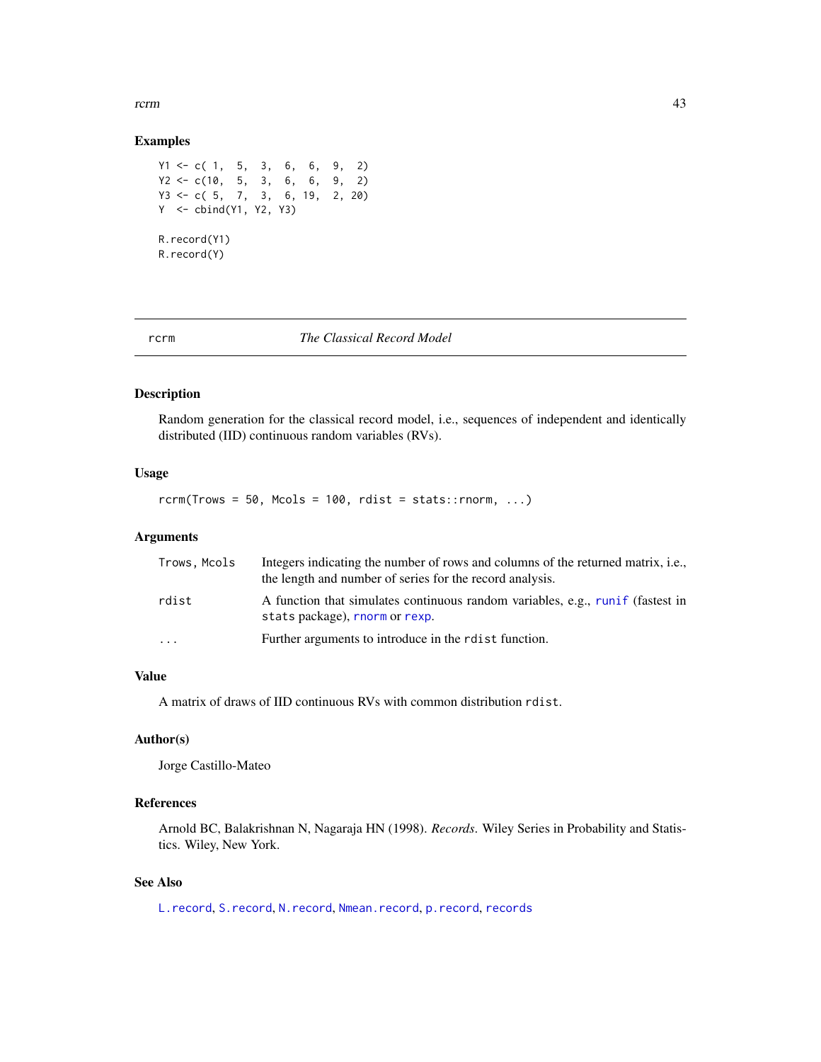### Examples

```
Y1 <- c( 1,  5,  3,  6,  6,  9,  2)
Y2 <- c(10,  5,  3,  6,  6,  9,  2)
Y3 <- c( 5,  7,  3,  6, 19,  2, 20)
Y  <- cbind(Y1, Y2, Y3)

R.record(Y1)
R.record(Y)
```

---

## rcrm — *The Classical Record Model*

### Description

Random generation for the classical record model, i.e., sequences of independent and identically distributed (IID) continuous random variables (RVs).

### Usage

```
rcrm(Trows = 50, Mcols = 100, rdist = stats::rnorm, ...)
```

### Arguments

| | |
|---|---|
| `Trows, Mcols` | Integers indicating the number of rows and columns of the returned matrix, i.e., the length and number of series for the record analysis. |
| `rdist` | A function that simulates continuous random variables, e.g., `runif` (fastest in `stats` package), `rnorm` or `rexp`. |
| `...` | Further arguments to introduce in the `rdist` function. |

### Value

A matrix of draws of IID continuous RVs with common distribution `rdist`.

### Author(s)

Jorge Castillo-Mateo

### References

Arnold BC, Balakrishnan N, Nagaraja HN (1998). *Records*. Wiley Series in Probability and Statistics. Wiley, New York.

### See Also

`L.record`, `S.record`, `N.record`, `Nmean.record`, `p.record`, `records`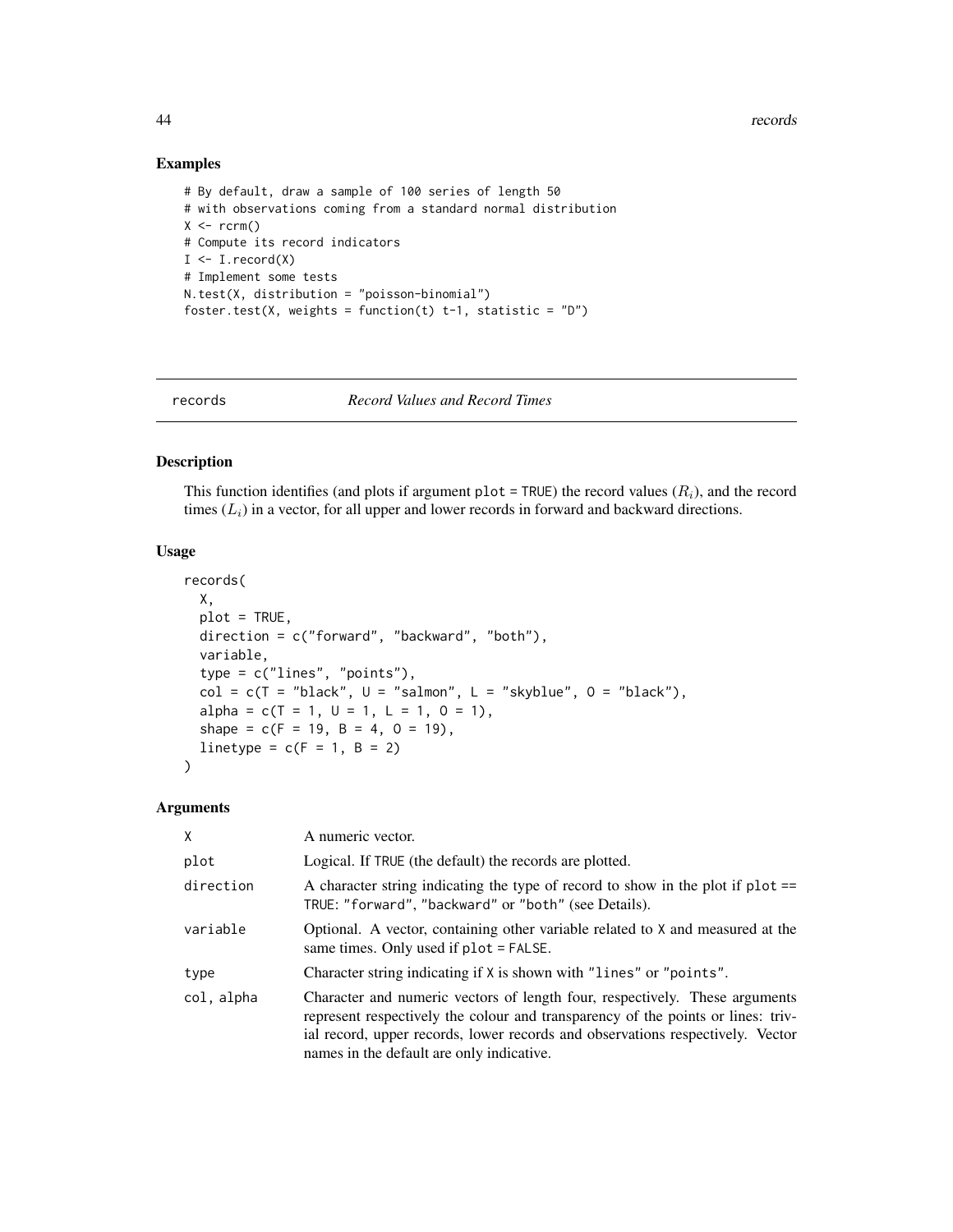## Examples

```
# By default, draw a sample of 100 series of length 50
# with observations coming from a standard normal distribution
X <- rcrm()
# Compute its record indicators
I <- I.record(X)
# Implement some tests
N.test(X, distribution = "poisson-binomial")
foster.test(X, weights = function(t) t-1, statistic = "D")
```

---

records &nbsp;&nbsp;&nbsp;&nbsp;&nbsp; *Record Values and Record Times*

---

## Description

This function identifies (and plots if argument `plot = TRUE`) the record values ($R_i$), and the record times ($L_i$) in a vector, for all upper and lower records in forward and backward directions.

## Usage

```
records(
  X,
  plot = TRUE,
  direction = c("forward", "backward", "both"),
  variable,
  type = c("lines", "points"),
  col = c(T = "black", U = "salmon", L = "skyblue", O = "black"),
  alpha = c(T = 1, U = 1, L = 1, O = 1),
  shape = c(F = 19, B = 4, O = 19),
  linetype = c(F = 1, B = 2)
)
```

## Arguments

| | |
|---|---|
| X | A numeric vector. |
| plot | Logical. If TRUE (the default) the records are plotted. |
| direction | A character string indicating the type of record to show in the plot if plot == TRUE: "forward", "backward" or "both" (see Details). |
| variable | Optional. A vector, containing other variable related to X and measured at the same times. Only used if plot = FALSE. |
| type | Character string indicating if X is shown with "lines" or "points". |
| col, alpha | Character and numeric vectors of length four, respectively. These arguments represent respectively the colour and transparency of the points or lines: trivial record, upper records, lower records and observations respectively. Vector names in the default are only indicative. |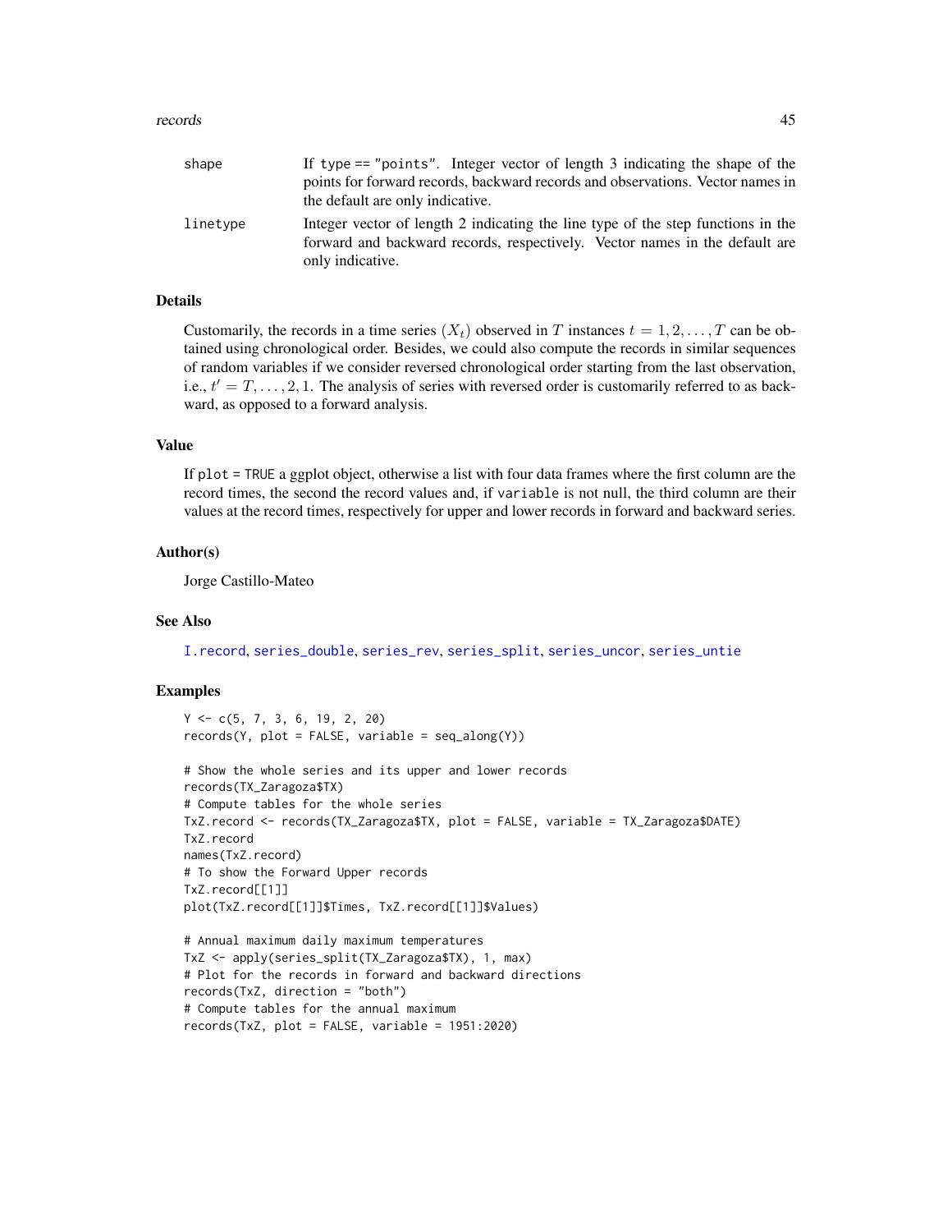| | |
|---|---|
| shape | If type == "points". Integer vector of length 3 indicating the shape of the points for forward records, backward records and observations. Vector names in the default are only indicative. |
| linetype | Integer vector of length 2 indicating the line type of the step functions in the forward and backward records, respectively. Vector names in the default are only indicative. |

## Details

Customarily, the records in a time series $(X_t)$ observed in $T$ instances $t = 1, 2, \ldots, T$ can be obtained using chronological order. Besides, we could also compute the records in similar sequences of random variables if we consider reversed chronological order starting from the last observation, i.e., $t' = T, \ldots, 2, 1$. The analysis of series with reversed order is customarily referred to as backward, as opposed to a forward analysis.

## Value

If plot = TRUE a ggplot object, otherwise a list with four data frames where the first column are the record times, the second the record values and, if variable is not null, the third column are their values at the record times, respectively for upper and lower records in forward and backward series.

## Author(s)

Jorge Castillo-Mateo

## See Also

I.record, series_double, series_rev, series_split, series_uncor, series_untie

## Examples

```
Y <- c(5, 7, 3, 6, 19, 2, 20)
records(Y, plot = FALSE, variable = seq_along(Y))

# Show the whole series and its upper and lower records
records(TX_Zaragoza$TX)
# Compute tables for the whole series
TxZ.record <- records(TX_Zaragoza$TX, plot = FALSE, variable = TX_Zaragoza$DATE)
TxZ.record
names(TxZ.record)
# To show the Forward Upper records
TxZ.record[[1]]
plot(TxZ.record[[1]]$Times, TxZ.record[[1]]$Values)

# Annual maximum daily maximum temperatures
TxZ <- apply(series_split(TX_Zaragoza$TX), 1, max)
# Plot for the records in forward and backward directions
records(TxZ, direction = "both")
# Compute tables for the annual maximum
records(TxZ, plot = FALSE, variable = 1951:2020)
```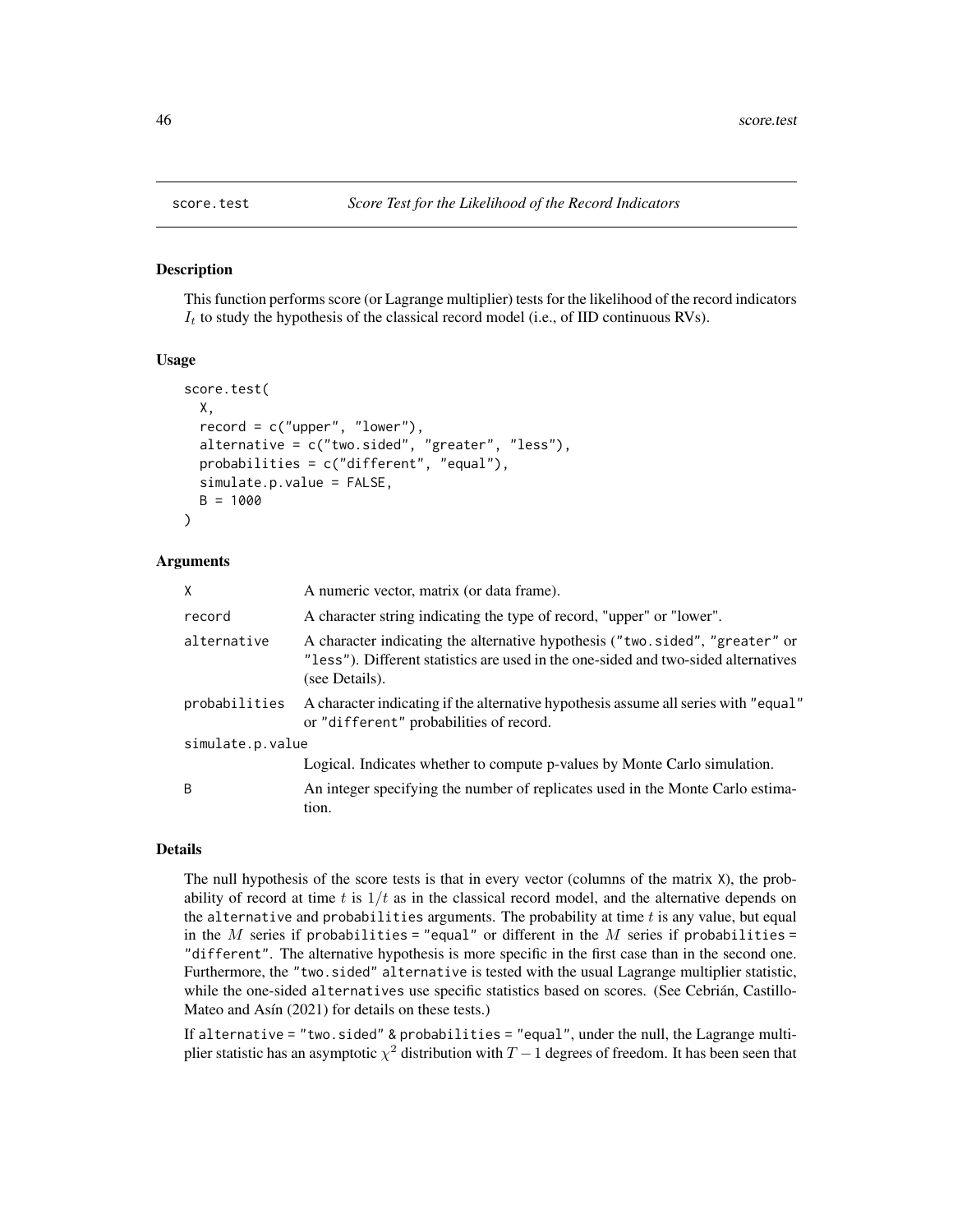## score.test — *Score Test for the Likelihood of the Record Indicators*

### Description

This function performs score (or Lagrange multiplier) tests for the likelihood of the record indicators $I_t$ to study the hypothesis of the classical record model (i.e., of IID continuous RVs).

### Usage

```
score.test(
  X,
  record = c("upper", "lower"),
  alternative = c("two.sided", "greater", "less"),
  probabilities = c("different", "equal"),
  simulate.p.value = FALSE,
  B = 1000
)
```

### Arguments

| | |
|---|---|
| X | A numeric vector, matrix (or data frame). |
| record | A character string indicating the type of record, "upper" or "lower". |
| alternative | A character indicating the alternative hypothesis ("two.sided", "greater" or "less"). Different statistics are used in the one-sided and two-sided alternatives (see Details). |
| probabilities | A character indicating if the alternative hypothesis assume all series with "equal" or "different" probabilities of record. |
| simulate.p.value | Logical. Indicates whether to compute p-values by Monte Carlo simulation. |
| B | An integer specifying the number of replicates used in the Monte Carlo estimation. |

### Details

The null hypothesis of the score tests is that in every vector (columns of the matrix X), the probability of record at time $t$ is $1/t$ as in the classical record model, and the alternative depends on the alternative and probabilities arguments. The probability at time $t$ is any value, but equal in the $M$ series if probabilities = "equal" or different in the $M$ series if probabilities = "different". The alternative hypothesis is more specific in the first case than in the second one. Furthermore, the "two.sided" alternative is tested with the usual Lagrange multiplier statistic, while the one-sided alternatives use specific statistics based on scores. (See Cebrián, Castillo-Mateo and Asín (2021) for details on these tests.)

If alternative = "two.sided" & probabilities = "equal", under the null, the Lagrange multiplier statistic has an asymptotic $\chi^2$ distribution with $T - 1$ degrees of freedom. It has been seen that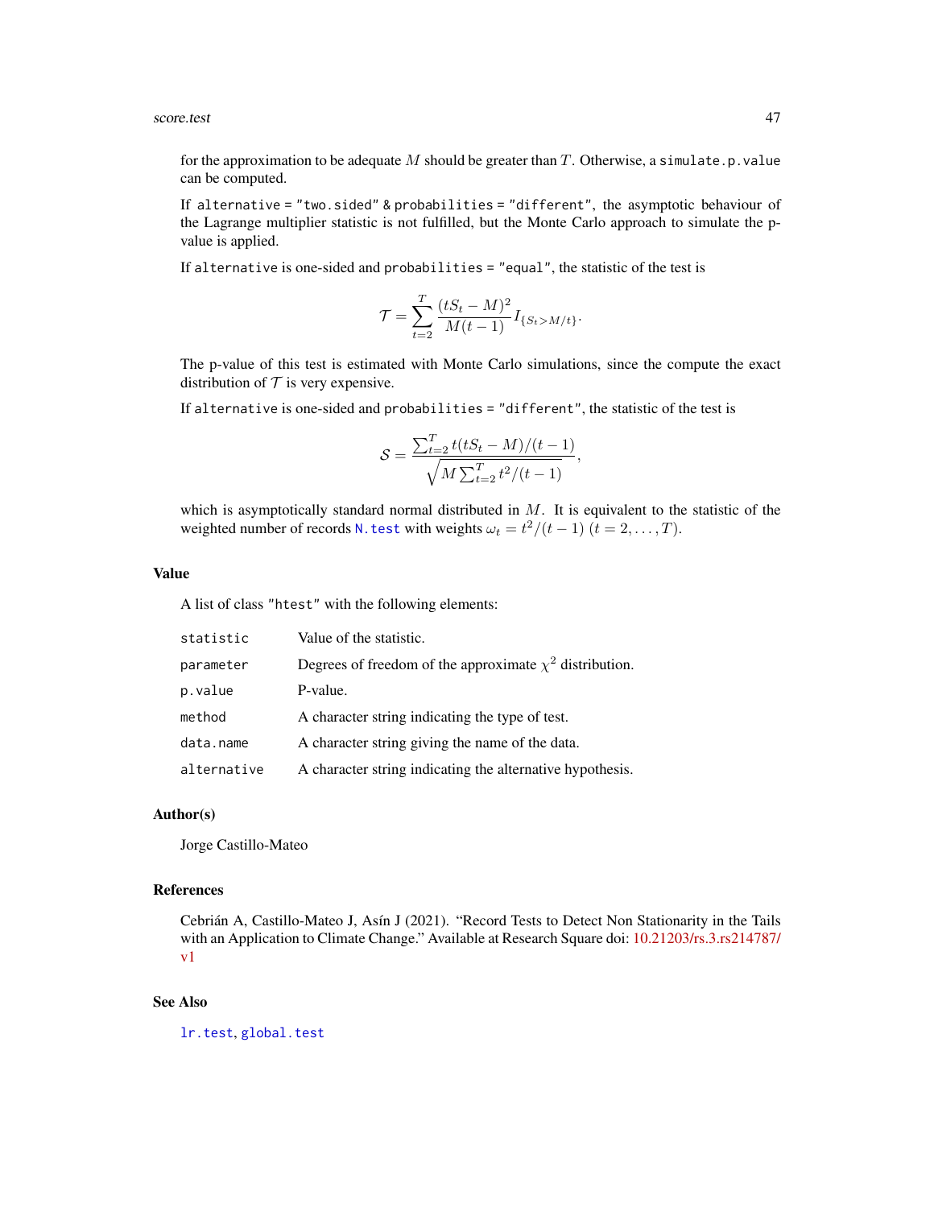for the approximation to be adequate $M$ should be greater than $T$. Otherwise, a `simulate.p.value` can be computed.

If `alternative = "two.sided"` & `probabilities = "different"`, the asymptotic behaviour of the Lagrange multiplier statistic is not fulfilled, but the Monte Carlo approach to simulate the p-value is applied.

If `alternative` is one-sided and `probabilities = "equal"`, the statistic of the test is

$$\mathcal{T} = \sum_{t=2}^{T} \frac{(tS_t - M)^2}{M(t-1)} I_{\{S_t > M/t\}}.$$

The p-value of this test is estimated with Monte Carlo simulations, since the compute the exact distribution of $\mathcal{T}$ is very expensive.

If `alternative` is one-sided and `probabilities = "different"`, the statistic of the test is

$$\mathcal{S} = \frac{\sum_{t=2}^{T} t(tS_t - M)/(t-1)}{\sqrt{M \sum_{t=2}^{T} t^2/(t-1)}},$$

which is asymptotically standard normal distributed in $M$. It is equivalent to the statistic of the weighted number of records `N.test` with weights $\omega_t = t^2/(t-1)$ $(t = 2, \ldots, T)$.

## Value

A list of class "htest" with the following elements:

| | |
|---|---|
| `statistic` | Value of the statistic. |
| `parameter` | Degrees of freedom of the approximate $\chi^2$ distribution. |
| `p.value` | P-value. |
| `method` | A character string indicating the type of test. |
| `data.name` | A character string giving the name of the data. |
| `alternative` | A character string indicating the alternative hypothesis. |

## Author(s)

Jorge Castillo-Mateo

## References

Cebrián A, Castillo-Mateo J, Asín J (2021). "Record Tests to Detect Non Stationarity in the Tails with an Application to Climate Change." Available at Research Square doi: 10.21203/rs.3.rs214787/v1

## See Also

`lr.test`, `global.test`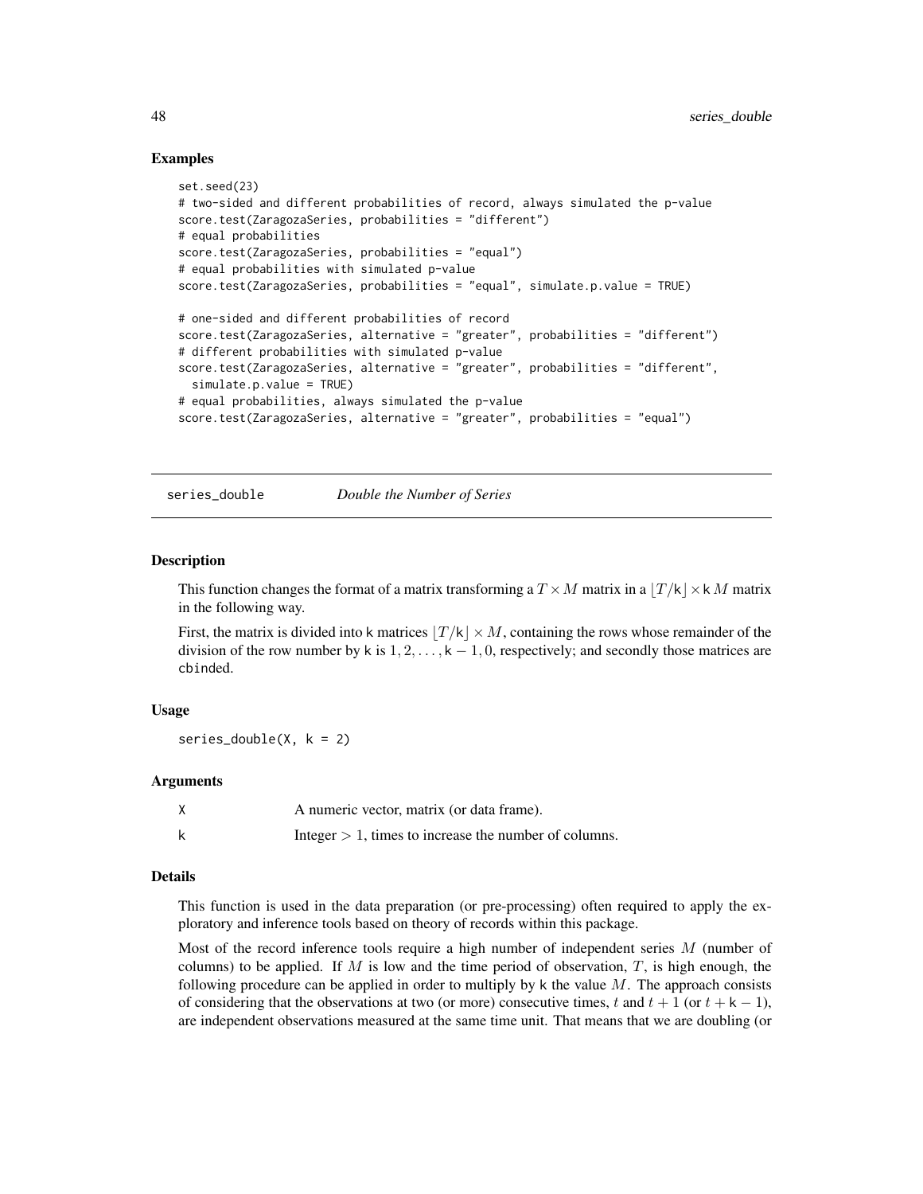### Examples

```
set.seed(23)
# two-sided and different probabilities of record, always simulated the p-value
score.test(ZaragozaSeries, probabilities = "different")
# equal probabilities
score.test(ZaragozaSeries, probabilities = "equal")
# equal probabilities with simulated p-value
score.test(ZaragozaSeries, probabilities = "equal", simulate.p.value = TRUE)

# one-sided and different probabilities of record
score.test(ZaragozaSeries, alternative = "greater", probabilities = "different")
# different probabilities with simulated p-value
score.test(ZaragozaSeries, alternative = "greater", probabilities = "different",
  simulate.p.value = TRUE)
# equal probabilities, always simulated the p-value
score.test(ZaragozaSeries, alternative = "greater", probabilities = "equal")
```

---

## series_double — *Double the Number of Series*

---

### Description

This function changes the format of a matrix transforming a $T \times M$ matrix in a $\lfloor T/\mathsf{k} \rfloor \times \mathsf{k}\, M$ matrix in the following way.

First, the matrix is divided into k matrices $\lfloor T/\mathsf{k} \rfloor \times M$, containing the rows whose remainder of the division of the row number by k is $1, 2, \ldots, \mathsf{k}-1, 0$, respectively; and secondly those matrices are cbinded.

### Usage

```
series_double(X, k = 2)
```

### Arguments

| | |
|---|---|
| X | A numeric vector, matrix (or data frame). |
| k | Integer $> 1$, times to increase the number of columns. |

### Details

This function is used in the data preparation (or pre-processing) often required to apply the exploratory and inference tools based on theory of records within this package.

Most of the record inference tools require a high number of independent series $M$ (number of columns) to be applied. If $M$ is low and the time period of observation, $T$, is high enough, the following procedure can be applied in order to multiply by k the value $M$. The approach consists of considering that the observations at two (or more) consecutive times, $t$ and $t+1$ (or $t+\mathsf{k}-1$), are independent observations measured at the same time unit. That means that we are doubling (or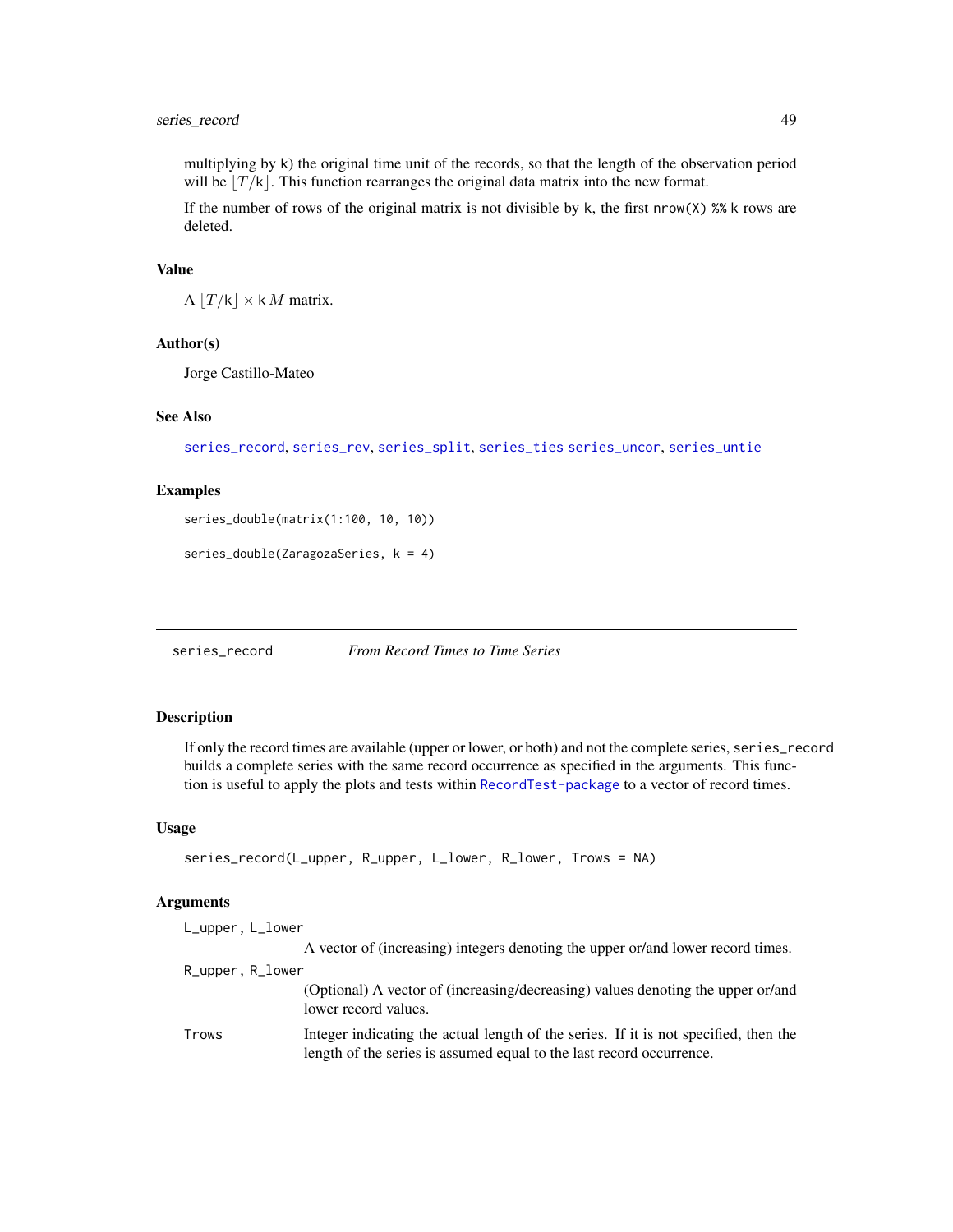multiplying by k) the original time unit of the records, so that the length of the observation period will be $\lfloor T/\mathrm{k} \rfloor$. This function rearranges the original data matrix into the new format.

If the number of rows of the original matrix is not divisible by k, the first `nrow(X) %% k` rows are deleted.

### Value

A $\lfloor T/\mathrm{k} \rfloor \times \mathrm{k}\, M$ matrix.

### Author(s)

Jorge Castillo-Mateo

### See Also

series_record, series_rev, series_split, series_ties series_uncor, series_untie

### Examples

```
series_double(matrix(1:100, 10, 10))

series_double(ZaragozaSeries, k = 4)
```

---

## series_record — *From Record Times to Time Series*

### Description

If only the record times are available (upper or lower, or both) and not the complete series, `series_record` builds a complete series with the same record occurrence as specified in the arguments. This function is useful to apply the plots and tests within RecordTest-package to a vector of record times.

### Usage

```
series_record(L_upper, R_upper, L_lower, R_lower, Trows = NA)
```

### Arguments

| | |
|---|---|
| `L_upper, L_lower` | A vector of (increasing) integers denoting the upper or/and lower record times. |
| `R_upper, R_lower` | (Optional) A vector of (increasing/decreasing) values denoting the upper or/and lower record values. |
| `Trows` | Integer indicating the actual length of the series. If it is not specified, then the length of the series is assumed equal to the last record occurrence. |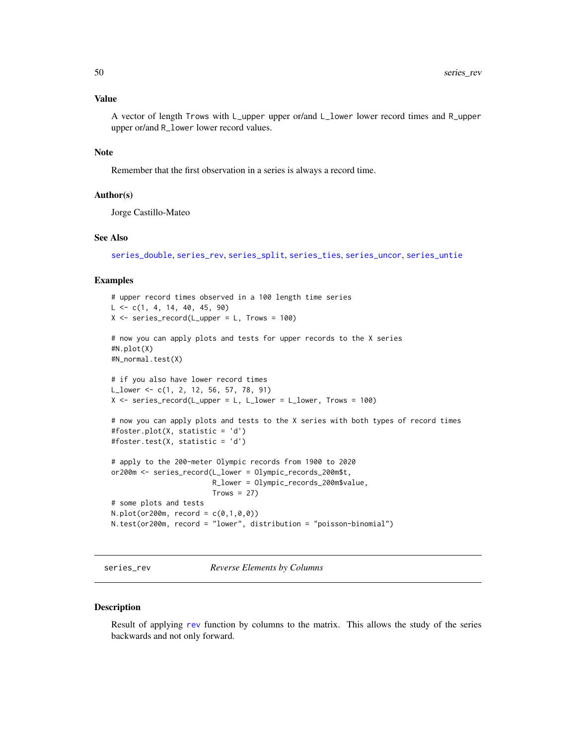## Value

A vector of length `Trows` with `L_upper` upper or/and `L_lower` lower record times and `R_upper` upper or/and `R_lower` lower record values.

## Note

Remember that the first observation in a series is always a record time.

## Author(s)

Jorge Castillo-Mateo

## See Also

series_double, series_rev, series_split, series_ties, series_uncor, series_untie

## Examples

```
# upper record times observed in a 100 length time series
L <- c(1, 4, 14, 40, 45, 90)
X <- series_record(L_upper = L, Trows = 100)

# now you can apply plots and tests for upper records to the X series
#N.plot(X)
#N_normal.test(X)

# if you also have lower record times
L_lower <- c(1, 2, 12, 56, 57, 78, 91)
X <- series_record(L_upper = L, L_lower = L_lower, Trows = 100)

# now you can apply plots and tests to the X series with both types of record times
#foster.plot(X, statistic = 'd')
#foster.test(X, statistic = 'd')

# apply to the 200-meter Olympic records from 1900 to 2020
or200m <- series_record(L_lower = Olympic_records_200m$t,
                        R_lower = Olympic_records_200m$value,
                        Trows = 27)
# some plots and tests
N.plot(or200m, record = c(0,1,0,0))
N.test(or200m, record = "lower", distribution = "poisson-binomial")
```

---

# series_rev — *Reverse Elements by Columns*

## Description

Result of applying rev function by columns to the matrix. This allows the study of the series backwards and not only forward.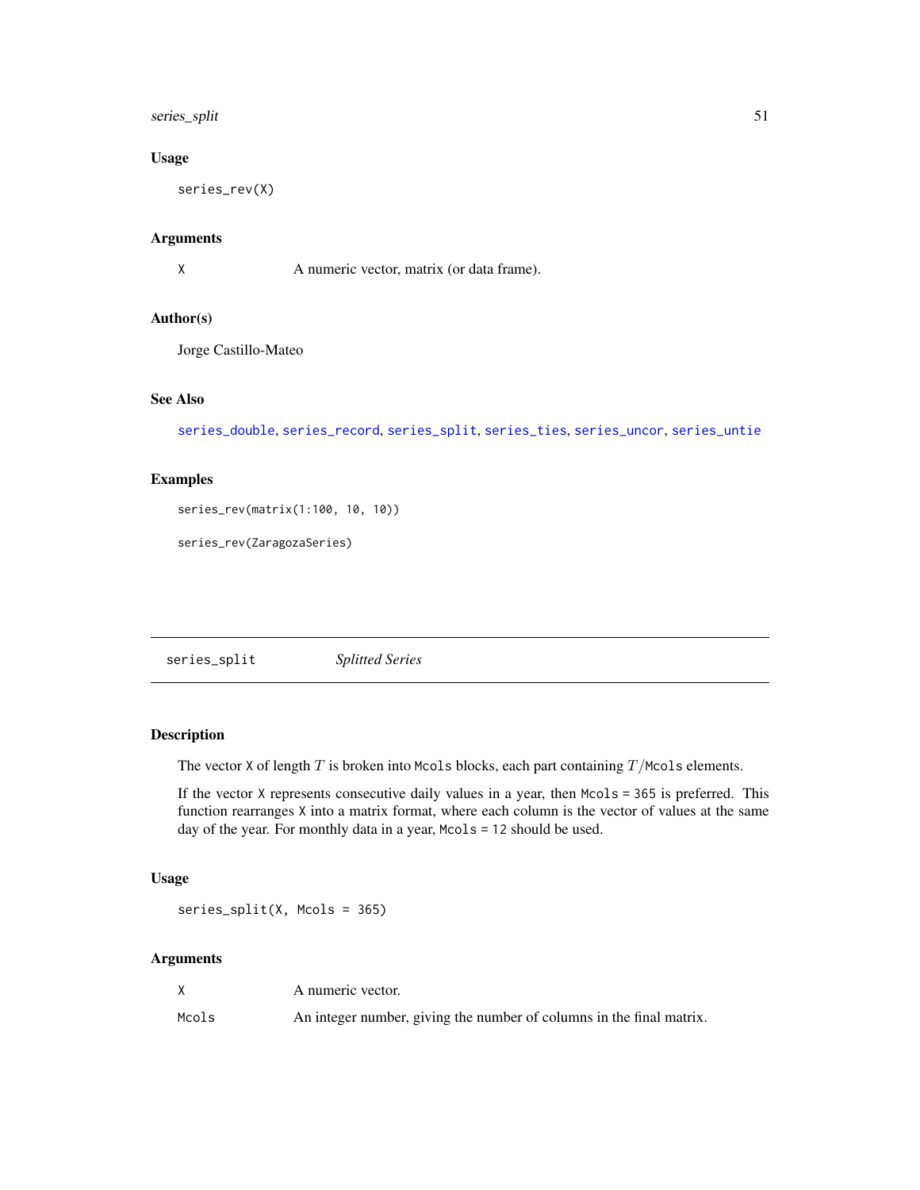### Usage

```
series_rev(X)
```

### Arguments

| | |
|---|---|
| X | A numeric vector, matrix (or data frame). |

### Author(s)

Jorge Castillo-Mateo

### See Also

series_double, series_record, series_split, series_ties, series_uncor, series_untie

### Examples

```
series_rev(matrix(1:100, 10, 10))

series_rev(ZaragozaSeries)
```

---

## series_split *Splitted Series*

### Description

The vector X of length $T$ is broken into Mcols blocks, each part containing $T/$Mcols elements.

If the vector X represents consecutive daily values in a year, then Mcols = 365 is preferred. This function rearranges X into a matrix format, where each column is the vector of values at the same day of the year. For monthly data in a year, Mcols = 12 should be used.

### Usage

```
series_split(X, Mcols = 365)
```

### Arguments

| | |
|---|---|
| X | A numeric vector. |
| Mcols | An integer number, giving the number of columns in the final matrix. |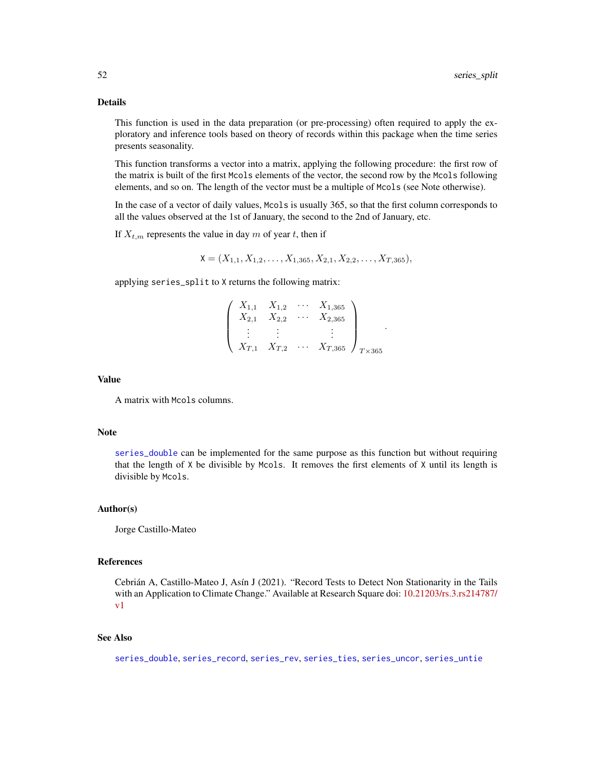## Details

This function is used in the data preparation (or pre-processing) often required to apply the exploratory and inference tools based on theory of records within this package when the time series presents seasonality.

This function transforms a vector into a matrix, applying the following procedure: the first row of the matrix is built of the first `Mcols` elements of the vector, the second row by the `Mcols` following elements, and so on. The length of the vector must be a multiple of `Mcols` (see Note otherwise).

In the case of a vector of daily values, `Mcols` is usually 365, so that the first column corresponds to all the values observed at the 1st of January, the second to the 2nd of January, etc.

If $X_{t,m}$ represents the value in day $m$ of year $t$, then if

$$\texttt{X} = (X_{1,1}, X_{1,2}, \ldots, X_{1,365}, X_{2,1}, X_{2,2}, \ldots, X_{T,365}),$$

applying `series_split` to `X` returns the following matrix:

$$\left( \begin{array}{cccc} X_{1,1} & X_{1,2} & \cdots & X_{1,365} \\ X_{2,1} & X_{2,2} & \cdots & X_{2,365} \\ \vdots & \vdots & & \vdots \\ X_{T,1} & X_{T,2} & \cdots & X_{T,365} \end{array} \right)_{T \times 365}.$$

## Value

A matrix with `Mcols` columns.

## Note

`series_double` can be implemented for the same purpose as this function but without requiring that the length of `X` be divisible by `Mcols`. It removes the first elements of `X` until its length is divisible by `Mcols`.

## Author(s)

Jorge Castillo-Mateo

## References

Cebrián A, Castillo-Mateo J, Asín J (2021). "Record Tests to Detect Non Stationarity in the Tails with an Application to Climate Change." Available at Research Square doi: 10.21203/rs.3.rs214787/v1

## See Also

`series_double`, `series_record`, `series_rev`, `series_ties`, `series_uncor`, `series_untie`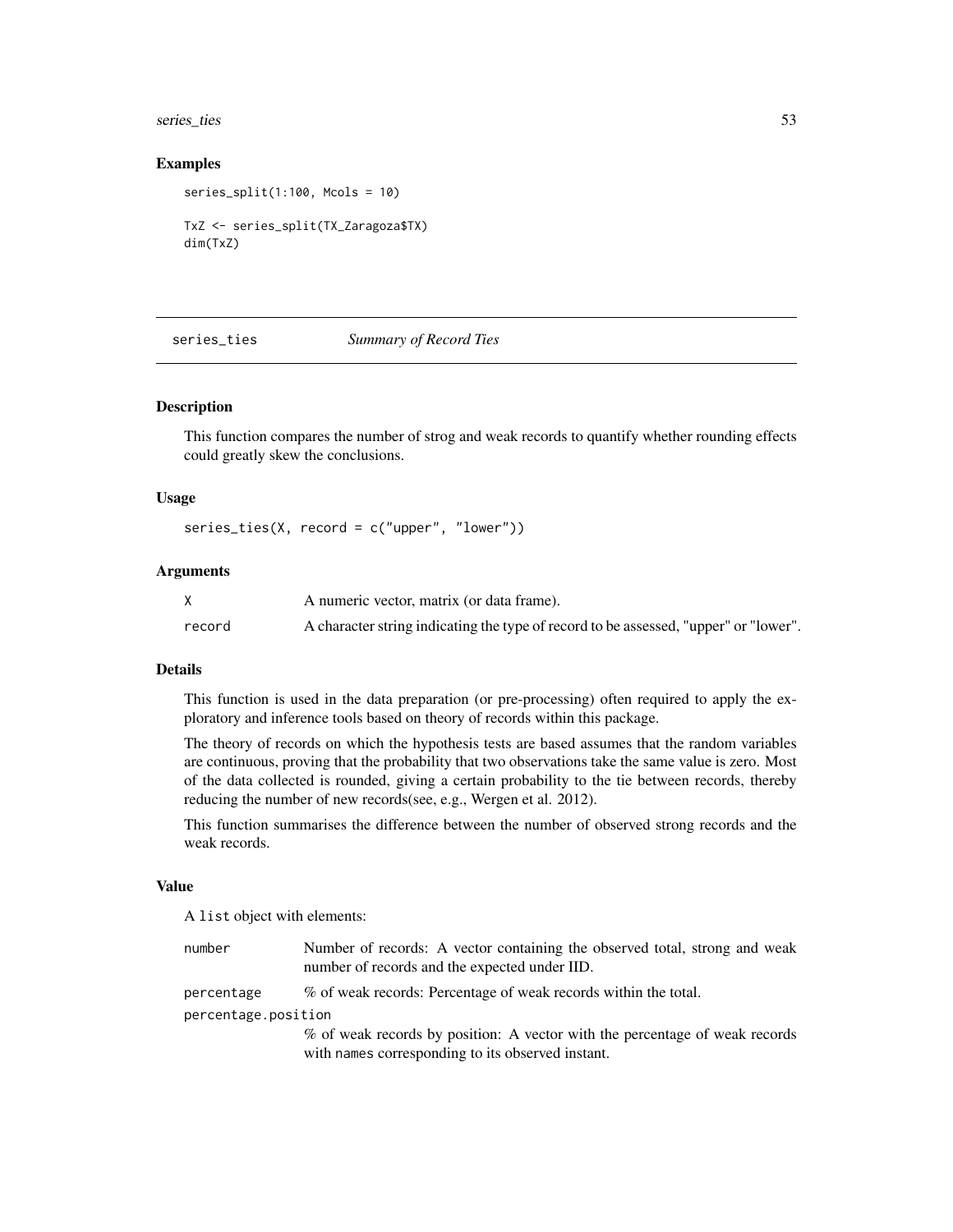### Examples

```
series_split(1:100, Mcols = 10)

TxZ <- series_split(TX_Zaragoza$TX)
dim(TxZ)
```

## series_ties *Summary of Record Ties*

### Description

This function compares the number of strog and weak records to quantify whether rounding effects could greatly skew the conclusions.

### Usage

```
series_ties(X, record = c("upper", "lower"))
```

### Arguments

| | |
|---|---|
| X | A numeric vector, matrix (or data frame). |
| record | A character string indicating the type of record to be assessed, "upper" or "lower". |

### Details

This function is used in the data preparation (or pre-processing) often required to apply the exploratory and inference tools based on theory of records within this package.

The theory of records on which the hypothesis tests are based assumes that the random variables are continuous, proving that the probability that two observations take the same value is zero. Most of the data collected is rounded, giving a certain probability to the tie between records, thereby reducing the number of new records(see, e.g., Wergen et al. 2012).

This function summarises the difference between the number of observed strong records and the weak records.

### Value

A `list` object with elements:

| | |
|---|---|
| number | Number of records: A vector containing the observed total, strong and weak number of records and the expected under IID. |
| percentage | % of weak records: Percentage of weak records within the total. |
| percentage.position | % of weak records by position: A vector with the percentage of weak records with `names` corresponding to its observed instant. |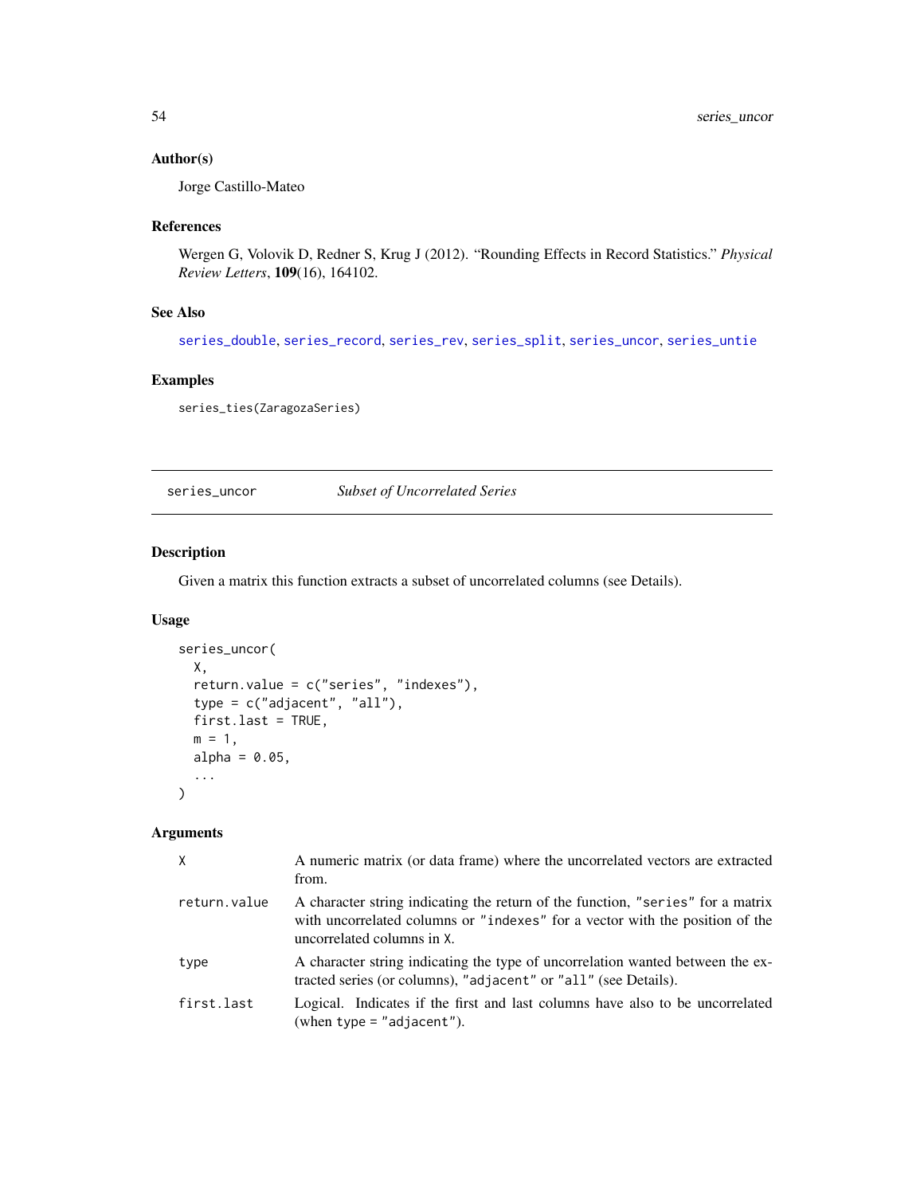### Author(s)

Jorge Castillo-Mateo

### References

Wergen G, Volovik D, Redner S, Krug J (2012). "Rounding Effects in Record Statistics." *Physical Review Letters*, **109**(16), 164102.

### See Also

series_double, series_record, series_rev, series_split, series_uncor, series_untie

### Examples

```
series_ties(ZaragozaSeries)
```

---

## series_uncor *Subset of Uncorrelated Series*

---

### Description

Given a matrix this function extracts a subset of uncorrelated columns (see Details).

### Usage

```
series_uncor(
  X,
  return.value = c("series", "indexes"),
  type = c("adjacent", "all"),
  first.last = TRUE,
  m = 1,
  alpha = 0.05,
  ...
)
```

### Arguments

| | |
|---|---|
| X | A numeric matrix (or data frame) where the uncorrelated vectors are extracted from. |
| return.value | A character string indicating the return of the function, "series" for a matrix with uncorrelated columns or "indexes" for a vector with the position of the uncorrelated columns in X. |
| type | A character string indicating the type of uncorrelation wanted between the extracted series (or columns), "adjacent" or "all" (see Details). |
| first.last | Logical. Indicates if the first and last columns have also to be uncorrelated (when type = "adjacent"). |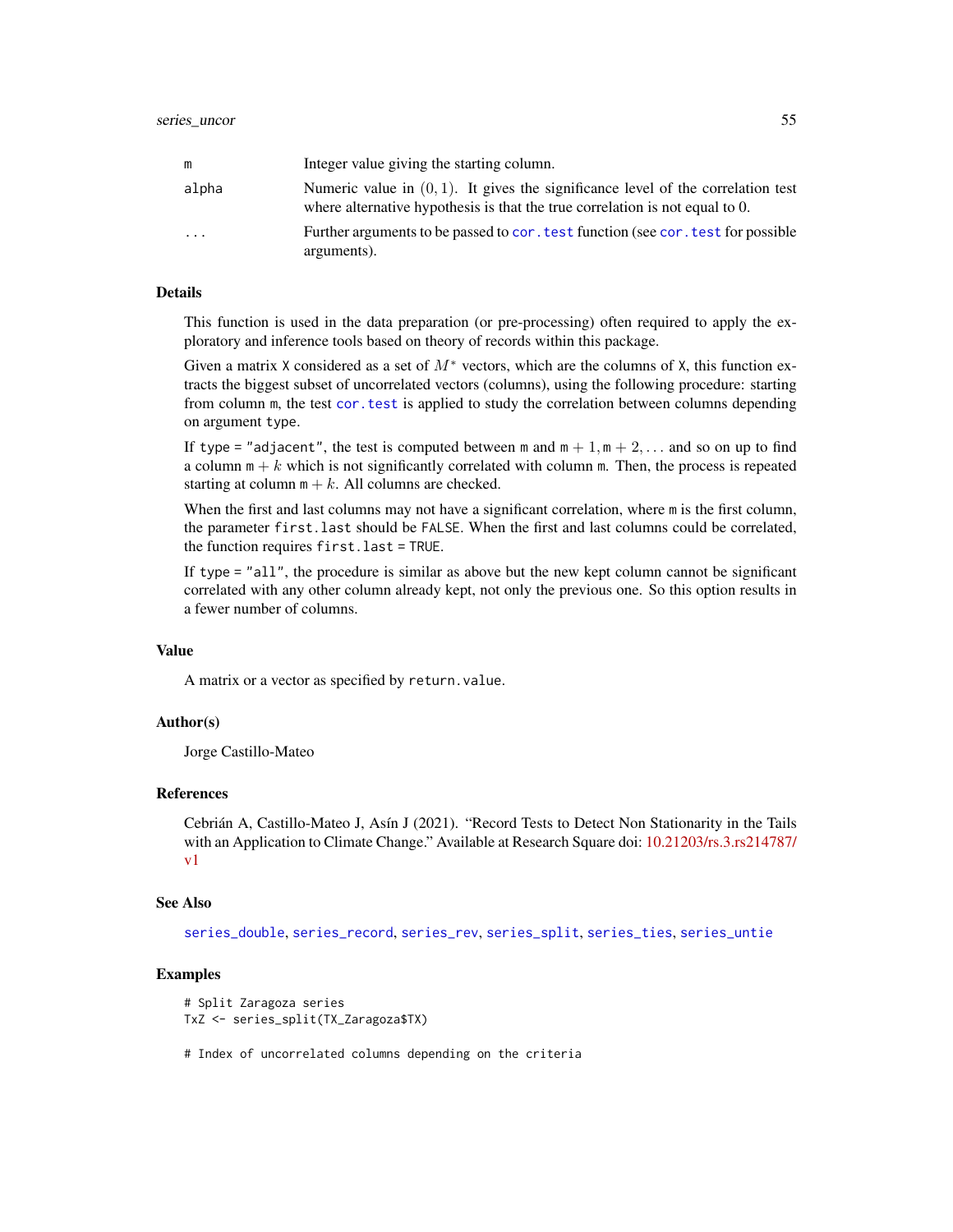| | |
|---|---|
| m | Integer value giving the starting column. |
| alpha | Numeric value in $(0, 1)$. It gives the significance level of the correlation test where alternative hypothesis is that the true correlation is not equal to 0. |
| ... | Further arguments to be passed to cor.test function (see cor.test for possible arguments). |

## Details

This function is used in the data preparation (or pre-processing) often required to apply the exploratory and inference tools based on theory of records within this package.

Given a matrix X considered as a set of $M^*$ vectors, which are the columns of X, this function extracts the biggest subset of uncorrelated vectors (columns), using the following procedure: starting from column m, the test cor.test is applied to study the correlation between columns depending on argument type.

If type = "adjacent", the test is computed between m and $m + 1, m + 2, \ldots$ and so on up to find a column $m + k$ which is not significantly correlated with column m. Then, the process is repeated starting at column $m + k$. All columns are checked.

When the first and last columns may not have a significant correlation, where m is the first column, the parameter first.last should be FALSE. When the first and last columns could be correlated, the function requires first.last = TRUE.

If type = "all", the procedure is similar as above but the new kept column cannot be significant correlated with any other column already kept, not only the previous one. So this option results in a fewer number of columns.

## Value

A matrix or a vector as specified by return.value.

## Author(s)

Jorge Castillo-Mateo

## References

Cebrián A, Castillo-Mateo J, Asín J (2021). "Record Tests to Detect Non Stationarity in the Tails with an Application to Climate Change." Available at Research Square doi: 10.21203/rs.3.rs214787/v1

## See Also

series_double, series_record, series_rev, series_split, series_ties, series_untie

## Examples

```
# Split Zaragoza series
TxZ <- series_split(TX_Zaragoza$TX)

# Index of uncorrelated columns depending on the criteria
```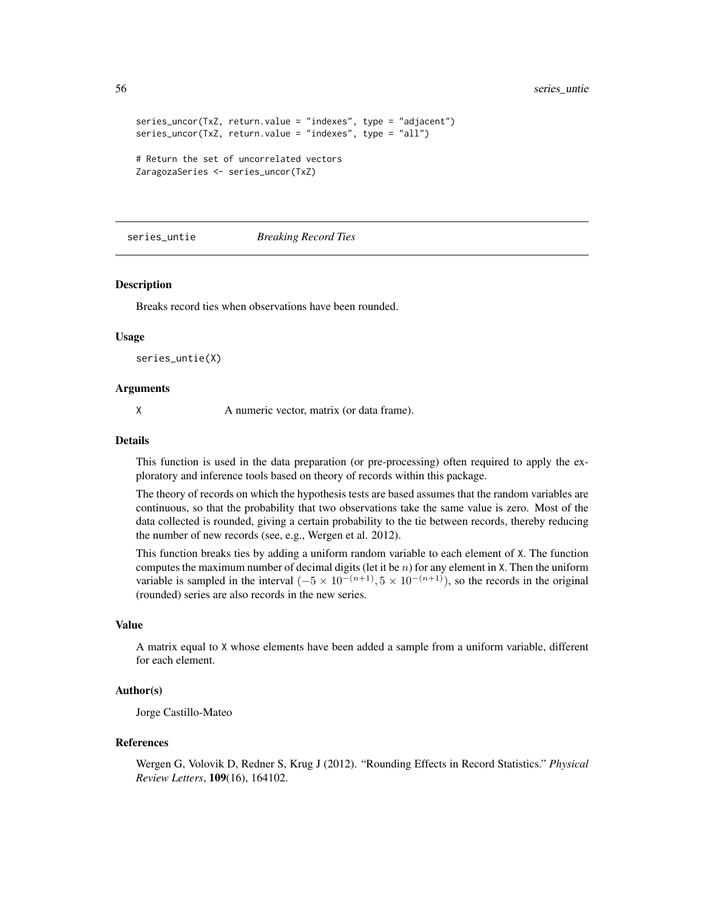```
series_uncor(TxZ, return.value = "indexes", type = "adjacent")
series_uncor(TxZ, return.value = "indexes", type = "all")

# Return the set of uncorrelated vectors
ZaragozaSeries <- series_uncor(TxZ)
```

## series_untie *Breaking Record Ties*

### Description

Breaks record ties when observations have been rounded.

### Usage

```
series_untie(X)
```

### Arguments

`X` A numeric vector, matrix (or data frame).

### Details

This function is used in the data preparation (or pre-processing) often required to apply the exploratory and inference tools based on theory of records within this package.

The theory of records on which the hypothesis tests are based assumes that the random variables are continuous, so that the probability that two observations take the same value is zero. Most of the data collected is rounded, giving a certain probability to the tie between records, thereby reducing the number of new records (see, e.g., Wergen et al. 2012).

This function breaks ties by adding a uniform random variable to each element of `X`. The function computes the maximum number of decimal digits (let it be $n$) for any element in `X`. Then the uniform variable is sampled in the interval $(-5 \times 10^{-(n+1)}, 5 \times 10^{-(n+1)})$, so the records in the original (rounded) series are also records in the new series.

### Value

A matrix equal to `X` whose elements have been added a sample from a uniform variable, different for each element.

### Author(s)

Jorge Castillo-Mateo

### References

Wergen G, Volovik D, Redner S, Krug J (2012). "Rounding Effects in Record Statistics." *Physical Review Letters*, **109**(16), 164102.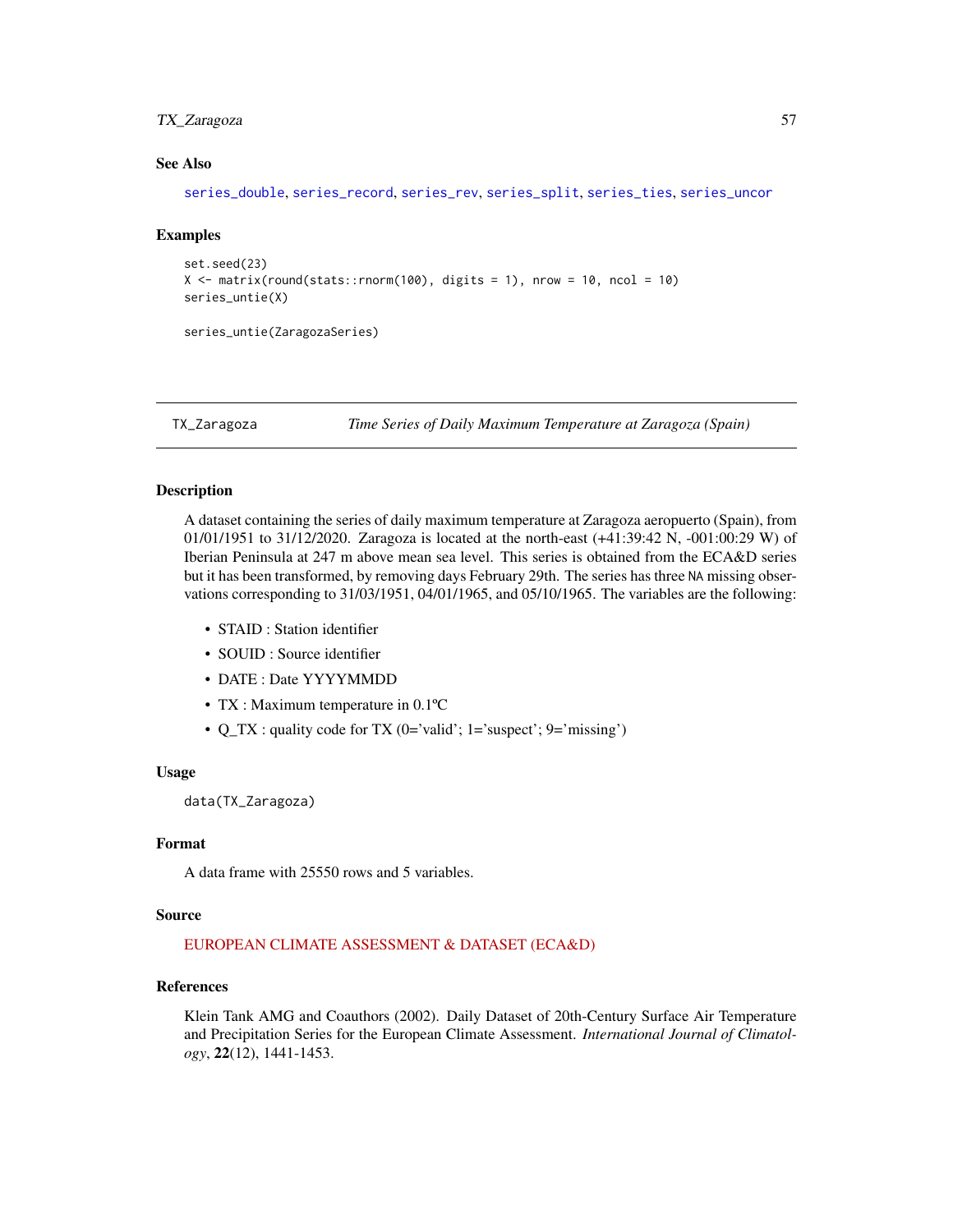### See Also

series_double, series_record, series_rev, series_split, series_ties, series_uncor

### Examples

```
set.seed(23)
X <- matrix(round(stats::rnorm(100), digits = 1), nrow = 10, ncol = 10)
series_untie(X)

series_untie(ZaragozaSeries)
```

---

## TX_Zaragoza *Time Series of Daily Maximum Temperature at Zaragoza (Spain)*

---

### Description

A dataset containing the series of daily maximum temperature at Zaragoza aeropuerto (Spain), from 01/01/1951 to 31/12/2020. Zaragoza is located at the north-east (+41:39:42 N, -001:00:29 W) of Iberian Peninsula at 247 m above mean sea level. This series is obtained from the ECA&D series but it has been transformed, by removing days February 29th. The series has three NA missing observations corresponding to 31/03/1951, 04/01/1965, and 05/10/1965. The variables are the following:

- STAID : Station identifier
- SOUID : Source identifier
- DATE : Date YYYYMMDD
- TX : Maximum temperature in 0.1ºC
- Q_TX : quality code for TX (0='valid'; 1='suspect'; 9='missing')

### Usage

```
data(TX_Zaragoza)
```

### Format

A data frame with 25550 rows and 5 variables.

### Source

EUROPEAN CLIMATE ASSESSMENT & DATASET (ECA&D)

### References

Klein Tank AMG and Coauthors (2002). Daily Dataset of 20th-Century Surface Air Temperature and Precipitation Series for the European Climate Assessment. *International Journal of Climatology*, **22**(12), 1441-1453.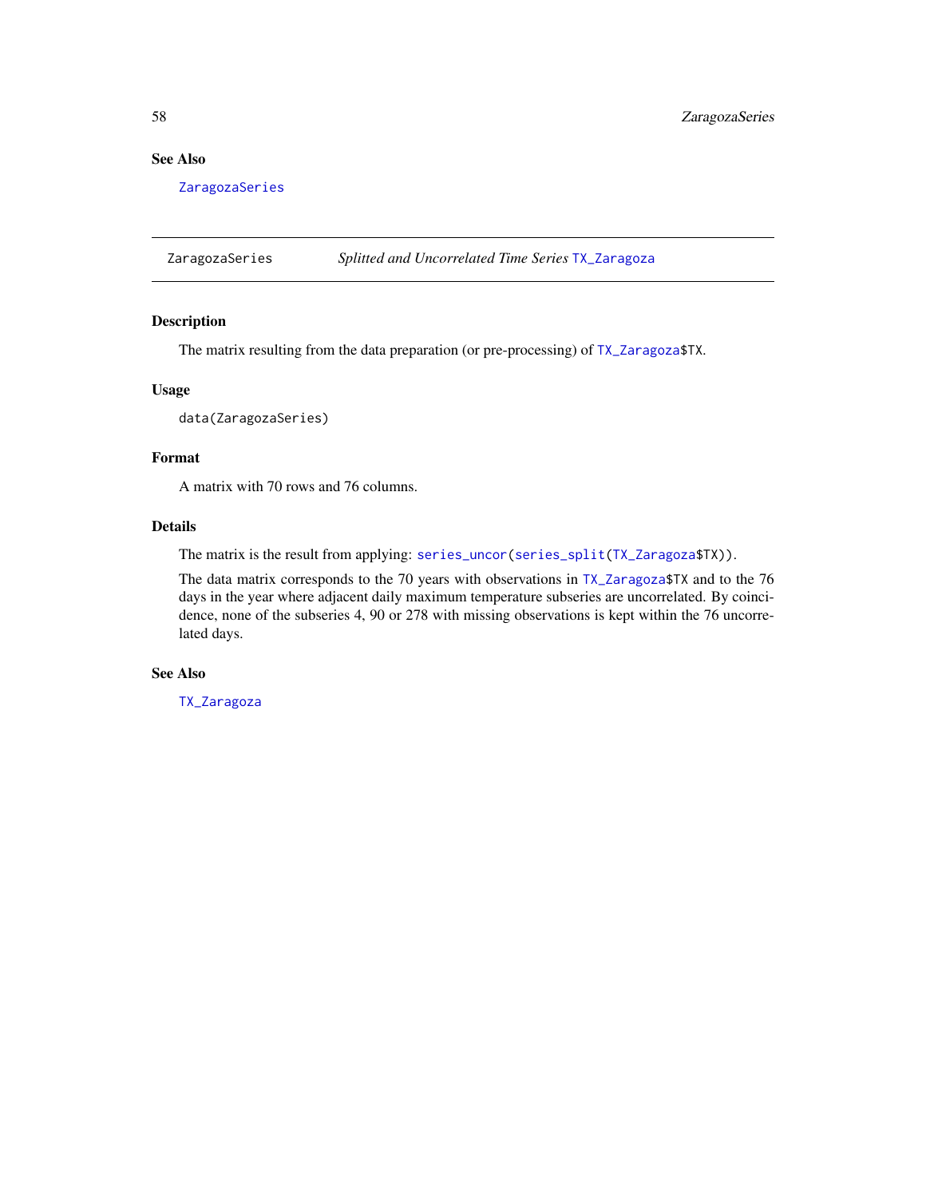### See Also

`ZaragozaSeries`

---

## ZaragozaSeries — *Splitted and Uncorrelated Time Series* `TX_Zaragoza`

### Description

The matrix resulting from the data preparation (or pre-processing) of `TX_Zaragoza$TX`.

### Usage

```
data(ZaragozaSeries)
```

### Format

A matrix with 70 rows and 76 columns.

### Details

The matrix is the result from applying: `series_uncor(series_split(TX_Zaragoza$TX))`.

The data matrix corresponds to the 70 years with observations in `TX_Zaragoza$TX` and to the 76 days in the year where adjacent daily maximum temperature subseries are uncorrelated. By coincidence, none of the subseries 4, 90 or 278 with missing observations is kept within the 76 uncorrelated days.

### See Also

`TX_Zaragoza`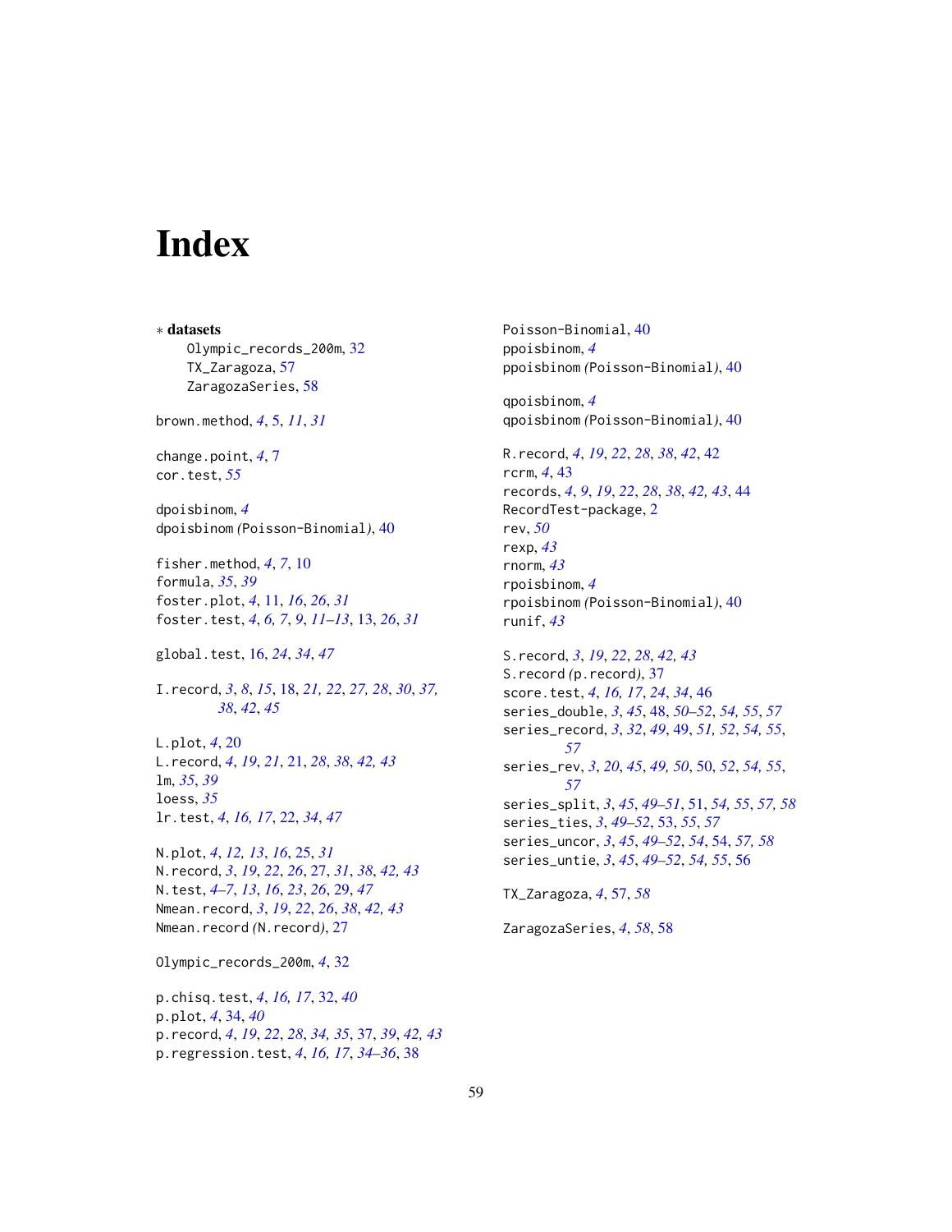# Index

∗ **datasets**
- Olympic_records_200m, 32
- TX_Zaragoza, 57
- ZaragozaSeries, 58

brown.method, *4*, 5, *11*, *31*

change.point, *4*, 7
cor.test, *55*

dpoisbinom, *4*
dpoisbinom *(*Poisson-Binomial*)*, 40

fisher.method, *4*, *7*, 10
formula, *35*, *39*
foster.plot, *4*, 11, *16*, *26*, *31*
foster.test, *4*, *6, 7*, *9*, *11–13*, 13, *26*, *31*

global.test, 16, *24*, *34*, *47*

I.record, *3*, *8*, *15*, 18, *21, 22*, *27, 28*, *30*, *37, 38*, *42*, *45*

L.plot, *4*, 20
L.record, *4*, *19*, *21*, 21, *28*, *38*, *42, 43*
lm, *35*, *39*
loess, *35*
lr.test, *4*, *16, 17*, 22, *34*, *47*

N.plot, *4*, *12, 13*, *16*, 25, *31*
N.record, *3*, *19*, *22*, *26*, 27, *31*, *38*, *42, 43*
N.test, *4–7*, *13*, *16*, *23*, *26*, 29, *47*
Nmean.record, *3*, *19*, *22*, *26*, *38*, *42, 43*
Nmean.record *(*N.record*)*, 27

Olympic_records_200m, *4*, 32

p.chisq.test, *4*, *16, 17*, 32, *40*
p.plot, *4*, 34, *40*
p.record, *4*, *19*, *22*, *28*, *34, 35*, 37, *39*, *42, 43*
p.regression.test, *4*, *16, 17*, *34–36*, 38

Poisson-Binomial, 40
ppoisbinom, *4*
ppoisbinom *(*Poisson-Binomial*)*, 40

qpoisbinom, *4*
qpoisbinom *(*Poisson-Binomial*)*, 40

R.record, *4*, *19*, *22*, *28*, *38*, *42*, 42
rcrm, *4*, 43
records, *4*, *9*, *19*, *22*, *28*, *38*, *42, 43*, 44
RecordTest-package, 2
rev, *50*
rexp, *43*
rnorm, *43*
rpoisbinom, *4*
rpoisbinom *(*Poisson-Binomial*)*, 40
runif, *43*

S.record, *3*, *19*, *22*, *28*, *42, 43*
S.record *(*p.record*)*, 37
score.test, *4*, *16, 17*, *24*, *34*, 46
series_double, *3*, *45*, 48, *50–52*, *54, 55*, *57*
series_record, *3*, *32*, *49*, 49, *51, 52*, *54, 55*, *57*
series_rev, *3*, *20*, *45*, *49, 50*, 50, *52*, *54, 55*, *57*
series_split, *3*, *45*, *49–51*, 51, *54, 55*, *57, 58*
series_ties, *3*, *49–52*, 53, *55*, *57*
series_uncor, *3*, *45*, *49–52*, *54*, 54, *57, 58*
series_untie, *3*, *45*, *49–52*, *54, 55*, 56

TX_Zaragoza, *4*, 57, *58*

ZaragozaSeries, *4*, *58*, 58